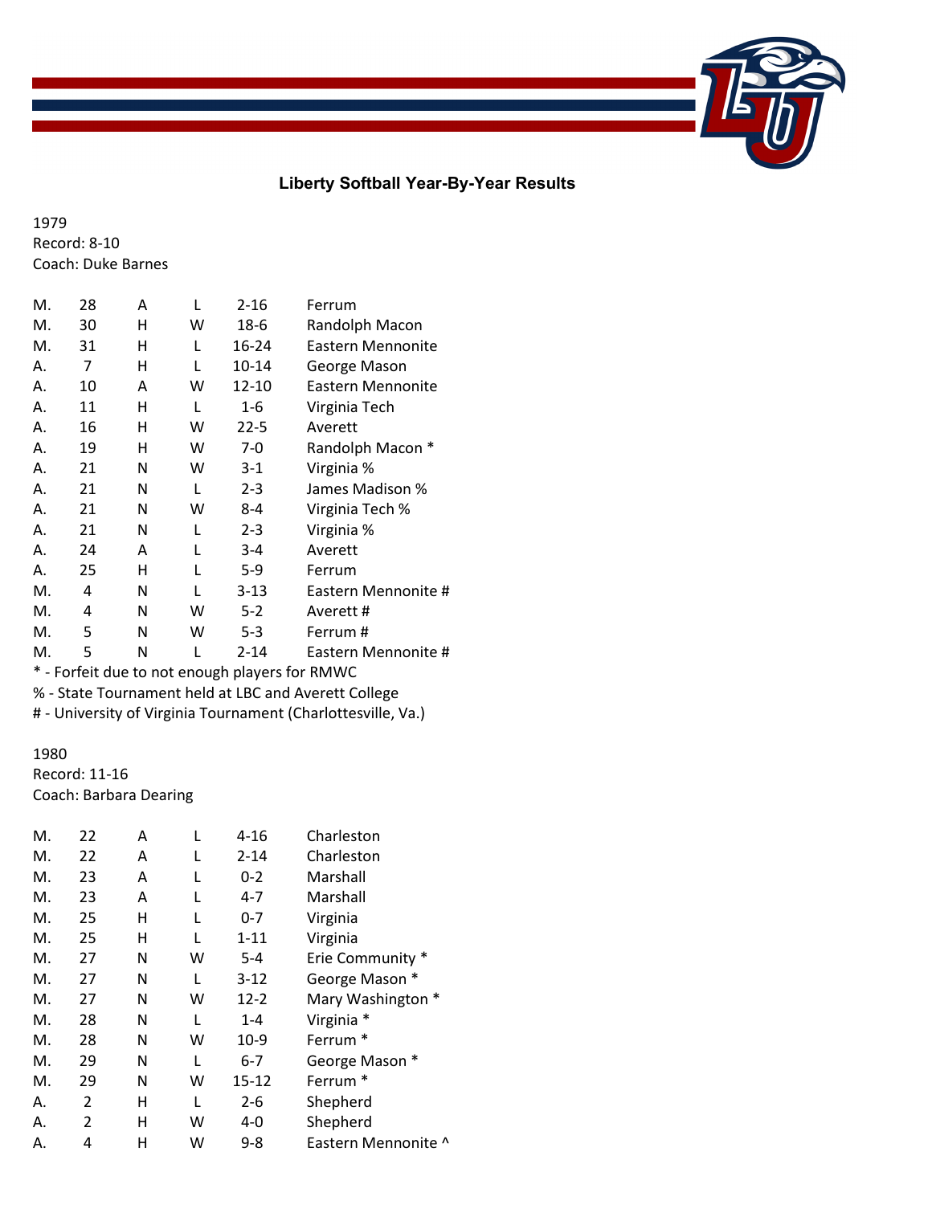# Liberty Softball Year-By-Year Results

1979
Record: 8-10
Coach: Duke Barnes

| | | | | | |
|---|---|---|---|---|---|
| M. | 28 | A | L | 2-16 | Ferrum |
| M. | 30 | H | W | 18-6 | Randolph Macon |
| M. | 31 | H | L | 16-24 | Eastern Mennonite |
| A. | 7 | H | L | 10-14 | George Mason |
| A. | 10 | A | W | 12-10 | Eastern Mennonite |
| A. | 11 | H | L | 1-6 | Virginia Tech |
| A. | 16 | H | W | 22-5 | Averett |
| A. | 19 | H | W | 7-0 | Randolph Macon * |
| A. | 21 | N | W | 3-1 | Virginia % |
| A. | 21 | N | L | 2-3 | James Madison % |
| A. | 21 | N | W | 8-4 | Virginia Tech % |
| A. | 21 | N | L | 2-3 | Virginia % |
| A. | 24 | A | L | 3-4 | Averett |
| A. | 25 | H | L | 5-9 | Ferrum |
| M. | 4 | N | L | 3-13 | Eastern Mennonite # |
| M. | 4 | N | W | 5-2 | Averett # |
| M. | 5 | N | W | 5-3 | Ferrum # |
| M. | 5 | N | L | 2-14 | Eastern Mennonite # |

* - Forfeit due to not enough players for RMWC
% - State Tournament held at LBC and Averett College
# - University of Virginia Tournament (Charlottesville, Va.)

1980
Record: 11-16
Coach: Barbara Dearing

| | | | | | |
|---|---|---|---|---|---|
| M. | 22 | A | L | 4-16 | Charleston |
| M. | 22 | A | L | 2-14 | Charleston |
| M. | 23 | A | L | 0-2 | Marshall |
| M. | 23 | A | L | 4-7 | Marshall |
| M. | 25 | H | L | 0-7 | Virginia |
| M. | 25 | H | L | 1-11 | Virginia |
| M. | 27 | N | W | 5-4 | Erie Community * |
| M. | 27 | N | L | 3-12 | George Mason * |
| M. | 27 | N | W | 12-2 | Mary Washington * |
| M. | 28 | N | L | 1-4 | Virginia * |
| M. | 28 | N | W | 10-9 | Ferrum * |
| M. | 29 | N | L | 6-7 | George Mason * |
| M. | 29 | N | W | 15-12 | Ferrum * |
| A. | 2 | H | L | 2-6 | Shepherd |
| A. | 2 | H | W | 4-0 | Shepherd |
| A. | 4 | H | W | 9-8 | Eastern Mennonite ^ |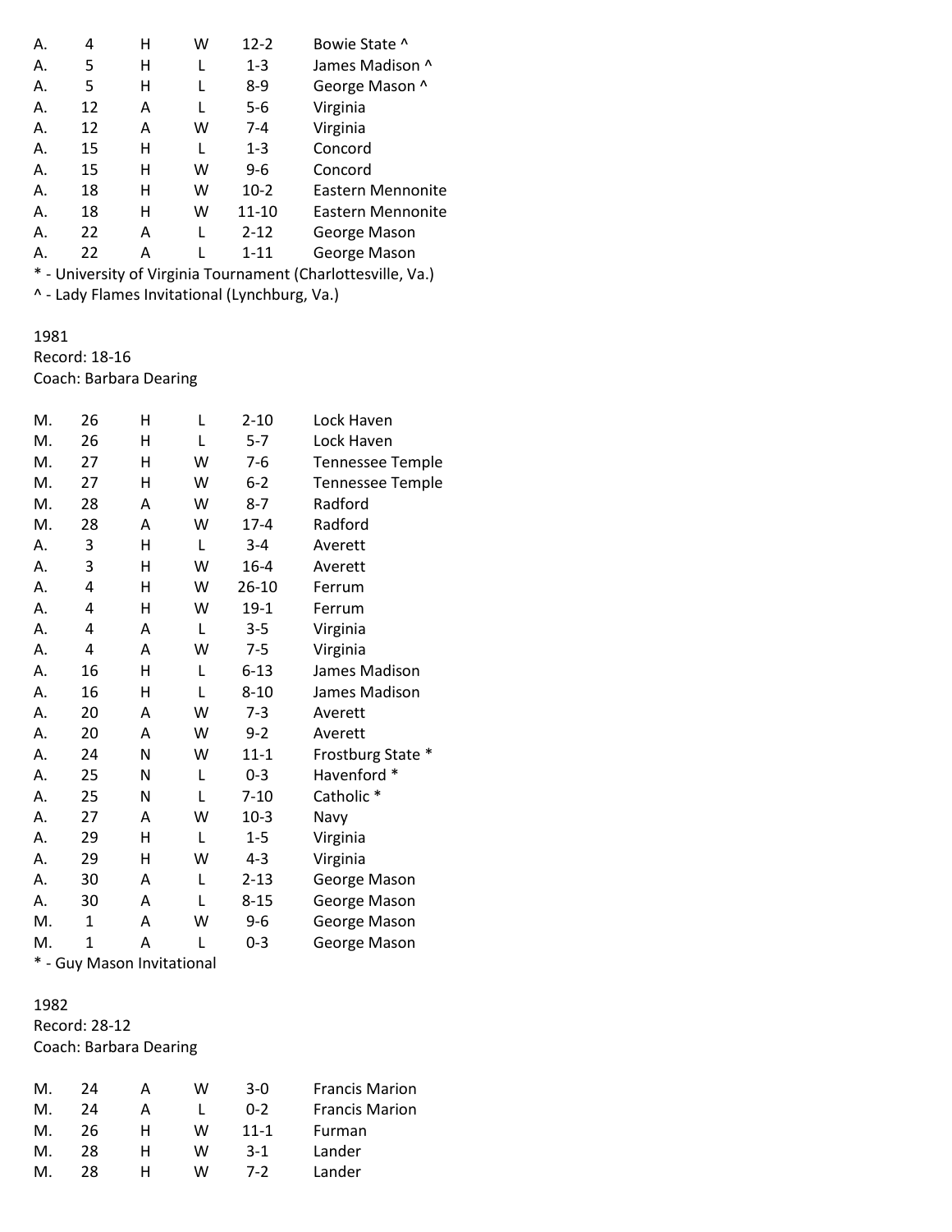| | | | | | |
|---|---|---|---|---|---|
| A. | 4 | H | W | 12-2 | Bowie State ^ |
| A. | 5 | H | L | 1-3 | James Madison ^ |
| A. | 5 | H | L | 8-9 | George Mason ^ |
| A. | 12 | A | L | 5-6 | Virginia |
| A. | 12 | A | W | 7-4 | Virginia |
| A. | 15 | H | L | 1-3 | Concord |
| A. | 15 | H | W | 9-6 | Concord |
| A. | 18 | H | W | 10-2 | Eastern Mennonite |
| A. | 18 | H | W | 11-10 | Eastern Mennonite |
| A. | 22 | A | L | 2-12 | George Mason |
| A. | 22 | A | L | 1-11 | George Mason |

* - University of Virginia Tournament (Charlottesville, Va.)
^ - Lady Flames Invitational (Lynchburg, Va.)

1981
Record: 18-16
Coach: Barbara Dearing

| | | | | | |
|---|---|---|---|---|---|
| M. | 26 | H | L | 2-10 | Lock Haven |
| M. | 26 | H | L | 5-7 | Lock Haven |
| M. | 27 | H | W | 7-6 | Tennessee Temple |
| M. | 27 | H | W | 6-2 | Tennessee Temple |
| M. | 28 | A | W | 8-7 | Radford |
| M. | 28 | A | W | 17-4 | Radford |
| A. | 3 | H | L | 3-4 | Averett |
| A. | 3 | H | W | 16-4 | Averett |
| A. | 4 | H | W | 26-10 | Ferrum |
| A. | 4 | H | W | 19-1 | Ferrum |
| A. | 4 | A | L | 3-5 | Virginia |
| A. | 4 | A | W | 7-5 | Virginia |
| A. | 16 | H | L | 6-13 | James Madison |
| A. | 16 | H | L | 8-10 | James Madison |
| A. | 20 | A | W | 7-3 | Averett |
| A. | 20 | A | W | 9-2 | Averett |
| A. | 24 | N | W | 11-1 | Frostburg State * |
| A. | 25 | N | L | 0-3 | Havenford * |
| A. | 25 | N | L | 7-10 | Catholic * |
| A. | 27 | A | W | 10-3 | Navy |
| A. | 29 | H | L | 1-5 | Virginia |
| A. | 29 | H | W | 4-3 | Virginia |
| A. | 30 | A | L | 2-13 | George Mason |
| A. | 30 | A | L | 8-15 | George Mason |
| M. | 1 | A | W | 9-6 | George Mason |
| M. | 1 | A | L | 0-3 | George Mason |

* - Guy Mason Invitational

1982
Record: 28-12
Coach: Barbara Dearing

| | | | | | |
|---|---|---|---|---|---|
| M. | 24 | A | W | 3-0 | Francis Marion |
| M. | 24 | A | L | 0-2 | Francis Marion |
| M. | 26 | H | W | 11-1 | Furman |
| M. | 28 | H | W | 3-1 | Lander |
| M. | 28 | H | W | 7-2 | Lander |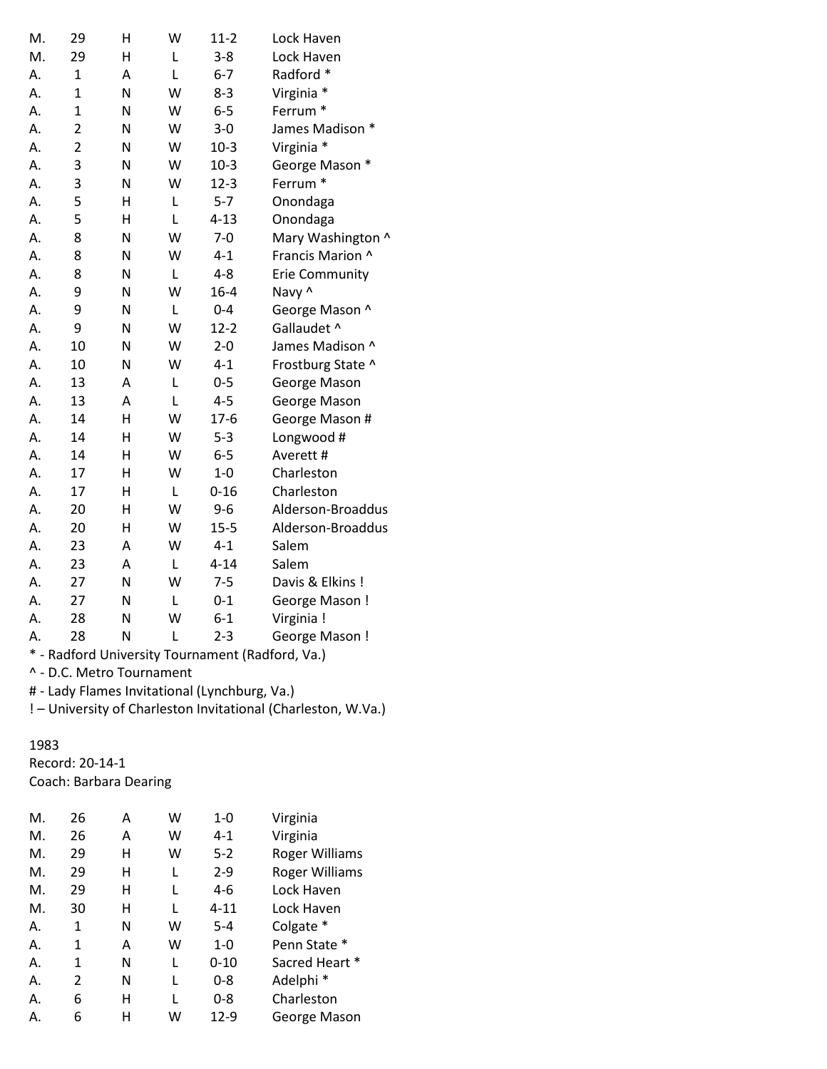| | | | | | |
|---|---|---|---|---|---|
| M. | 29 | H | W | 11-2 | Lock Haven |
| M. | 29 | H | L | 3-8 | Lock Haven |
| A. | 1 | A | L | 6-7 | Radford * |
| A. | 1 | N | W | 8-3 | Virginia * |
| A. | 1 | N | W | 6-5 | Ferrum * |
| A. | 2 | N | W | 3-0 | James Madison * |
| A. | 2 | N | W | 10-3 | Virginia * |
| A. | 3 | N | W | 10-3 | George Mason * |
| A. | 3 | N | W | 12-3 | Ferrum * |
| A. | 5 | H | L | 5-7 | Onondaga |
| A. | 5 | H | L | 4-13 | Onondaga |
| A. | 8 | N | W | 7-0 | Mary Washington ^ |
| A. | 8 | N | W | 4-1 | Francis Marion ^ |
| A. | 8 | N | L | 4-8 | Erie Community |
| A. | 9 | N | W | 16-4 | Navy ^ |
| A. | 9 | N | L | 0-4 | George Mason ^ |
| A. | 9 | N | W | 12-2 | Gallaudet ^ |
| A. | 10 | N | W | 2-0 | James Madison ^ |
| A. | 10 | N | W | 4-1 | Frostburg State ^ |
| A. | 13 | A | L | 0-5 | George Mason |
| A. | 13 | A | L | 4-5 | George Mason |
| A. | 14 | H | W | 17-6 | George Mason # |
| A. | 14 | H | W | 5-3 | Longwood # |
| A. | 14 | H | W | 6-5 | Averett # |
| A. | 17 | H | W | 1-0 | Charleston |
| A. | 17 | H | L | 0-16 | Charleston |
| A. | 20 | H | W | 9-6 | Alderson-Broaddus |
| A. | 20 | H | W | 15-5 | Alderson-Broaddus |
| A. | 23 | A | W | 4-1 | Salem |
| A. | 23 | A | L | 4-14 | Salem |
| A. | 27 | N | W | 7-5 | Davis & Elkins ! |
| A. | 27 | N | L | 0-1 | George Mason ! |
| A. | 28 | N | W | 6-1 | Virginia ! |
| A. | 28 | N | L | 2-3 | George Mason ! |

\* - Radford University Tournament (Radford, Va.)
^ - D.C. Metro Tournament
\# - Lady Flames Invitational (Lynchburg, Va.)
! – University of Charleston Invitational (Charleston, W.Va.)

1983
Record: 20-14-1
Coach: Barbara Dearing

| | | | | | |
|---|---|---|---|---|---|
| M. | 26 | A | W | 1-0 | Virginia |
| M. | 26 | A | W | 4-1 | Virginia |
| M. | 29 | H | W | 5-2 | Roger Williams |
| M. | 29 | H | L | 2-9 | Roger Williams |
| M. | 29 | H | L | 4-6 | Lock Haven |
| M. | 30 | H | L | 4-11 | Lock Haven |
| A. | 1 | N | W | 5-4 | Colgate * |
| A. | 1 | A | W | 1-0 | Penn State * |
| A. | 1 | N | L | 0-10 | Sacred Heart * |
| A. | 2 | N | L | 0-8 | Adelphi * |
| A. | 6 | H | L | 0-8 | Charleston |
| A. | 6 | H | W | 12-9 | George Mason |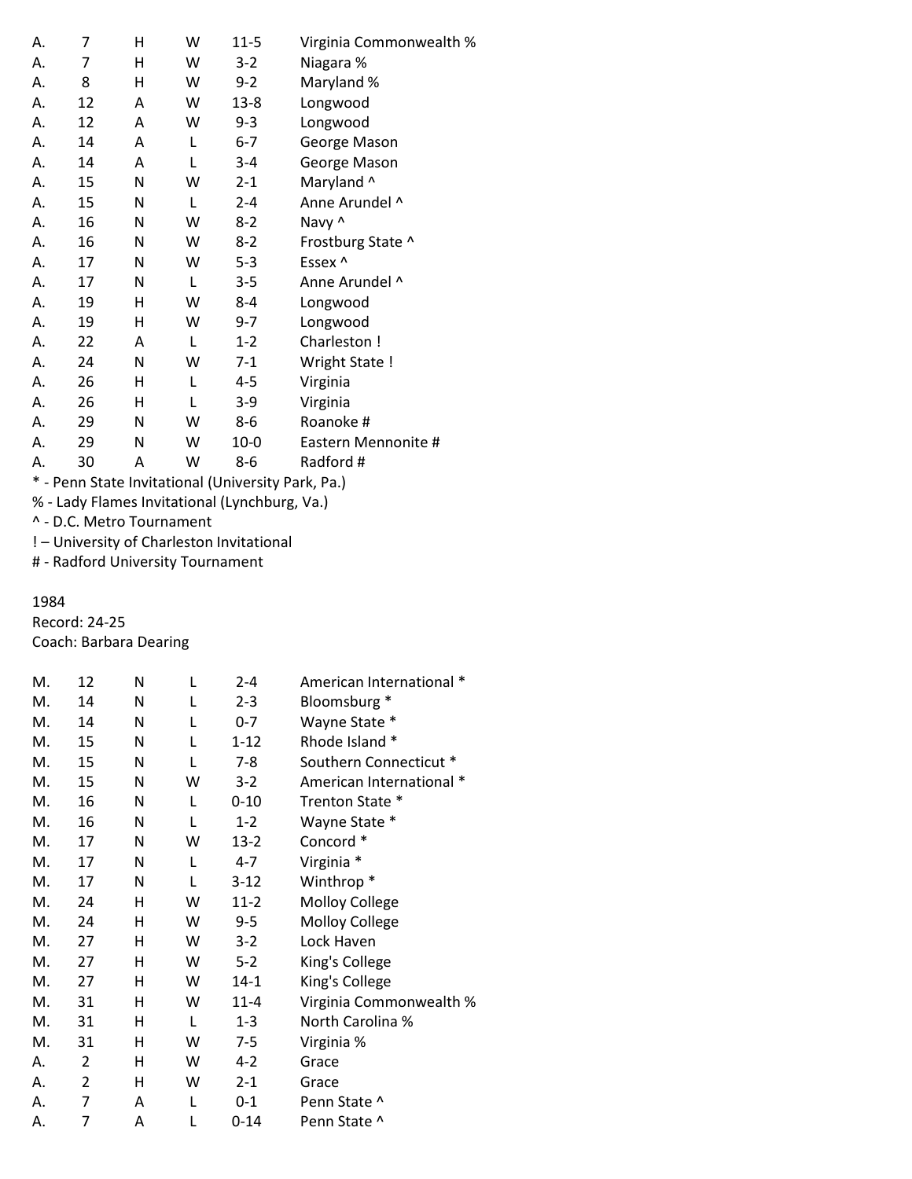| | | | | | |
|---|---|---|---|---|---|
| A. | 7 | H | W | 11-5 | Virginia Commonwealth % |
| A. | 7 | H | W | 3-2 | Niagara % |
| A. | 8 | H | W | 9-2 | Maryland % |
| A. | 12 | A | W | 13-8 | Longwood |
| A. | 12 | A | W | 9-3 | Longwood |
| A. | 14 | A | L | 6-7 | George Mason |
| A. | 14 | A | L | 3-4 | George Mason |
| A. | 15 | N | W | 2-1 | Maryland ^ |
| A. | 15 | N | L | 2-4 | Anne Arundel ^ |
| A. | 16 | N | W | 8-2 | Navy ^ |
| A. | 16 | N | W | 8-2 | Frostburg State ^ |
| A. | 17 | N | W | 5-3 | Essex ^ |
| A. | 17 | N | L | 3-5 | Anne Arundel ^ |
| A. | 19 | H | W | 8-4 | Longwood |
| A. | 19 | H | W | 9-7 | Longwood |
| A. | 22 | A | L | 1-2 | Charleston ! |
| A. | 24 | N | W | 7-1 | Wright State ! |
| A. | 26 | H | L | 4-5 | Virginia |
| A. | 26 | H | L | 3-9 | Virginia |
| A. | 29 | N | W | 8-6 | Roanoke # |
| A. | 29 | N | W | 10-0 | Eastern Mennonite # |
| A. | 30 | A | W | 8-6 | Radford # |

* - Penn State Invitational (University Park, Pa.)
% - Lady Flames Invitational (Lynchburg, Va.)
^ - D.C. Metro Tournament
! – University of Charleston Invitational
# - Radford University Tournament

1984
Record: 24-25
Coach: Barbara Dearing

| | | | | | |
|---|---|---|---|---|---|
| M. | 12 | N | L | 2-4 | American International * |
| M. | 14 | N | L | 2-3 | Bloomsburg * |
| M. | 14 | N | L | 0-7 | Wayne State * |
| M. | 15 | N | L | 1-12 | Rhode Island * |
| M. | 15 | N | L | 7-8 | Southern Connecticut * |
| M. | 15 | N | W | 3-2 | American International * |
| M. | 16 | N | L | 0-10 | Trenton State * |
| M. | 16 | N | L | 1-2 | Wayne State * |
| M. | 17 | N | W | 13-2 | Concord * |
| M. | 17 | N | L | 4-7 | Virginia * |
| M. | 17 | N | L | 3-12 | Winthrop * |
| M. | 24 | H | W | 11-2 | Molloy College |
| M. | 24 | H | W | 9-5 | Molloy College |
| M. | 27 | H | W | 3-2 | Lock Haven |
| M. | 27 | H | W | 5-2 | King's College |
| M. | 27 | H | W | 14-1 | King's College |
| M. | 31 | H | W | 11-4 | Virginia Commonwealth % |
| M. | 31 | H | L | 1-3 | North Carolina % |
| M. | 31 | H | W | 7-5 | Virginia % |
| A. | 2 | H | W | 4-2 | Grace |
| A. | 2 | H | W | 2-1 | Grace |
| A. | 7 | A | L | 0-1 | Penn State ^ |
| A. | 7 | A | L | 0-14 | Penn State ^ |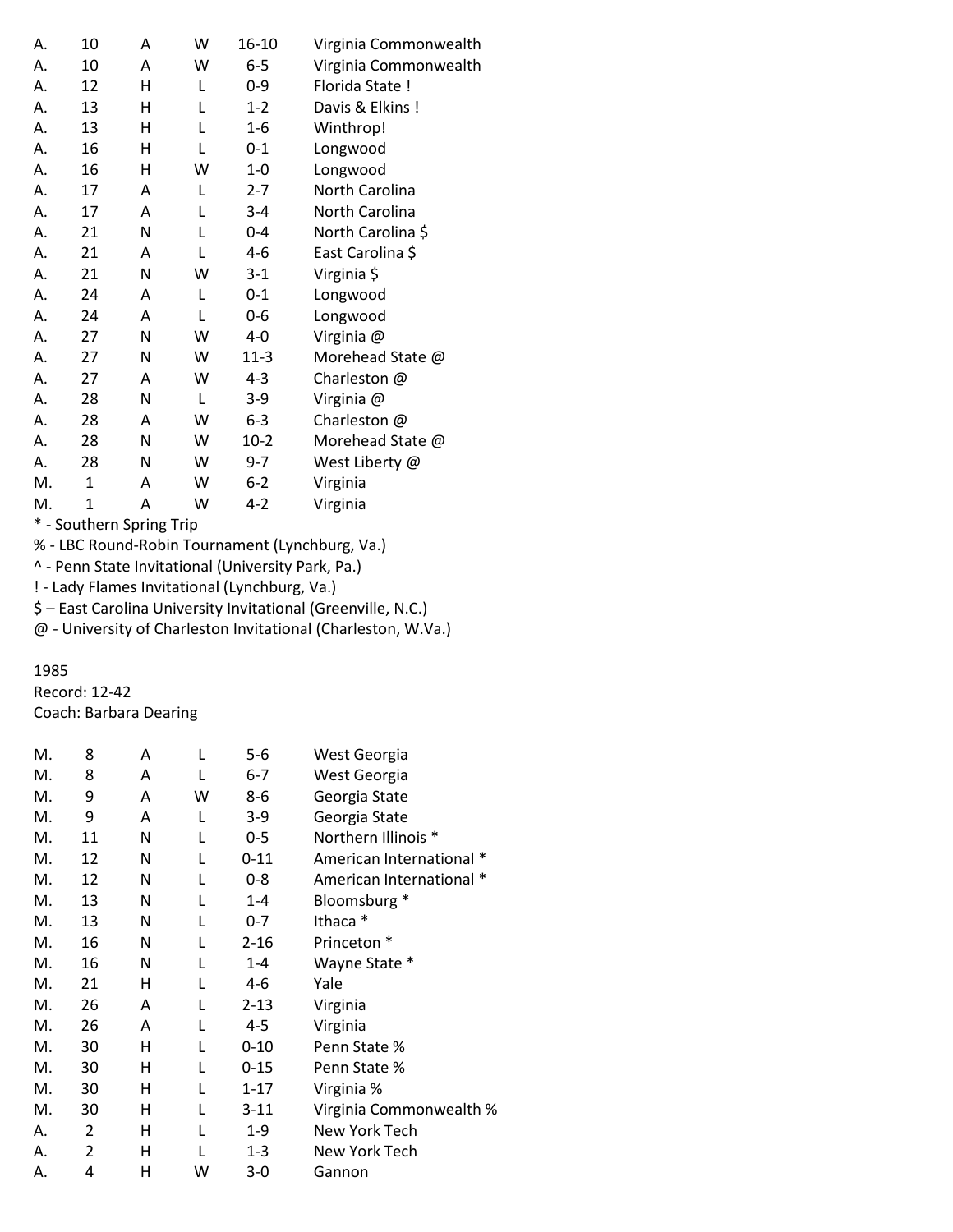| | | | | | |
|---|---|---|---|---|---|
| A. | 10 | A | W | 16-10 | Virginia Commonwealth |
| A. | 10 | A | W | 6-5 | Virginia Commonwealth |
| A. | 12 | H | L | 0-9 | Florida State ! |
| A. | 13 | H | L | 1-2 | Davis & Elkins ! |
| A. | 13 | H | L | 1-6 | Winthrop! |
| A. | 16 | H | L | 0-1 | Longwood |
| A. | 16 | H | W | 1-0 | Longwood |
| A. | 17 | A | L | 2-7 | North Carolina |
| A. | 17 | A | L | 3-4 | North Carolina |
| A. | 21 | N | L | 0-4 | North Carolina $ |
| A. | 21 | A | L | 4-6 | East Carolina $ |
| A. | 21 | N | W | 3-1 | Virginia $ |
| A. | 24 | A | L | 0-1 | Longwood |
| A. | 24 | A | L | 0-6 | Longwood |
| A. | 27 | N | W | 4-0 | Virginia @ |
| A. | 27 | N | W | 11-3 | Morehead State @ |
| A. | 27 | A | W | 4-3 | Charleston @ |
| A. | 28 | N | L | 3-9 | Virginia @ |
| A. | 28 | A | W | 6-3 | Charleston @ |
| A. | 28 | N | W | 10-2 | Morehead State @ |
| A. | 28 | N | W | 9-7 | West Liberty @ |
| M. | 1 | A | W | 6-2 | Virginia |
| M. | 1 | A | W | 4-2 | Virginia |

\* - Southern Spring Trip
% - LBC Round-Robin Tournament (Lynchburg, Va.)
^ - Penn State Invitational (University Park, Pa.)
! - Lady Flames Invitational (Lynchburg, Va.)
$ – East Carolina University Invitational (Greenville, N.C.)
@ - University of Charleston Invitational (Charleston, W.Va.)

1985
Record: 12-42
Coach: Barbara Dearing

| | | | | | |
|---|---|---|---|---|---|
| M. | 8 | A | L | 5-6 | West Georgia |
| M. | 8 | A | L | 6-7 | West Georgia |
| M. | 9 | A | W | 8-6 | Georgia State |
| M. | 9 | A | L | 3-9 | Georgia State |
| M. | 11 | N | L | 0-5 | Northern Illinois * |
| M. | 12 | N | L | 0-11 | American International * |
| M. | 12 | N | L | 0-8 | American International * |
| M. | 13 | N | L | 1-4 | Bloomsburg * |
| M. | 13 | N | L | 0-7 | Ithaca * |
| M. | 16 | N | L | 2-16 | Princeton * |
| M. | 16 | N | L | 1-4 | Wayne State * |
| M. | 21 | H | L | 4-6 | Yale |
| M. | 26 | A | L | 2-13 | Virginia |
| M. | 26 | A | L | 4-5 | Virginia |
| M. | 30 | H | L | 0-10 | Penn State % |
| M. | 30 | H | L | 0-15 | Penn State % |
| M. | 30 | H | L | 1-17 | Virginia % |
| M. | 30 | H | L | 3-11 | Virginia Commonwealth % |
| A. | 2 | H | L | 1-9 | New York Tech |
| A. | 2 | H | L | 1-3 | New York Tech |
| A. | 4 | H | W | 3-0 | Gannon |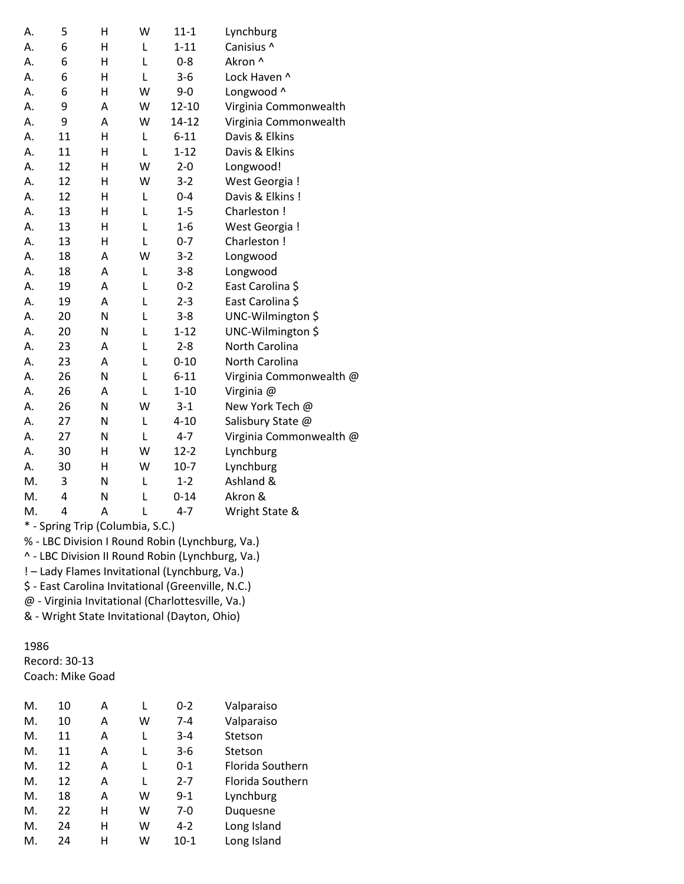| | | | | | |
|---|---|---|---|---|---|
| A. | 5 | H | W | 11-1 | Lynchburg |
| A. | 6 | H | L | 1-11 | Canisius ^ |
| A. | 6 | H | L | 0-8 | Akron ^ |
| A. | 6 | H | L | 3-6 | Lock Haven ^ |
| A. | 6 | H | W | 9-0 | Longwood ^ |
| A. | 9 | A | W | 12-10 | Virginia Commonwealth |
| A. | 9 | A | W | 14-12 | Virginia Commonwealth |
| A. | 11 | H | L | 6-11 | Davis & Elkins |
| A. | 11 | H | L | 1-12 | Davis & Elkins |
| A. | 12 | H | W | 2-0 | Longwood! |
| A. | 12 | H | W | 3-2 | West Georgia ! |
| A. | 12 | H | L | 0-4 | Davis & Elkins ! |
| A. | 13 | H | L | 1-5 | Charleston ! |
| A. | 13 | H | L | 1-6 | West Georgia ! |
| A. | 13 | H | L | 0-7 | Charleston ! |
| A. | 18 | A | W | 3-2 | Longwood |
| A. | 18 | A | L | 3-8 | Longwood |
| A. | 19 | A | L | 0-2 | East Carolina $ |
| A. | 19 | A | L | 2-3 | East Carolina $ |
| A. | 20 | N | L | 3-8 | UNC-Wilmington $ |
| A. | 20 | N | L | 1-12 | UNC-Wilmington $ |
| A. | 23 | A | L | 2-8 | North Carolina |
| A. | 23 | A | L | 0-10 | North Carolina |
| A. | 26 | N | L | 6-11 | Virginia Commonwealth @ |
| A. | 26 | A | L | 1-10 | Virginia @ |
| A. | 26 | N | W | 3-1 | New York Tech @ |
| A. | 27 | N | L | 4-10 | Salisbury State @ |
| A. | 27 | N | L | 4-7 | Virginia Commonwealth @ |
| A. | 30 | H | W | 12-2 | Lynchburg |
| A. | 30 | H | W | 10-7 | Lynchburg |
| M. | 3 | N | L | 1-2 | Ashland & |
| M. | 4 | N | L | 0-14 | Akron & |
| M. | 4 | A | L | 4-7 | Wright State & |

* - Spring Trip (Columbia, S.C.)
% - LBC Division I Round Robin (Lynchburg, Va.)
^ - LBC Division II Round Robin (Lynchburg, Va.)
! – Lady Flames Invitational (Lynchburg, Va.)
$ - East Carolina Invitational (Greenville, N.C.)
@ - Virginia Invitational (Charlottesville, Va.)
& - Wright State Invitational (Dayton, Ohio)

1986
Record: 30-13
Coach: Mike Goad

| | | | | | |
|---|---|---|---|---|---|
| M. | 10 | A | L | 0-2 | Valparaiso |
| M. | 10 | A | W | 7-4 | Valparaiso |
| M. | 11 | A | L | 3-4 | Stetson |
| M. | 11 | A | L | 3-6 | Stetson |
| M. | 12 | A | L | 0-1 | Florida Southern |
| M. | 12 | A | L | 2-7 | Florida Southern |
| M. | 18 | A | W | 9-1 | Lynchburg |
| M. | 22 | H | W | 7-0 | Duquesne |
| M. | 24 | H | W | 4-2 | Long Island |
| M. | 24 | H | W | 10-1 | Long Island |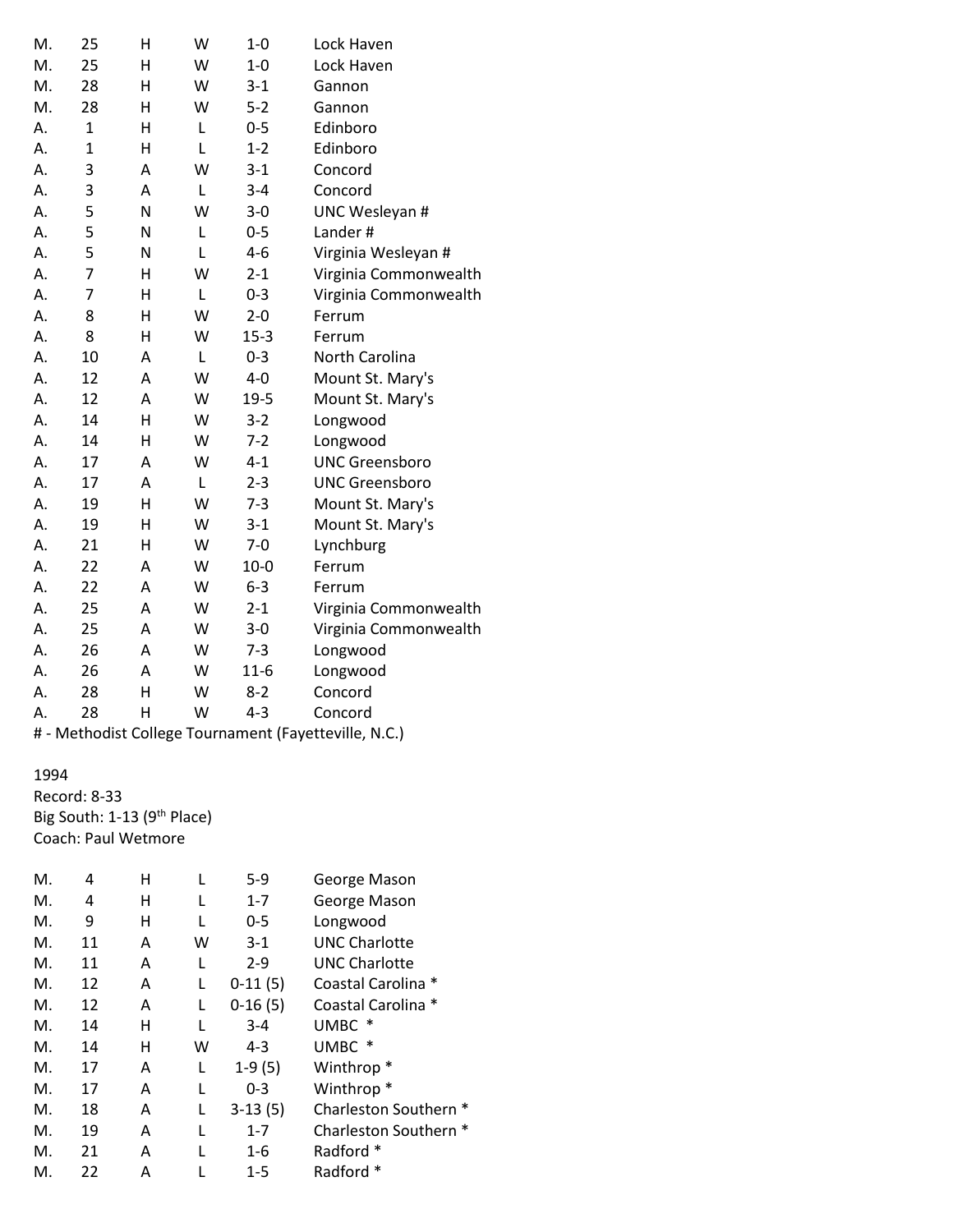| | | | | | |
|---|---|---|---|---|---|
| M. | 25 | H | W | 1-0 | Lock Haven |
| M. | 25 | H | W | 1-0 | Lock Haven |
| M. | 28 | H | W | 3-1 | Gannon |
| M. | 28 | H | W | 5-2 | Gannon |
| A. | 1 | H | L | 0-5 | Edinboro |
| A. | 1 | H | L | 1-2 | Edinboro |
| A. | 3 | A | W | 3-1 | Concord |
| A. | 3 | A | L | 3-4 | Concord |
| A. | 5 | N | W | 3-0 | UNC Wesleyan # |
| A. | 5 | N | L | 0-5 | Lander # |
| A. | 5 | N | L | 4-6 | Virginia Wesleyan # |
| A. | 7 | H | W | 2-1 | Virginia Commonwealth |
| A. | 7 | H | L | 0-3 | Virginia Commonwealth |
| A. | 8 | H | W | 2-0 | Ferrum |
| A. | 8 | H | W | 15-3 | Ferrum |
| A. | 10 | A | L | 0-3 | North Carolina |
| A. | 12 | A | W | 4-0 | Mount St. Mary's |
| A. | 12 | A | W | 19-5 | Mount St. Mary's |
| A. | 14 | H | W | 3-2 | Longwood |
| A. | 14 | H | W | 7-2 | Longwood |
| A. | 17 | A | W | 4-1 | UNC Greensboro |
| A. | 17 | A | L | 2-3 | UNC Greensboro |
| A. | 19 | H | W | 7-3 | Mount St. Mary's |
| A. | 19 | H | W | 3-1 | Mount St. Mary's |
| A. | 21 | H | W | 7-0 | Lynchburg |
| A. | 22 | A | W | 10-0 | Ferrum |
| A. | 22 | A | W | 6-3 | Ferrum |
| A. | 25 | A | W | 2-1 | Virginia Commonwealth |
| A. | 25 | A | W | 3-0 | Virginia Commonwealth |
| A. | 26 | A | W | 7-3 | Longwood |
| A. | 26 | A | W | 11-6 | Longwood |
| A. | 28 | H | W | 8-2 | Concord |
| A. | 28 | H | W | 4-3 | Concord |

# - Methodist College Tournament (Fayetteville, N.C.)

1994
Record: 8-33
Big South: 1-13 (9th Place)
Coach: Paul Wetmore

| | | | | | |
|---|---|---|---|---|---|
| M. | 4 | H | L | 5-9 | George Mason |
| M. | 4 | H | L | 1-7 | George Mason |
| M. | 9 | H | L | 0-5 | Longwood |
| M. | 11 | A | W | 3-1 | UNC Charlotte |
| M. | 11 | A | L | 2-9 | UNC Charlotte |
| M. | 12 | A | L | 0-11 (5) | Coastal Carolina * |
| M. | 12 | A | L | 0-16 (5) | Coastal Carolina * |
| M. | 14 | H | L | 3-4 | UMBC * |
| M. | 14 | H | W | 4-3 | UMBC * |
| M. | 17 | A | L | 1-9 (5) | Winthrop * |
| M. | 17 | A | L | 0-3 | Winthrop * |
| M. | 18 | A | L | 3-13 (5) | Charleston Southern * |
| M. | 19 | A | L | 1-7 | Charleston Southern * |
| M. | 21 | A | L | 1-6 | Radford * |
| M. | 22 | A | L | 1-5 | Radford * |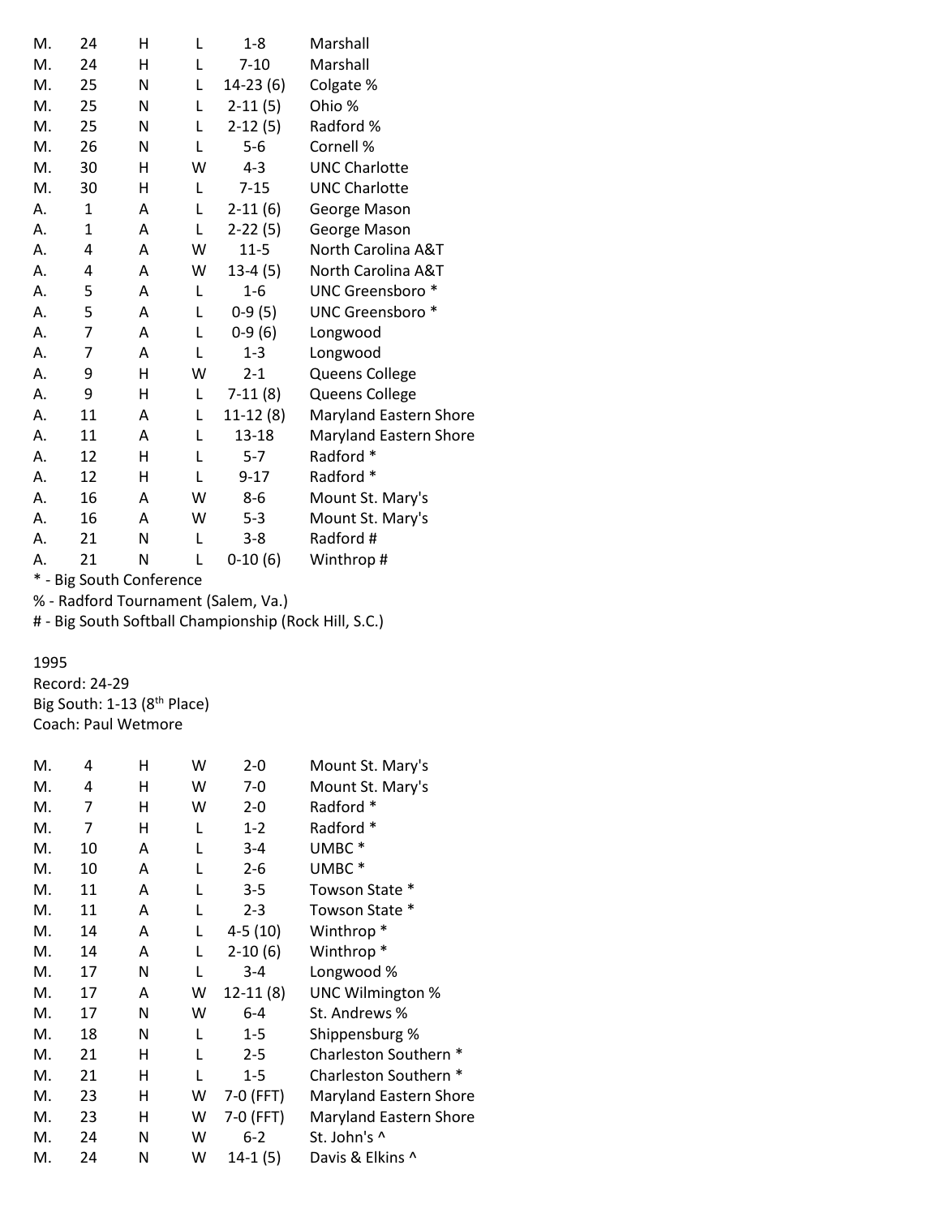| | | | | | |
|---|---|---|---|---|---|
| M. | 24 | H | L | 1-8 | Marshall |
| M. | 24 | H | L | 7-10 | Marshall |
| M. | 25 | N | L | 14-23 (6) | Colgate % |
| M. | 25 | N | L | 2-11 (5) | Ohio % |
| M. | 25 | N | L | 2-12 (5) | Radford % |
| M. | 26 | N | L | 5-6 | Cornell % |
| M. | 30 | H | W | 4-3 | UNC Charlotte |
| M. | 30 | H | L | 7-15 | UNC Charlotte |
| A. | 1 | A | L | 2-11 (6) | George Mason |
| A. | 1 | A | L | 2-22 (5) | George Mason |
| A. | 4 | A | W | 11-5 | North Carolina A&T |
| A. | 4 | A | W | 13-4 (5) | North Carolina A&T |
| A. | 5 | A | L | 1-6 | UNC Greensboro * |
| A. | 5 | A | L | 0-9 (5) | UNC Greensboro * |
| A. | 7 | A | L | 0-9 (6) | Longwood |
| A. | 7 | A | L | 1-3 | Longwood |
| A. | 9 | H | W | 2-1 | Queens College |
| A. | 9 | H | L | 7-11 (8) | Queens College |
| A. | 11 | A | L | 11-12 (8) | Maryland Eastern Shore |
| A. | 11 | A | L | 13-18 | Maryland Eastern Shore |
| A. | 12 | H | L | 5-7 | Radford * |
| A. | 12 | H | L | 9-17 | Radford * |
| A. | 16 | A | W | 8-6 | Mount St. Mary's |
| A. | 16 | A | W | 5-3 | Mount St. Mary's |
| A. | 21 | N | L | 3-8 | Radford # |
| A. | 21 | N | L | 0-10 (6) | Winthrop # |

\* - Big South Conference
% - Radford Tournament (Salem, Va.)
\# - Big South Softball Championship (Rock Hill, S.C.)

1995
Record: 24-29
Big South: 1-13 (8th Place)
Coach: Paul Wetmore

| | | | | | |
|---|---|---|---|---|---|
| M. | 4 | H | W | 2-0 | Mount St. Mary's |
| M. | 4 | H | W | 7-0 | Mount St. Mary's |
| M. | 7 | H | W | 2-0 | Radford * |
| M. | 7 | H | L | 1-2 | Radford * |
| M. | 10 | A | L | 3-4 | UMBC * |
| M. | 10 | A | L | 2-6 | UMBC * |
| M. | 11 | A | L | 3-5 | Towson State * |
| M. | 11 | A | L | 2-3 | Towson State * |
| M. | 14 | A | L | 4-5 (10) | Winthrop * |
| M. | 14 | A | L | 2-10 (6) | Winthrop * |
| M. | 17 | N | L | 3-4 | Longwood % |
| M. | 17 | A | W | 12-11 (8) | UNC Wilmington % |
| M. | 17 | N | W | 6-4 | St. Andrews % |
| M. | 18 | N | L | 1-5 | Shippensburg % |
| M. | 21 | H | L | 2-5 | Charleston Southern * |
| M. | 21 | H | L | 1-5 | Charleston Southern * |
| M. | 23 | H | W | 7-0 (FFT) | Maryland Eastern Shore |
| M. | 23 | H | W | 7-0 (FFT) | Maryland Eastern Shore |
| M. | 24 | N | W | 6-2 | St. John's ^ |
| M. | 24 | N | W | 14-1 (5) | Davis & Elkins ^ |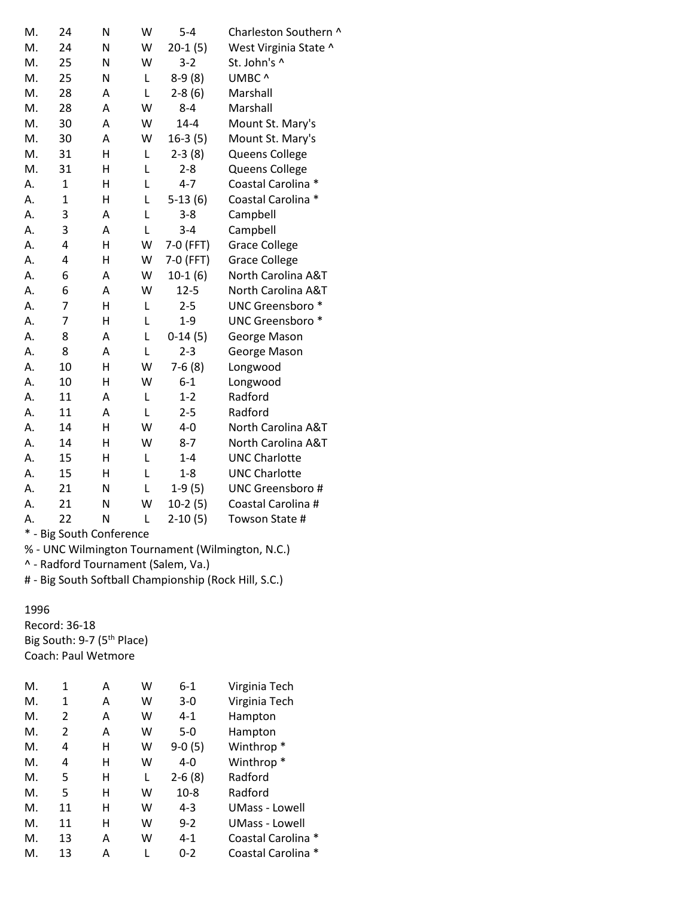| | | | | | |
|---|---|---|---|---|---|
| M. | 24 | N | W | 5-4 | Charleston Southern ^ |
| M. | 24 | N | W | 20-1 (5) | West Virginia State ^ |
| M. | 25 | N | W | 3-2 | St. John's ^ |
| M. | 25 | N | L | 8-9 (8) | UMBC ^ |
| M. | 28 | A | L | 2-8 (6) | Marshall |
| M. | 28 | A | W | 8-4 | Marshall |
| M. | 30 | A | W | 14-4 | Mount St. Mary's |
| M. | 30 | A | W | 16-3 (5) | Mount St. Mary's |
| M. | 31 | H | L | 2-3 (8) | Queens College |
| M. | 31 | H | L | 2-8 | Queens College |
| A. | 1 | H | L | 4-7 | Coastal Carolina * |
| A. | 1 | H | L | 5-13 (6) | Coastal Carolina * |
| A. | 3 | A | L | 3-8 | Campbell |
| A. | 3 | A | L | 3-4 | Campbell |
| A. | 4 | H | W | 7-0 (FFT) | Grace College |
| A. | 4 | H | W | 7-0 (FFT) | Grace College |
| A. | 6 | A | W | 10-1 (6) | North Carolina A&T |
| A. | 6 | A | W | 12-5 | North Carolina A&T |
| A. | 7 | H | L | 2-5 | UNC Greensboro * |
| A. | 7 | H | L | 1-9 | UNC Greensboro * |
| A. | 8 | A | L | 0-14 (5) | George Mason |
| A. | 8 | A | L | 2-3 | George Mason |
| A. | 10 | H | W | 7-6 (8) | Longwood |
| A. | 10 | H | W | 6-1 | Longwood |
| A. | 11 | A | L | 1-2 | Radford |
| A. | 11 | A | L | 2-5 | Radford |
| A. | 14 | H | W | 4-0 | North Carolina A&T |
| A. | 14 | H | W | 8-7 | North Carolina A&T |
| A. | 15 | H | L | 1-4 | UNC Charlotte |
| A. | 15 | H | L | 1-8 | UNC Charlotte |
| A. | 21 | N | L | 1-9 (5) | UNC Greensboro # |
| A. | 21 | N | W | 10-2 (5) | Coastal Carolina # |
| A. | 22 | N | L | 2-10 (5) | Towson State # |

* - Big South Conference
% - UNC Wilmington Tournament (Wilmington, N.C.)
^ - Radford Tournament (Salem, Va.)
# - Big South Softball Championship (Rock Hill, S.C.)

1996
Record: 36-18
Big South: 9-7 (5th Place)
Coach: Paul Wetmore

| | | | | | |
|---|---|---|---|---|---|
| M. | 1 | A | W | 6-1 | Virginia Tech |
| M. | 1 | A | W | 3-0 | Virginia Tech |
| M. | 2 | A | W | 4-1 | Hampton |
| M. | 2 | A | W | 5-0 | Hampton |
| M. | 4 | H | W | 9-0 (5) | Winthrop * |
| M. | 4 | H | W | 4-0 | Winthrop * |
| M. | 5 | H | L | 2-6 (8) | Radford |
| M. | 5 | H | W | 10-8 | Radford |
| M. | 11 | H | W | 4-3 | UMass - Lowell |
| M. | 11 | H | W | 9-2 | UMass - Lowell |
| M. | 13 | A | W | 4-1 | Coastal Carolina * |
| M. | 13 | A | L | 0-2 | Coastal Carolina * |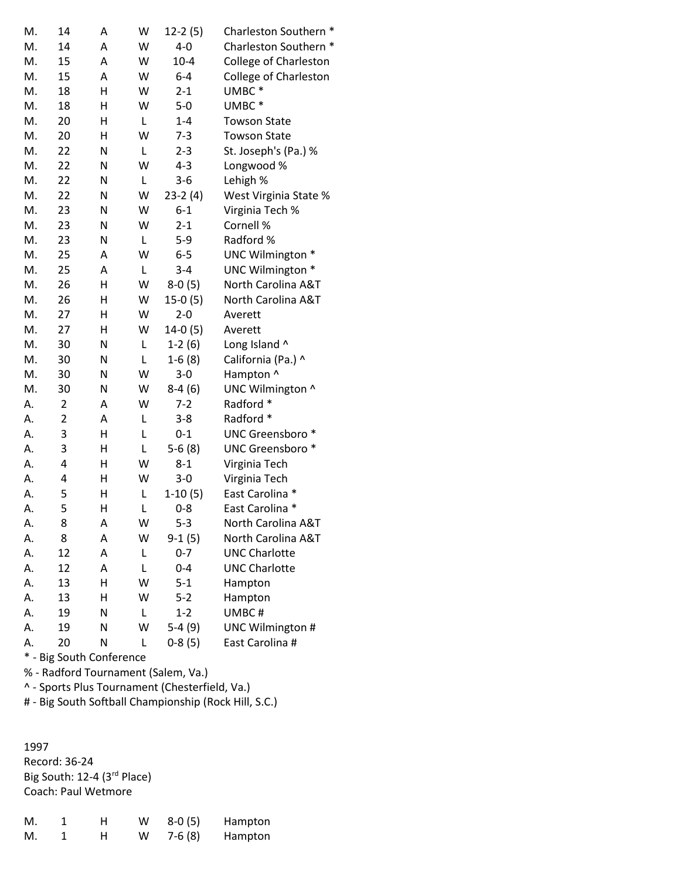| | | | | | |
|---|---|---|---|---|---|
| M. | 14 | A | W | 12-2 (5) | Charleston Southern * |
| M. | 14 | A | W | 4-0 | Charleston Southern * |
| M. | 15 | A | W | 10-4 | College of Charleston |
| M. | 15 | A | W | 6-4 | College of Charleston |
| M. | 18 | H | W | 2-1 | UMBC * |
| M. | 18 | H | W | 5-0 | UMBC * |
| M. | 20 | H | L | 1-4 | Towson State |
| M. | 20 | H | W | 7-3 | Towson State |
| M. | 22 | N | L | 2-3 | St. Joseph's (Pa.) % |
| M. | 22 | N | W | 4-3 | Longwood % |
| M. | 22 | N | L | 3-6 | Lehigh % |
| M. | 22 | N | W | 23-2 (4) | West Virginia State % |
| M. | 23 | N | W | 6-1 | Virginia Tech % |
| M. | 23 | N | W | 2-1 | Cornell % |
| M. | 23 | N | L | 5-9 | Radford % |
| M. | 25 | A | W | 6-5 | UNC Wilmington * |
| M. | 25 | A | L | 3-4 | UNC Wilmington * |
| M. | 26 | H | W | 8-0 (5) | North Carolina A&T |
| M. | 26 | H | W | 15-0 (5) | North Carolina A&T |
| M. | 27 | H | W | 2-0 | Averett |
| M. | 27 | H | W | 14-0 (5) | Averett |
| M. | 30 | N | L | 1-2 (6) | Long Island ^ |
| M. | 30 | N | L | 1-6 (8) | California (Pa.) ^ |
| M. | 30 | N | W | 3-0 | Hampton ^ |
| M. | 30 | N | W | 8-4 (6) | UNC Wilmington ^ |
| A. | 2 | A | W | 7-2 | Radford * |
| A. | 2 | A | L | 3-8 | Radford * |
| A. | 3 | H | L | 0-1 | UNC Greensboro * |
| A. | 3 | H | L | 5-6 (8) | UNC Greensboro * |
| A. | 4 | H | W | 8-1 | Virginia Tech |
| A. | 4 | H | W | 3-0 | Virginia Tech |
| A. | 5 | H | L | 1-10 (5) | East Carolina * |
| A. | 5 | H | L | 0-8 | East Carolina * |
| A. | 8 | A | W | 5-3 | North Carolina A&T |
| A. | 8 | A | W | 9-1 (5) | North Carolina A&T |
| A. | 12 | A | L | 0-7 | UNC Charlotte |
| A. | 12 | A | L | 0-4 | UNC Charlotte |
| A. | 13 | H | W | 5-1 | Hampton |
| A. | 13 | H | W | 5-2 | Hampton |
| A. | 19 | N | L | 1-2 | UMBC # |
| A. | 19 | N | W | 5-4 (9) | UNC Wilmington # |
| A. | 20 | N | L | 0-8 (5) | East Carolina # |

\* - Big South Conference
% - Radford Tournament (Salem, Va.)
^ - Sports Plus Tournament (Chesterfield, Va.)
# - Big South Softball Championship (Rock Hill, S.C.)

1997
Record: 36-24
Big South: 12-4 (3rd Place)
Coach: Paul Wetmore

| | | | | | |
|---|---|---|---|---|---|
| M. | 1 | H | W | 8-0 (5) | Hampton |
| M. | 1 | H | W | 7-6 (8) | Hampton |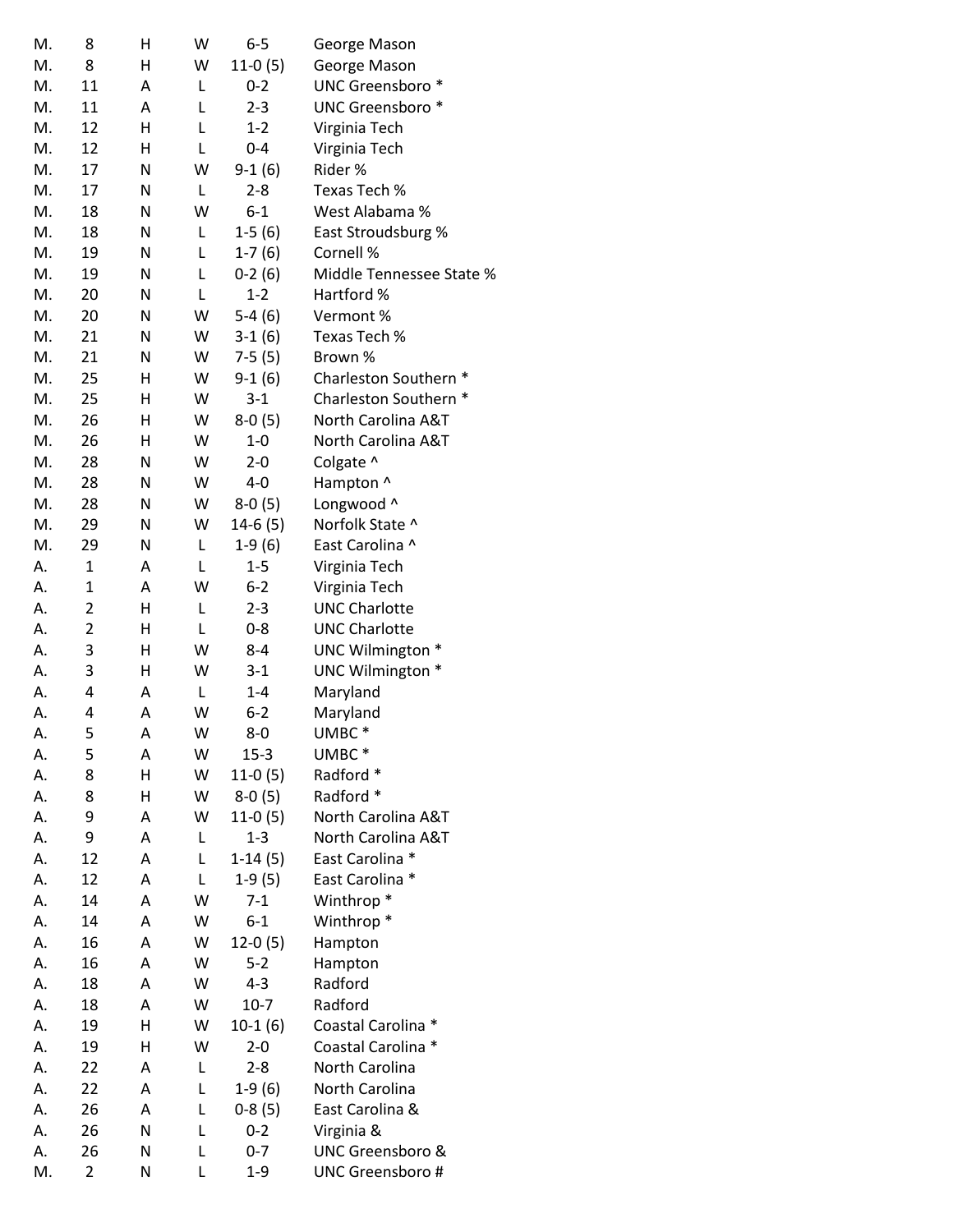| | | | | | |
|---|---|---|---|---|---|
| M. | 8 | H | W | 6-5 | George Mason |
| M. | 8 | H | W | 11-0 (5) | George Mason |
| M. | 11 | A | L | 0-2 | UNC Greensboro * |
| M. | 11 | A | L | 2-3 | UNC Greensboro * |
| M. | 12 | H | L | 1-2 | Virginia Tech |
| M. | 12 | H | L | 0-4 | Virginia Tech |
| M. | 17 | N | W | 9-1 (6) | Rider % |
| M. | 17 | N | L | 2-8 | Texas Tech % |
| M. | 18 | N | W | 6-1 | West Alabama % |
| M. | 18 | N | L | 1-5 (6) | East Stroudsburg % |
| M. | 19 | N | L | 1-7 (6) | Cornell % |
| M. | 19 | N | L | 0-2 (6) | Middle Tennessee State % |
| M. | 20 | N | L | 1-2 | Hartford % |
| M. | 20 | N | W | 5-4 (6) | Vermont % |
| M. | 21 | N | W | 3-1 (6) | Texas Tech % |
| M. | 21 | N | W | 7-5 (5) | Brown % |
| M. | 25 | H | W | 9-1 (6) | Charleston Southern * |
| M. | 25 | H | W | 3-1 | Charleston Southern * |
| M. | 26 | H | W | 8-0 (5) | North Carolina A&T |
| M. | 26 | H | W | 1-0 | North Carolina A&T |
| M. | 28 | N | W | 2-0 | Colgate ^ |
| M. | 28 | N | W | 4-0 | Hampton ^ |
| M. | 28 | N | W | 8-0 (5) | Longwood ^ |
| M. | 29 | N | W | 14-6 (5) | Norfolk State ^ |
| M. | 29 | N | L | 1-9 (6) | East Carolina ^ |
| A. | 1 | A | L | 1-5 | Virginia Tech |
| A. | 1 | A | W | 6-2 | Virginia Tech |
| A. | 2 | H | L | 2-3 | UNC Charlotte |
| A. | 2 | H | L | 0-8 | UNC Charlotte |
| A. | 3 | H | W | 8-4 | UNC Wilmington * |
| A. | 3 | H | W | 3-1 | UNC Wilmington * |
| A. | 4 | A | L | 1-4 | Maryland |
| A. | 4 | A | W | 6-2 | Maryland |
| A. | 5 | A | W | 8-0 | UMBC * |
| A. | 5 | A | W | 15-3 | UMBC * |
| A. | 8 | H | W | 11-0 (5) | Radford * |
| A. | 8 | H | W | 8-0 (5) | Radford * |
| A. | 9 | A | W | 11-0 (5) | North Carolina A&T |
| A. | 9 | A | L | 1-3 | North Carolina A&T |
| A. | 12 | A | L | 1-14 (5) | East Carolina * |
| A. | 12 | A | L | 1-9 (5) | East Carolina * |
| A. | 14 | A | W | 7-1 | Winthrop * |
| A. | 14 | A | W | 6-1 | Winthrop * |
| A. | 16 | A | W | 12-0 (5) | Hampton |
| A. | 16 | A | W | 5-2 | Hampton |
| A. | 18 | A | W | 4-3 | Radford |
| A. | 18 | A | W | 10-7 | Radford |
| A. | 19 | H | W | 10-1 (6) | Coastal Carolina * |
| A. | 19 | H | W | 2-0 | Coastal Carolina * |
| A. | 22 | A | L | 2-8 | North Carolina |
| A. | 22 | A | L | 1-9 (6) | North Carolina |
| A. | 26 | A | L | 0-8 (5) | East Carolina & |
| A. | 26 | N | L | 0-2 | Virginia & |
| A. | 26 | N | L | 0-7 | UNC Greensboro & |
| M. | 2 | N | L | 1-9 | UNC Greensboro # |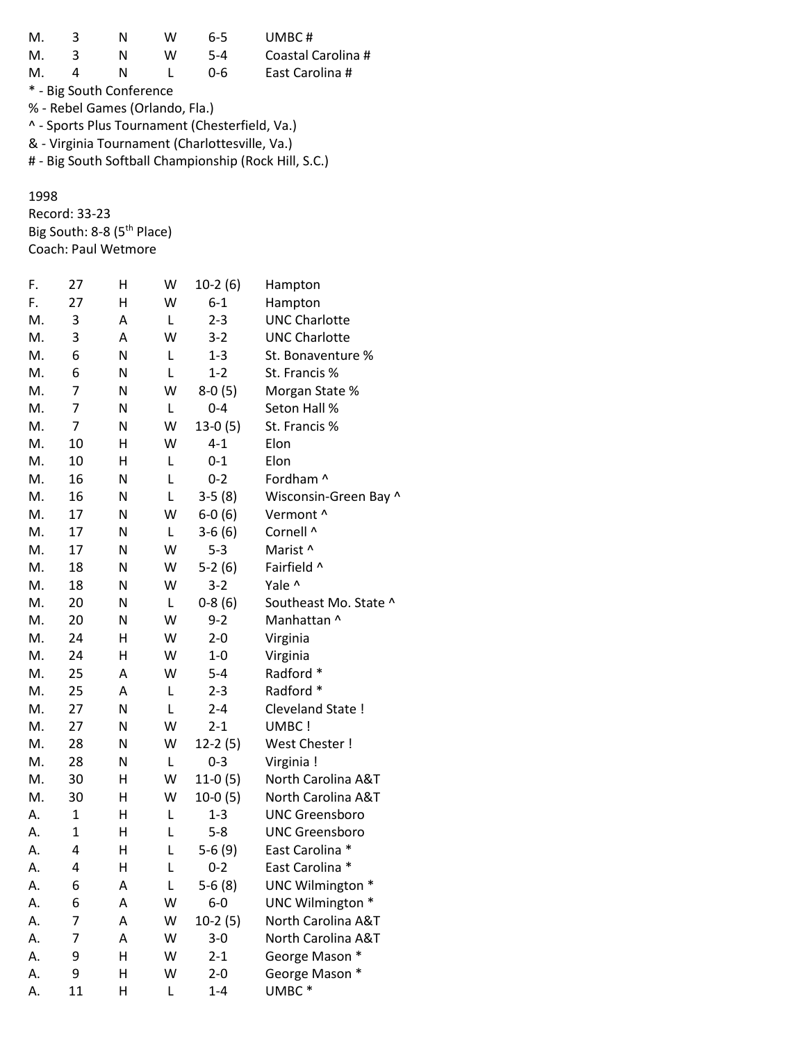| M. | 3 | N | W | 6-5 | UMBC # |
|---|---|---|---|---|---|
| M. | 3 | N | W | 5-4 | Coastal Carolina # |
| M. | 4 | N | L | 0-6 | East Carolina # |

\* - Big South Conference
% - Rebel Games (Orlando, Fla.)
^ - Sports Plus Tournament (Chesterfield, Va.)
& - Virginia Tournament (Charlottesville, Va.)
\# - Big South Softball Championship (Rock Hill, S.C.)

## 1998

Record: 33-23
Big South: 8-8 (5th Place)
Coach: Paul Wetmore

| F. | 27 | H | W | 10-2 (6) | Hampton |
|---|---|---|---|---|---|
| F. | 27 | H | W | 6-1 | Hampton |
| M. | 3 | A | L | 2-3 | UNC Charlotte |
| M. | 3 | A | W | 3-2 | UNC Charlotte |
| M. | 6 | N | L | 1-3 | St. Bonaventure % |
| M. | 6 | N | L | 1-2 | St. Francis % |
| M. | 7 | N | W | 8-0 (5) | Morgan State % |
| M. | 7 | N | L | 0-4 | Seton Hall % |
| M. | 7 | N | W | 13-0 (5) | St. Francis % |
| M. | 10 | H | W | 4-1 | Elon |
| M. | 10 | H | L | 0-1 | Elon |
| M. | 16 | N | L | 0-2 | Fordham ^ |
| M. | 16 | N | L | 3-5 (8) | Wisconsin-Green Bay ^ |
| M. | 17 | N | W | 6-0 (6) | Vermont ^ |
| M. | 17 | N | L | 3-6 (6) | Cornell ^ |
| M. | 17 | N | W | 5-3 | Marist ^ |
| M. | 18 | N | W | 5-2 (6) | Fairfield ^ |
| M. | 18 | N | W | 3-2 | Yale ^ |
| M. | 20 | N | L | 0-8 (6) | Southeast Mo. State ^ |
| M. | 20 | N | W | 9-2 | Manhattan ^ |
| M. | 24 | H | W | 2-0 | Virginia |
| M. | 24 | H | W | 1-0 | Virginia |
| M. | 25 | A | W | 5-4 | Radford * |
| M. | 25 | A | L | 2-3 | Radford * |
| M. | 27 | N | L | 2-4 | Cleveland State ! |
| M. | 27 | N | W | 2-1 | UMBC ! |
| M. | 28 | N | W | 12-2 (5) | West Chester ! |
| M. | 28 | N | L | 0-3 | Virginia ! |
| M. | 30 | H | W | 11-0 (5) | North Carolina A&T |
| M. | 30 | H | W | 10-0 (5) | North Carolina A&T |
| A. | 1 | H | L | 1-3 | UNC Greensboro |
| A. | 1 | H | L | 5-8 | UNC Greensboro |
| A. | 4 | H | L | 5-6 (9) | East Carolina * |
| A. | 4 | H | L | 0-2 | East Carolina * |
| A. | 6 | A | L | 5-6 (8) | UNC Wilmington * |
| A. | 6 | A | W | 6-0 | UNC Wilmington * |
| A. | 7 | A | W | 10-2 (5) | North Carolina A&T |
| A. | 7 | A | W | 3-0 | North Carolina A&T |
| A. | 9 | H | W | 2-1 | George Mason * |
| A. | 9 | H | W | 2-0 | George Mason * |
| A. | 11 | H | L | 1-4 | UMBC * |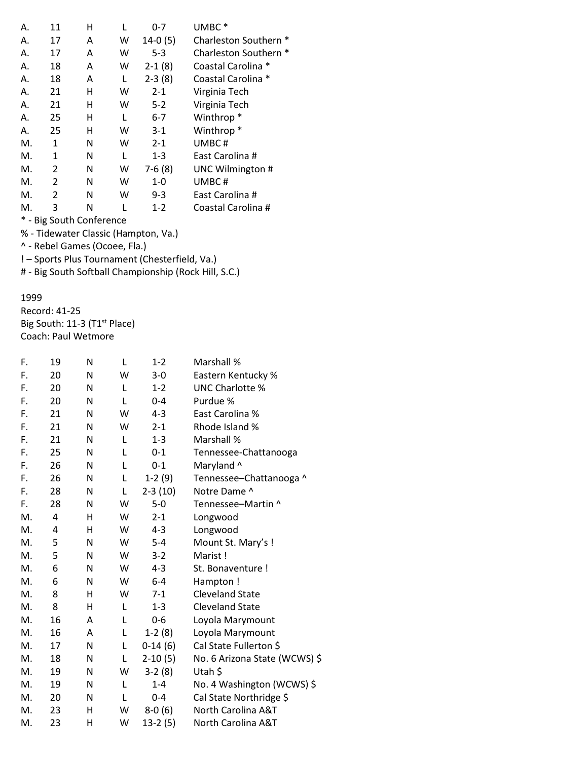| | | | | | |
|---|---|---|---|---|---|
| A. | 11 | H | L | 0-7 | UMBC * |
| A. | 17 | A | W | 14-0 (5) | Charleston Southern * |
| A. | 17 | A | W | 5-3 | Charleston Southern * |
| A. | 18 | A | W | 2-1 (8) | Coastal Carolina * |
| A. | 18 | A | L | 2-3 (8) | Coastal Carolina * |
| A. | 21 | H | W | 2-1 | Virginia Tech |
| A. | 21 | H | W | 5-2 | Virginia Tech |
| A. | 25 | H | L | 6-7 | Winthrop * |
| A. | 25 | H | W | 3-1 | Winthrop * |
| M. | 1 | N | W | 2-1 | UMBC # |
| M. | 1 | N | L | 1-3 | East Carolina # |
| M. | 2 | N | W | 7-6 (8) | UNC Wilmington # |
| M. | 2 | N | W | 1-0 | UMBC # |
| M. | 2 | N | W | 9-3 | East Carolina # |
| M. | 3 | N | L | 1-2 | Coastal Carolina # |

\* - Big South Conference
% - Tidewater Classic (Hampton, Va.)
^ - Rebel Games (Ocoee, Fla.)
! – Sports Plus Tournament (Chesterfield, Va.)
# - Big South Softball Championship (Rock Hill, S.C.)

1999
Record: 41-25
Big South: 11-3 (T1st Place)
Coach: Paul Wetmore

| | | | | | |
|---|---|---|---|---|---|
| F. | 19 | N | L | 1-2 | Marshall % |
| F. | 20 | N | W | 3-0 | Eastern Kentucky % |
| F. | 20 | N | L | 1-2 | UNC Charlotte % |
| F. | 20 | N | L | 0-4 | Purdue % |
| F. | 21 | N | W | 4-3 | East Carolina % |
| F. | 21 | N | W | 2-1 | Rhode Island % |
| F. | 21 | N | L | 1-3 | Marshall % |
| F. | 25 | N | L | 0-1 | Tennessee-Chattanooga |
| F. | 26 | N | L | 0-1 | Maryland ^ |
| F. | 26 | N | L | 1-2 (9) | Tennessee–Chattanooga ^ |
| F. | 28 | N | L | 2-3 (10) | Notre Dame ^ |
| F. | 28 | N | W | 5-0 | Tennessee–Martin ^ |
| M. | 4 | H | W | 2-1 | Longwood |
| M. | 4 | H | W | 4-3 | Longwood |
| M. | 5 | N | W | 5-4 | Mount St. Mary's ! |
| M. | 5 | N | W | 3-2 | Marist ! |
| M. | 6 | N | W | 4-3 | St. Bonaventure ! |
| M. | 6 | N | W | 6-4 | Hampton ! |
| M. | 8 | H | W | 7-1 | Cleveland State |
| M. | 8 | H | L | 1-3 | Cleveland State |
| M. | 16 | A | L | 0-6 | Loyola Marymount |
| M. | 16 | A | L | 1-2 (8) | Loyola Marymount |
| M. | 17 | N | L | 0-14 (6) | Cal State Fullerton $ |
| M. | 18 | N | L | 2-10 (5) | No. 6 Arizona State (WCWS) $ |
| M. | 19 | N | W | 3-2 (8) | Utah $ |
| M. | 19 | N | L | 1-4 | No. 4 Washington (WCWS) $ |
| M. | 20 | N | L | 0-4 | Cal State Northridge $ |
| M. | 23 | H | W | 8-0 (6) | North Carolina A&T |
| M. | 23 | H | W | 13-2 (5) | North Carolina A&T |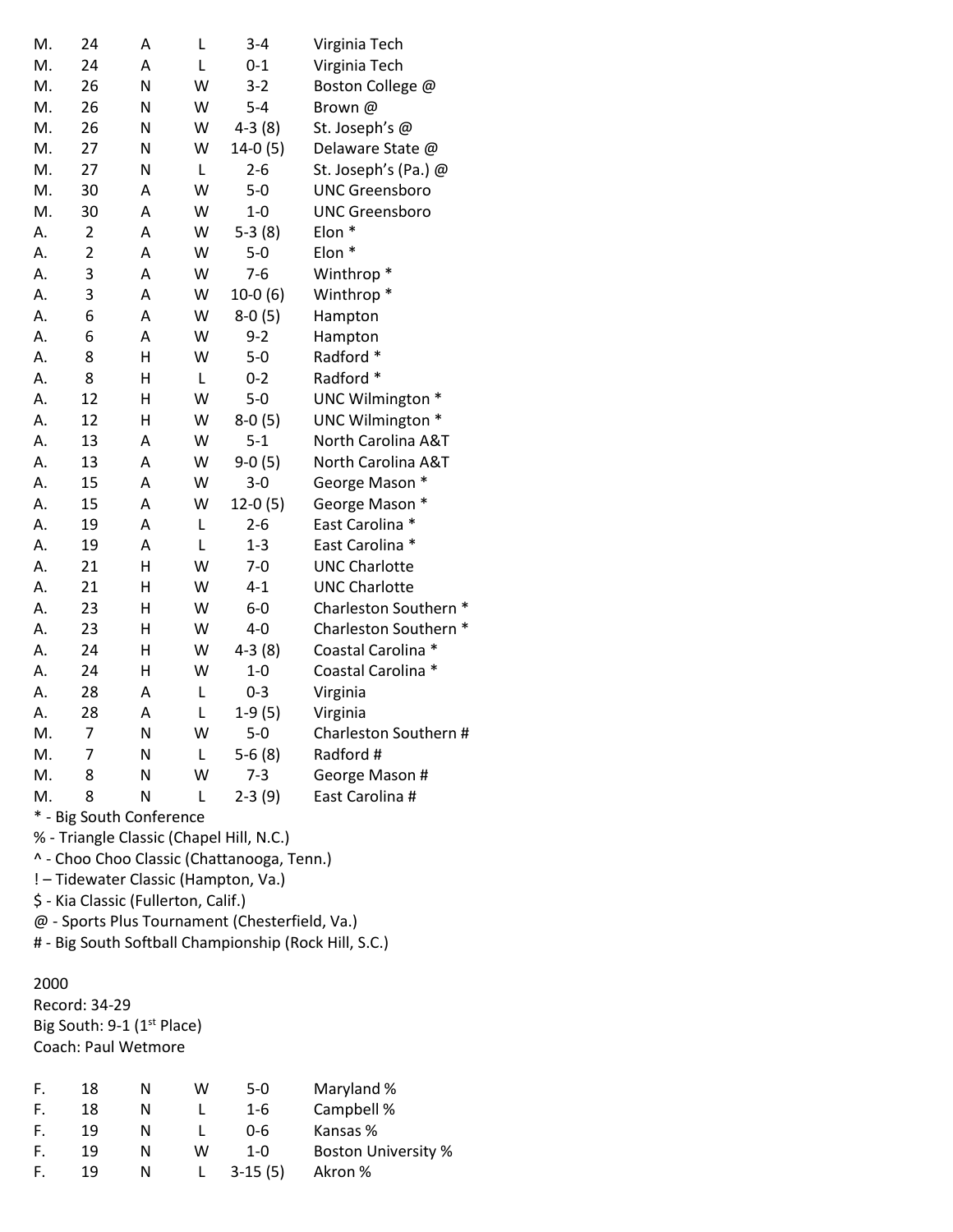| | | | | | |
|---|---|---|---|---|---|
| M. | 24 | A | L | 3-4 | Virginia Tech |
| M. | 24 | A | L | 0-1 | Virginia Tech |
| M. | 26 | N | W | 3-2 | Boston College @ |
| M. | 26 | N | W | 5-4 | Brown @ |
| M. | 26 | N | W | 4-3 (8) | St. Joseph's @ |
| M. | 27 | N | W | 14-0 (5) | Delaware State @ |
| M. | 27 | N | L | 2-6 | St. Joseph's (Pa.) @ |
| M. | 30 | A | W | 5-0 | UNC Greensboro |
| M. | 30 | A | W | 1-0 | UNC Greensboro |
| A. | 2 | A | W | 5-3 (8) | Elon * |
| A. | 2 | A | W | 5-0 | Elon * |
| A. | 3 | A | W | 7-6 | Winthrop * |
| A. | 3 | A | W | 10-0 (6) | Winthrop * |
| A. | 6 | A | W | 8-0 (5) | Hampton |
| A. | 6 | A | W | 9-2 | Hampton |
| A. | 8 | H | W | 5-0 | Radford * |
| A. | 8 | H | L | 0-2 | Radford * |
| A. | 12 | H | W | 5-0 | UNC Wilmington * |
| A. | 12 | H | W | 8-0 (5) | UNC Wilmington * |
| A. | 13 | A | W | 5-1 | North Carolina A&T |
| A. | 13 | A | W | 9-0 (5) | North Carolina A&T |
| A. | 15 | A | W | 3-0 | George Mason * |
| A. | 15 | A | W | 12-0 (5) | George Mason * |
| A. | 19 | A | L | 2-6 | East Carolina * |
| A. | 19 | A | L | 1-3 | East Carolina * |
| A. | 21 | H | W | 7-0 | UNC Charlotte |
| A. | 21 | H | W | 4-1 | UNC Charlotte |
| A. | 23 | H | W | 6-0 | Charleston Southern * |
| A. | 23 | H | W | 4-0 | Charleston Southern * |
| A. | 24 | H | W | 4-3 (8) | Coastal Carolina * |
| A. | 24 | H | W | 1-0 | Coastal Carolina * |
| A. | 28 | A | L | 0-3 | Virginia |
| A. | 28 | A | L | 1-9 (5) | Virginia |
| M. | 7 | N | W | 5-0 | Charleston Southern # |
| M. | 7 | N | L | 5-6 (8) | Radford # |
| M. | 8 | N | W | 7-3 | George Mason # |
| M. | 8 | N | L | 2-3 (9) | East Carolina # |

* - Big South Conference
% - Triangle Classic (Chapel Hill, N.C.)
^ - Choo Choo Classic (Chattanooga, Tenn.)
! – Tidewater Classic (Hampton, Va.)
$ - Kia Classic (Fullerton, Calif.)
@ - Sports Plus Tournament (Chesterfield, Va.)
# - Big South Softball Championship (Rock Hill, S.C.)

## 2000

Record: 34-29
Big South: 9-1 (1st Place)
Coach: Paul Wetmore

| | | | | | |
|---|---|---|---|---|---|
| F. | 18 | N | W | 5-0 | Maryland % |
| F. | 18 | N | L | 1-6 | Campbell % |
| F. | 19 | N | L | 0-6 | Kansas % |
| F. | 19 | N | W | 1-0 | Boston University % |
| F. | 19 | N | L | 3-15 (5) | Akron % |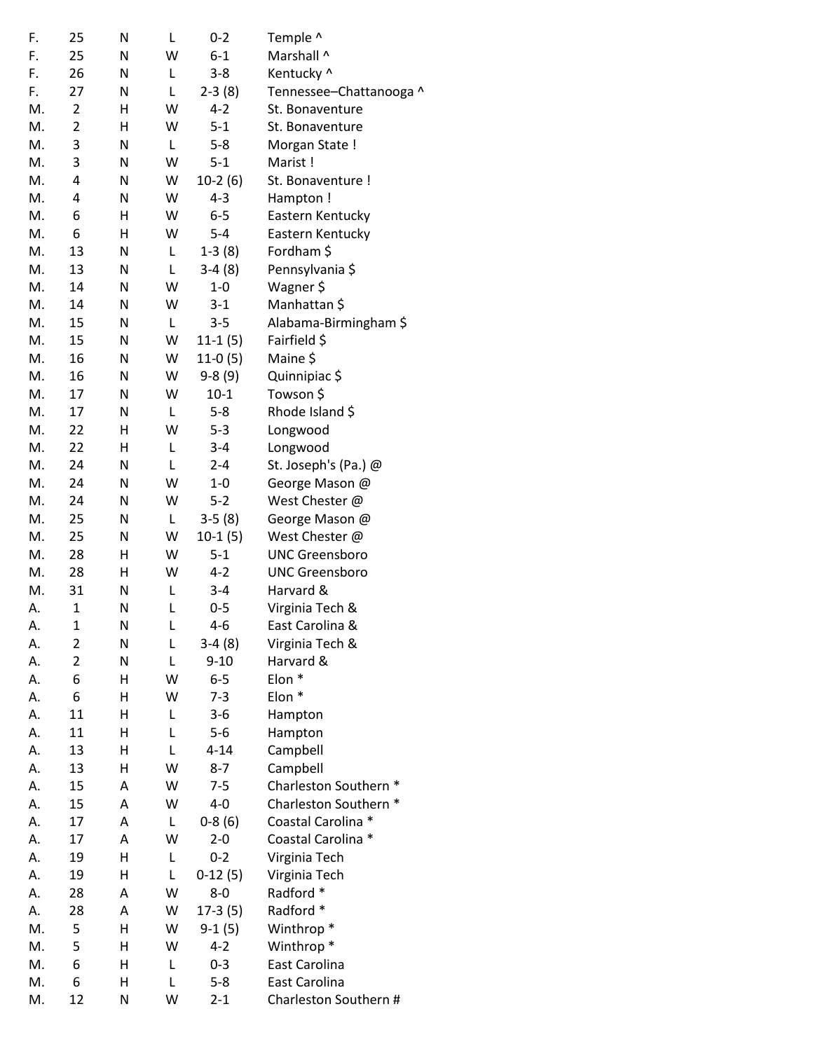| | | | | | |
|---|---|---|---|---|---|
| F. | 25 | N | L | 0-2 | Temple ^ |
| F. | 25 | N | W | 6-1 | Marshall ^ |
| F. | 26 | N | L | 3-8 | Kentucky ^ |
| F. | 27 | N | L | 2-3 (8) | Tennessee–Chattanooga ^ |
| M. | 2 | H | W | 4-2 | St. Bonaventure |
| M. | 2 | H | W | 5-1 | St. Bonaventure |
| M. | 3 | N | L | 5-8 | Morgan State ! |
| M. | 3 | N | W | 5-1 | Marist ! |
| M. | 4 | N | W | 10-2 (6) | St. Bonaventure ! |
| M. | 4 | N | W | 4-3 | Hampton ! |
| M. | 6 | H | W | 6-5 | Eastern Kentucky |
| M. | 6 | H | W | 5-4 | Eastern Kentucky |
| M. | 13 | N | L | 1-3 (8) | Fordham $ |
| M. | 13 | N | L | 3-4 (8) | Pennsylvania $ |
| M. | 14 | N | W | 1-0 | Wagner $ |
| M. | 14 | N | W | 3-1 | Manhattan $ |
| M. | 15 | N | L | 3-5 | Alabama-Birmingham $ |
| M. | 15 | N | W | 11-1 (5) | Fairfield $ |
| M. | 16 | N | W | 11-0 (5) | Maine $ |
| M. | 16 | N | W | 9-8 (9) | Quinnipiac $ |
| M. | 17 | N | W | 10-1 | Towson $ |
| M. | 17 | N | L | 5-8 | Rhode Island $ |
| M. | 22 | H | W | 5-3 | Longwood |
| M. | 22 | H | L | 3-4 | Longwood |
| M. | 24 | N | L | 2-4 | St. Joseph's (Pa.) @ |
| M. | 24 | N | W | 1-0 | George Mason @ |
| M. | 24 | N | W | 5-2 | West Chester @ |
| M. | 25 | N | L | 3-5 (8) | George Mason @ |
| M. | 25 | N | W | 10-1 (5) | West Chester @ |
| M. | 28 | H | W | 5-1 | UNC Greensboro |
| M. | 28 | H | W | 4-2 | UNC Greensboro |
| M. | 31 | N | L | 3-4 | Harvard & |
| A. | 1 | N | L | 0-5 | Virginia Tech & |
| A. | 1 | N | L | 4-6 | East Carolina & |
| A. | 2 | N | L | 3-4 (8) | Virginia Tech & |
| A. | 2 | N | L | 9-10 | Harvard & |
| A. | 6 | H | W | 6-5 | Elon * |
| A. | 6 | H | W | 7-3 | Elon * |
| A. | 11 | H | L | 3-6 | Hampton |
| A. | 11 | H | L | 5-6 | Hampton |
| A. | 13 | H | L | 4-14 | Campbell |
| A. | 13 | H | W | 8-7 | Campbell |
| A. | 15 | A | W | 7-5 | Charleston Southern * |
| A. | 15 | A | W | 4-0 | Charleston Southern * |
| A. | 17 | A | L | 0-8 (6) | Coastal Carolina * |
| A. | 17 | A | W | 2-0 | Coastal Carolina * |
| A. | 19 | H | L | 0-2 | Virginia Tech |
| A. | 19 | H | L | 0-12 (5) | Virginia Tech |
| A. | 28 | A | W | 8-0 | Radford * |
| A. | 28 | A | W | 17-3 (5) | Radford * |
| M. | 5 | H | W | 9-1 (5) | Winthrop * |
| M. | 5 | H | W | 4-2 | Winthrop * |
| M. | 6 | H | L | 0-3 | East Carolina |
| M. | 6 | H | L | 5-8 | East Carolina |
| M. | 12 | N | W | 2-1 | Charleston Southern # |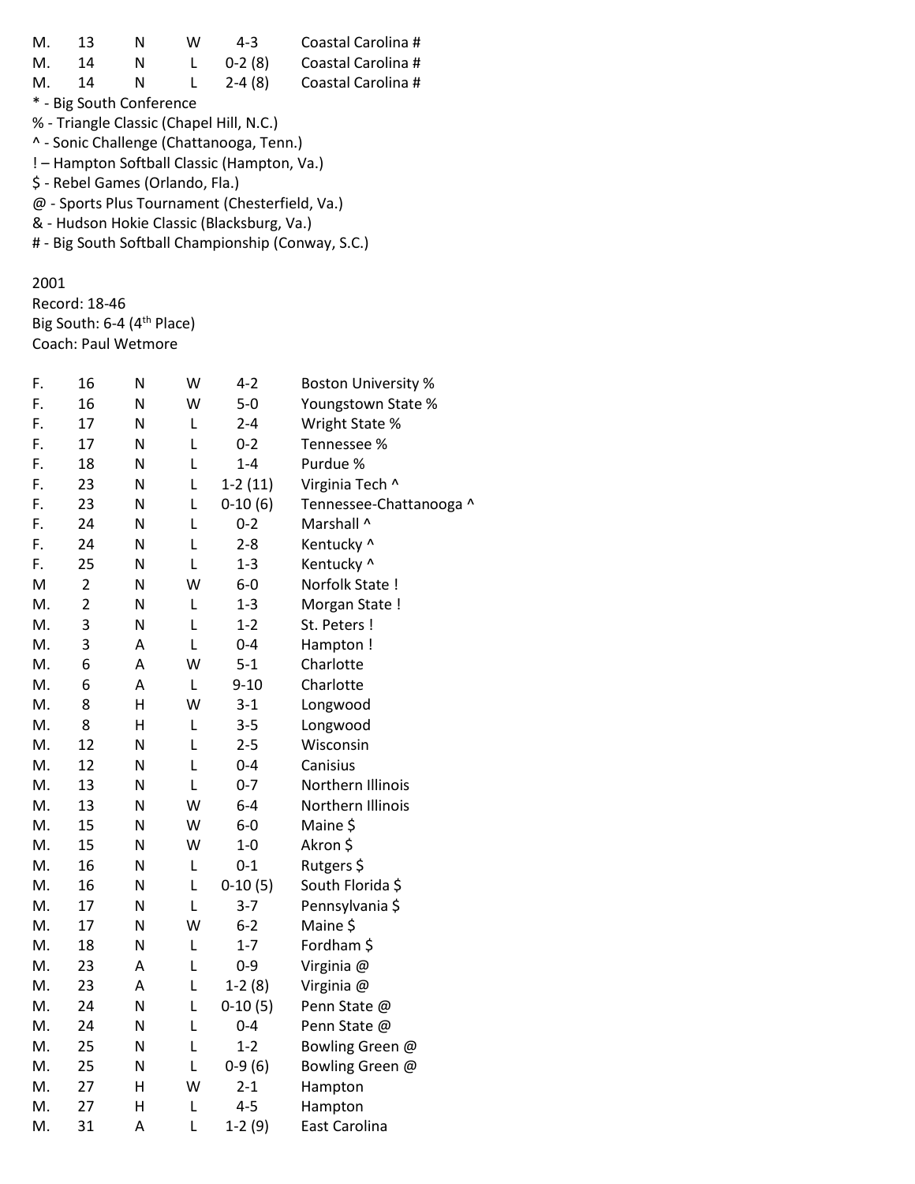| | | | | | |
|---|---|---|---|---|---|
| M. | 13 | N | W | 4-3 | Coastal Carolina # |
| M. | 14 | N | L | 0-2 (8) | Coastal Carolina # |
| M. | 14 | N | L | 2-4 (8) | Coastal Carolina # |

* - Big South Conference
% - Triangle Classic (Chapel Hill, N.C.)
^ - Sonic Challenge (Chattanooga, Tenn.)
! – Hampton Softball Classic (Hampton, Va.)
$ - Rebel Games (Orlando, Fla.)
@ - Sports Plus Tournament (Chesterfield, Va.)
& - Hudson Hokie Classic (Blacksburg, Va.)
# - Big South Softball Championship (Conway, S.C.)

2001
Record: 18-46
Big South: 6-4 (4th Place)
Coach: Paul Wetmore

| | | | | | |
|---|---|---|---|---|---|
| F. | 16 | N | W | 4-2 | Boston University % |
| F. | 16 | N | W | 5-0 | Youngstown State % |
| F. | 17 | N | L | 2-4 | Wright State % |
| F. | 17 | N | L | 0-2 | Tennessee % |
| F. | 18 | N | L | 1-4 | Purdue % |
| F. | 23 | N | L | 1-2 (11) | Virginia Tech ^ |
| F. | 23 | N | L | 0-10 (6) | Tennessee-Chattanooga ^ |
| F. | 24 | N | L | 0-2 | Marshall ^ |
| F. | 24 | N | L | 2-8 | Kentucky ^ |
| F. | 25 | N | L | 1-3 | Kentucky ^ |
| M | 2 | N | W | 6-0 | Norfolk State ! |
| M. | 2 | N | L | 1-3 | Morgan State ! |
| M. | 3 | N | L | 1-2 | St. Peters ! |
| M. | 3 | A | L | 0-4 | Hampton ! |
| M. | 6 | A | W | 5-1 | Charlotte |
| M. | 6 | A | L | 9-10 | Charlotte |
| M. | 8 | H | W | 3-1 | Longwood |
| M. | 8 | H | L | 3-5 | Longwood |
| M. | 12 | N | L | 2-5 | Wisconsin |
| M. | 12 | N | L | 0-4 | Canisius |
| M. | 13 | N | L | 0-7 | Northern Illinois |
| M. | 13 | N | W | 6-4 | Northern Illinois |
| M. | 15 | N | W | 6-0 | Maine $ |
| M. | 15 | N | W | 1-0 | Akron $ |
| M. | 16 | N | L | 0-1 | Rutgers $ |
| M. | 16 | N | L | 0-10 (5) | South Florida $ |
| M. | 17 | N | L | 3-7 | Pennsylvania $ |
| M. | 17 | N | W | 6-2 | Maine $ |
| M. | 18 | N | L | 1-7 | Fordham $ |
| M. | 23 | A | L | 0-9 | Virginia @ |
| M. | 23 | A | L | 1-2 (8) | Virginia @ |
| M. | 24 | N | L | 0-10 (5) | Penn State @ |
| M. | 24 | N | L | 0-4 | Penn State @ |
| M. | 25 | N | L | 1-2 | Bowling Green @ |
| M. | 25 | N | L | 0-9 (6) | Bowling Green @ |
| M. | 27 | H | W | 2-1 | Hampton |
| M. | 27 | H | L | 4-5 | Hampton |
| M. | 31 | A | L | 1-2 (9) | East Carolina |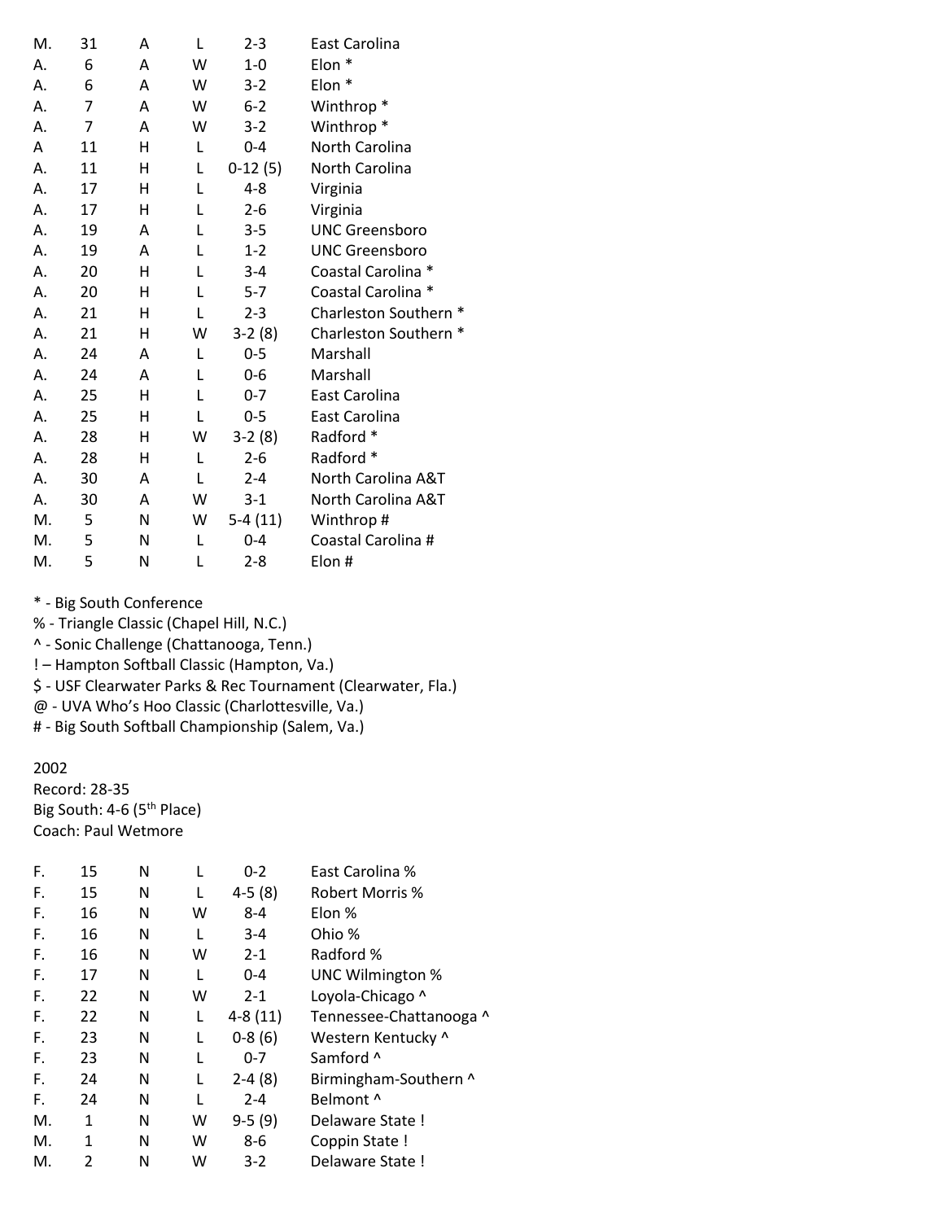| | | | | | |
|---|---|---|---|---|---|
| M. | 31 | A | L | 2-3 | East Carolina |
| A. | 6 | A | W | 1-0 | Elon * |
| A. | 6 | A | W | 3-2 | Elon * |
| A. | 7 | A | W | 6-2 | Winthrop * |
| A. | 7 | A | W | 3-2 | Winthrop * |
| A | 11 | H | L | 0-4 | North Carolina |
| A. | 11 | H | L | 0-12 (5) | North Carolina |
| A. | 17 | H | L | 4-8 | Virginia |
| A. | 17 | H | L | 2-6 | Virginia |
| A. | 19 | A | L | 3-5 | UNC Greensboro |
| A. | 19 | A | L | 1-2 | UNC Greensboro |
| A. | 20 | H | L | 3-4 | Coastal Carolina * |
| A. | 20 | H | L | 5-7 | Coastal Carolina * |
| A. | 21 | H | L | 2-3 | Charleston Southern * |
| A. | 21 | H | W | 3-2 (8) | Charleston Southern * |
| A. | 24 | A | L | 0-5 | Marshall |
| A. | 24 | A | L | 0-6 | Marshall |
| A. | 25 | H | L | 0-7 | East Carolina |
| A. | 25 | H | L | 0-5 | East Carolina |
| A. | 28 | H | W | 3-2 (8) | Radford * |
| A. | 28 | H | L | 2-6 | Radford * |
| A. | 30 | A | L | 2-4 | North Carolina A&T |
| A. | 30 | A | W | 3-1 | North Carolina A&T |
| M. | 5 | N | W | 5-4 (11) | Winthrop # |
| M. | 5 | N | L | 0-4 | Coastal Carolina # |
| M. | 5 | N | L | 2-8 | Elon # |

* - Big South Conference
% - Triangle Classic (Chapel Hill, N.C.)
^ - Sonic Challenge (Chattanooga, Tenn.)
! – Hampton Softball Classic (Hampton, Va.)
$ - USF Clearwater Parks & Rec Tournament (Clearwater, Fla.)
@ - UVA Who's Hoo Classic (Charlottesville, Va.)
# - Big South Softball Championship (Salem, Va.)

## 2002

Record: 28-35
Big South: 4-6 (5th Place)
Coach: Paul Wetmore

| | | | | | |
|---|---|---|---|---|---|
| F. | 15 | N | L | 0-2 | East Carolina % |
| F. | 15 | N | L | 4-5 (8) | Robert Morris % |
| F. | 16 | N | W | 8-4 | Elon % |
| F. | 16 | N | L | 3-4 | Ohio % |
| F. | 16 | N | W | 2-1 | Radford % |
| F. | 17 | N | L | 0-4 | UNC Wilmington % |
| F. | 22 | N | W | 2-1 | Loyola-Chicago ^ |
| F. | 22 | N | L | 4-8 (11) | Tennessee-Chattanooga ^ |
| F. | 23 | N | L | 0-8 (6) | Western Kentucky ^ |
| F. | 23 | N | L | 0-7 | Samford ^ |
| F. | 24 | N | L | 2-4 (8) | Birmingham-Southern ^ |
| F. | 24 | N | L | 2-4 | Belmont ^ |
| M. | 1 | N | W | 9-5 (9) | Delaware State ! |
| M. | 1 | N | W | 8-6 | Coppin State ! |
| M. | 2 | N | W | 3-2 | Delaware State ! |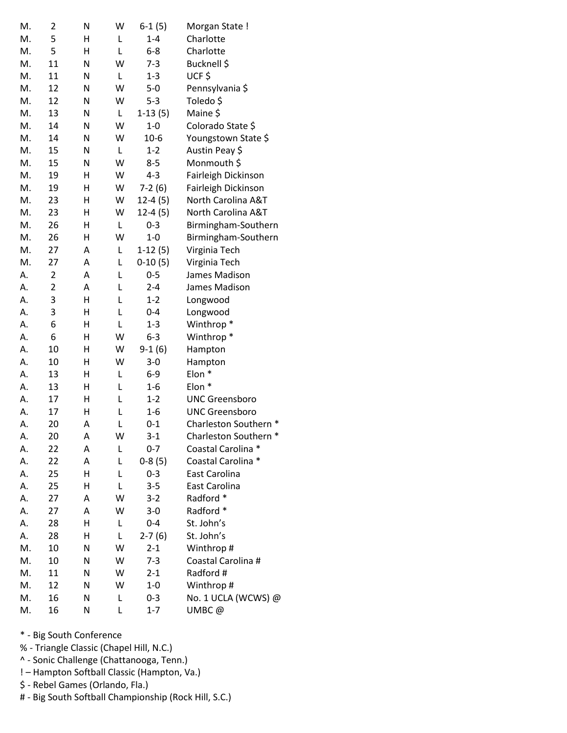| | | | | | |
|---|---|---|---|---|---|
| M. | 2 | N | W | 6-1 (5) | Morgan State ! |
| M. | 5 | H | L | 1-4 | Charlotte |
| M. | 5 | H | L | 6-8 | Charlotte |
| M. | 11 | N | W | 7-3 | Bucknell $ |
| M. | 11 | N | L | 1-3 | UCF $ |
| M. | 12 | N | W | 5-0 | Pennsylvania $ |
| M. | 12 | N | W | 5-3 | Toledo $ |
| M. | 13 | N | L | 1-13 (5) | Maine $ |
| M. | 14 | N | W | 1-0 | Colorado State $ |
| M. | 14 | N | W | 10-6 | Youngstown State $ |
| M. | 15 | N | L | 1-2 | Austin Peay $ |
| M. | 15 | N | W | 8-5 | Monmouth $ |
| M. | 19 | H | W | 4-3 | Fairleigh Dickinson |
| M. | 19 | H | W | 7-2 (6) | Fairleigh Dickinson |
| M. | 23 | H | W | 12-4 (5) | North Carolina A&T |
| M. | 23 | H | W | 12-4 (5) | North Carolina A&T |
| M. | 26 | H | L | 0-3 | Birmingham-Southern |
| M. | 26 | H | W | 1-0 | Birmingham-Southern |
| M. | 27 | A | L | 1-12 (5) | Virginia Tech |
| M. | 27 | A | L | 0-10 (5) | Virginia Tech |
| A. | 2 | A | L | 0-5 | James Madison |
| A. | 2 | A | L | 2-4 | James Madison |
| A. | 3 | H | L | 1-2 | Longwood |
| A. | 3 | H | L | 0-4 | Longwood |
| A. | 6 | H | L | 1-3 | Winthrop * |
| A. | 6 | H | W | 6-3 | Winthrop * |
| A. | 10 | H | W | 9-1 (6) | Hampton |
| A. | 10 | H | W | 3-0 | Hampton |
| A. | 13 | H | L | 6-9 | Elon * |
| A. | 13 | H | L | 1-6 | Elon * |
| A. | 17 | H | L | 1-2 | UNC Greensboro |
| A. | 17 | H | L | 1-6 | UNC Greensboro |
| A. | 20 | A | L | 0-1 | Charleston Southern * |
| A. | 20 | A | W | 3-1 | Charleston Southern * |
| A. | 22 | A | L | 0-7 | Coastal Carolina * |
| A. | 22 | A | L | 0-8 (5) | Coastal Carolina * |
| A. | 25 | H | L | 0-3 | East Carolina |
| A. | 25 | H | L | 3-5 | East Carolina |
| A. | 27 | A | W | 3-2 | Radford * |
| A. | 27 | A | W | 3-0 | Radford * |
| A. | 28 | H | L | 0-4 | St. John's |
| A. | 28 | H | L | 2-7 (6) | St. John's |
| M. | 10 | N | W | 2-1 | Winthrop # |
| M. | 10 | N | W | 7-3 | Coastal Carolina # |
| M. | 11 | N | W | 2-1 | Radford # |
| M. | 12 | N | W | 1-0 | Winthrop # |
| M. | 16 | N | L | 0-3 | No. 1 UCLA (WCWS) @ |
| M. | 16 | N | L | 1-7 | UMBC @ |

* - Big South Conference
% - Triangle Classic (Chapel Hill, N.C.)
^ - Sonic Challenge (Chattanooga, Tenn.)
! – Hampton Softball Classic (Hampton, Va.)
$ - Rebel Games (Orlando, Fla.)
# - Big South Softball Championship (Rock Hill, S.C.)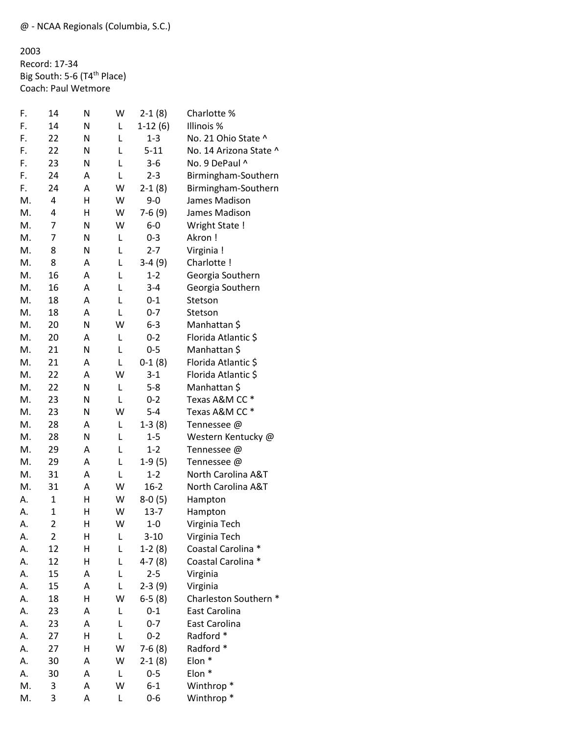@ - NCAA Regionals (Columbia, S.C.)

2003
Record: 17-34
Big South: 5-6 (T4th Place)
Coach: Paul Wetmore

| | | | | | |
|---|---|---|---|---|---|
| F. | 14 | N | W | 2-1 (8) | Charlotte % |
| F. | 14 | N | L | 1-12 (6) | Illinois % |
| F. | 22 | N | L | 1-3 | No. 21 Ohio State ^ |
| F. | 22 | N | L | 5-11 | No. 14 Arizona State ^ |
| F. | 23 | N | L | 3-6 | No. 9 DePaul ^ |
| F. | 24 | A | L | 2-3 | Birmingham-Southern |
| F. | 24 | A | W | 2-1 (8) | Birmingham-Southern |
| M. | 4 | H | W | 9-0 | James Madison |
| M. | 4 | H | W | 7-6 (9) | James Madison |
| M. | 7 | N | W | 6-0 | Wright State ! |
| M. | 7 | N | L | 0-3 | Akron ! |
| M. | 8 | N | L | 2-7 | Virginia ! |
| M. | 8 | A | L | 3-4 (9) | Charlotte ! |
| M. | 16 | A | L | 1-2 | Georgia Southern |
| M. | 16 | A | L | 3-4 | Georgia Southern |
| M. | 18 | A | L | 0-1 | Stetson |
| M. | 18 | A | L | 0-7 | Stetson |
| M. | 20 | N | W | 6-3 | Manhattan $ |
| M. | 20 | A | L | 0-2 | Florida Atlantic $ |
| M. | 21 | N | L | 0-5 | Manhattan $ |
| M. | 21 | A | L | 0-1 (8) | Florida Atlantic $ |
| M. | 22 | A | W | 3-1 | Florida Atlantic $ |
| M. | 22 | N | L | 5-8 | Manhattan $ |
| M. | 23 | N | L | 0-2 | Texas A&M CC * |
| M. | 23 | N | W | 5-4 | Texas A&M CC * |
| M. | 28 | A | L | 1-3 (8) | Tennessee @ |
| M. | 28 | N | L | 1-5 | Western Kentucky @ |
| M. | 29 | A | L | 1-2 | Tennessee @ |
| M. | 29 | A | L | 1-9 (5) | Tennessee @ |
| M. | 31 | A | L | 1-2 | North Carolina A&T |
| M. | 31 | A | W | 16-2 | North Carolina A&T |
| A. | 1 | H | W | 8-0 (5) | Hampton |
| A. | 1 | H | W | 13-7 | Hampton |
| A. | 2 | H | W | 1-0 | Virginia Tech |
| A. | 2 | H | L | 3-10 | Virginia Tech |
| A. | 12 | H | L | 1-2 (8) | Coastal Carolina * |
| A. | 12 | H | L | 4-7 (8) | Coastal Carolina * |
| A. | 15 | A | L | 2-5 | Virginia |
| A. | 15 | A | L | 2-3 (9) | Virginia |
| A. | 18 | H | W | 6-5 (8) | Charleston Southern * |
| A. | 23 | A | L | 0-1 | East Carolina |
| A. | 23 | A | L | 0-7 | East Carolina |
| A. | 27 | H | L | 0-2 | Radford * |
| A. | 27 | H | W | 7-6 (8) | Radford * |
| A. | 30 | A | W | 2-1 (8) | Elon * |
| A. | 30 | A | L | 0-5 | Elon * |
| M. | 3 | A | W | 6-1 | Winthrop * |
| M. | 3 | A | L | 0-6 | Winthrop * |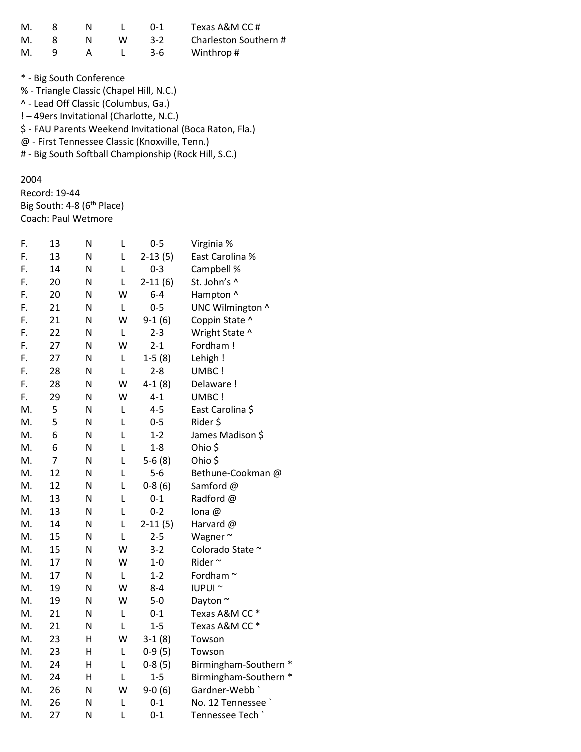| | | | | | |
|---|---|---|---|---|---|
| M. | 8 | N | L | 0-1 | Texas A&M CC # |
| M. | 8 | N | W | 3-2 | Charleston Southern # |
| M. | 9 | A | L | 3-6 | Winthrop # |

* - Big South Conference
% - Triangle Classic (Chapel Hill, N.C.)
^ - Lead Off Classic (Columbus, Ga.)
! – 49ers Invitational (Charlotte, N.C.)
$ - FAU Parents Weekend Invitational (Boca Raton, Fla.)
@ - First Tennessee Classic (Knoxville, Tenn.)
# - Big South Softball Championship (Rock Hill, S.C.)

2004
Record: 19-44
Big South: 4-8 (6th Place)
Coach: Paul Wetmore

| | | | | | |
|---|---|---|---|---|---|
| F. | 13 | N | L | 0-5 | Virginia % |
| F. | 13 | N | L | 2-13 (5) | East Carolina % |
| F. | 14 | N | L | 0-3 | Campbell % |
| F. | 20 | N | L | 2-11 (6) | St. John's ^ |
| F. | 20 | N | W | 6-4 | Hampton ^ |
| F. | 21 | N | L | 0-5 | UNC Wilmington ^ |
| F. | 21 | N | W | 9-1 (6) | Coppin State ^ |
| F. | 22 | N | L | 2-3 | Wright State ^ |
| F. | 27 | N | W | 2-1 | Fordham ! |
| F. | 27 | N | L | 1-5 (8) | Lehigh ! |
| F. | 28 | N | L | 2-8 | UMBC ! |
| F. | 28 | N | W | 4-1 (8) | Delaware ! |
| F. | 29 | N | W | 4-1 | UMBC ! |
| M. | 5 | N | L | 4-5 | East Carolina $ |
| M. | 5 | N | L | 0-5 | Rider $ |
| M. | 6 | N | L | 1-2 | James Madison $ |
| M. | 6 | N | L | 1-8 | Ohio $ |
| M. | 7 | N | L | 5-6 (8) | Ohio $ |
| M. | 12 | N | L | 5-6 | Bethune-Cookman @ |
| M. | 12 | N | L | 0-8 (6) | Samford @ |
| M. | 13 | N | L | 0-1 | Radford @ |
| M. | 13 | N | L | 0-2 | Iona @ |
| M. | 14 | N | L | 2-11 (5) | Harvard @ |
| M. | 15 | N | L | 2-5 | Wagner ~ |
| M. | 15 | N | W | 3-2 | Colorado State ~ |
| M. | 17 | N | W | 1-0 | Rider ~ |
| M. | 17 | N | L | 1-2 | Fordham ~ |
| M. | 19 | N | W | 8-4 | IUPUI ~ |
| M. | 19 | N | W | 5-0 | Dayton ~ |
| M. | 21 | N | L | 0-1 | Texas A&M CC * |
| M. | 21 | N | L | 1-5 | Texas A&M CC * |
| M. | 23 | H | W | 3-1 (8) | Towson |
| M. | 23 | H | L | 0-9 (5) | Towson |
| M. | 24 | H | L | 0-8 (5) | Birmingham-Southern * |
| M. | 24 | H | L | 1-5 | Birmingham-Southern * |
| M. | 26 | N | W | 9-0 (6) | Gardner-Webb ` |
| M. | 26 | N | L | 0-1 | No. 12 Tennessee ` |
| M. | 27 | N | L | 0-1 | Tennessee Tech ` |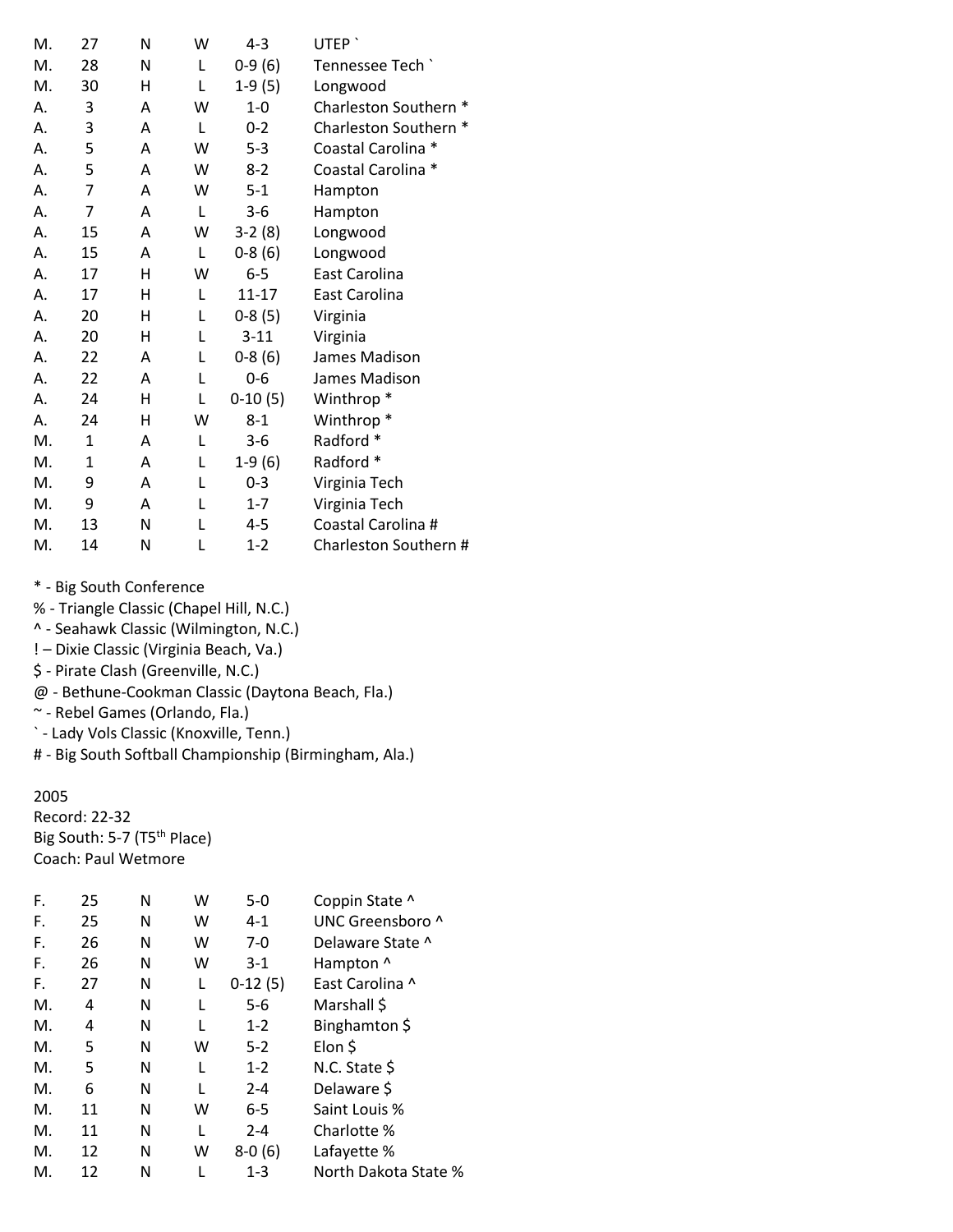| | | | | | |
|---|---|---|---|---|---|
| M. | 27 | N | W | 4-3 | UTEP ` |
| M. | 28 | N | L | 0-9 (6) | Tennessee Tech ` |
| M. | 30 | H | L | 1-9 (5) | Longwood |
| A. | 3 | A | W | 1-0 | Charleston Southern * |
| A. | 3 | A | L | 0-2 | Charleston Southern * |
| A. | 5 | A | W | 5-3 | Coastal Carolina * |
| A. | 5 | A | W | 8-2 | Coastal Carolina * |
| A. | 7 | A | W | 5-1 | Hampton |
| A. | 7 | A | L | 3-6 | Hampton |
| A. | 15 | A | W | 3-2 (8) | Longwood |
| A. | 15 | A | L | 0-8 (6) | Longwood |
| A. | 17 | H | W | 6-5 | East Carolina |
| A. | 17 | H | L | 11-17 | East Carolina |
| A. | 20 | H | L | 0-8 (5) | Virginia |
| A. | 20 | H | L | 3-11 | Virginia |
| A. | 22 | A | L | 0-8 (6) | James Madison |
| A. | 22 | A | L | 0-6 | James Madison |
| A. | 24 | H | L | 0-10 (5) | Winthrop * |
| A. | 24 | H | W | 8-1 | Winthrop * |
| M. | 1 | A | L | 3-6 | Radford * |
| M. | 1 | A | L | 1-9 (6) | Radford * |
| M. | 9 | A | L | 0-3 | Virginia Tech |
| M. | 9 | A | L | 1-7 | Virginia Tech |
| M. | 13 | N | L | 4-5 | Coastal Carolina # |
| M. | 14 | N | L | 1-2 | Charleston Southern # |

\* - Big South Conference
% - Triangle Classic (Chapel Hill, N.C.)
^ - Seahawk Classic (Wilmington, N.C.)
! – Dixie Classic (Virginia Beach, Va.)
$ - Pirate Clash (Greenville, N.C.)
@ - Bethune-Cookman Classic (Daytona Beach, Fla.)
~ - Rebel Games (Orlando, Fla.)
` - Lady Vols Classic (Knoxville, Tenn.)
# - Big South Softball Championship (Birmingham, Ala.)

2005
Record: 22-32
Big South: 5-7 (T5th Place)
Coach: Paul Wetmore

| | | | | | |
|---|---|---|---|---|---|
| F. | 25 | N | W | 5-0 | Coppin State ^ |
| F. | 25 | N | W | 4-1 | UNC Greensboro ^ |
| F. | 26 | N | W | 7-0 | Delaware State ^ |
| F. | 26 | N | W | 3-1 | Hampton ^ |
| F. | 27 | N | L | 0-12 (5) | East Carolina ^ |
| M. | 4 | N | L | 5-6 | Marshall $ |
| M. | 4 | N | L | 1-2 | Binghamton $ |
| M. | 5 | N | W | 5-2 | Elon $ |
| M. | 5 | N | L | 1-2 | N.C. State $ |
| M. | 6 | N | L | 2-4 | Delaware $ |
| M. | 11 | N | W | 6-5 | Saint Louis % |
| M. | 11 | N | L | 2-4 | Charlotte % |
| M. | 12 | N | W | 8-0 (6) | Lafayette % |
| M. | 12 | N | L | 1-3 | North Dakota State % |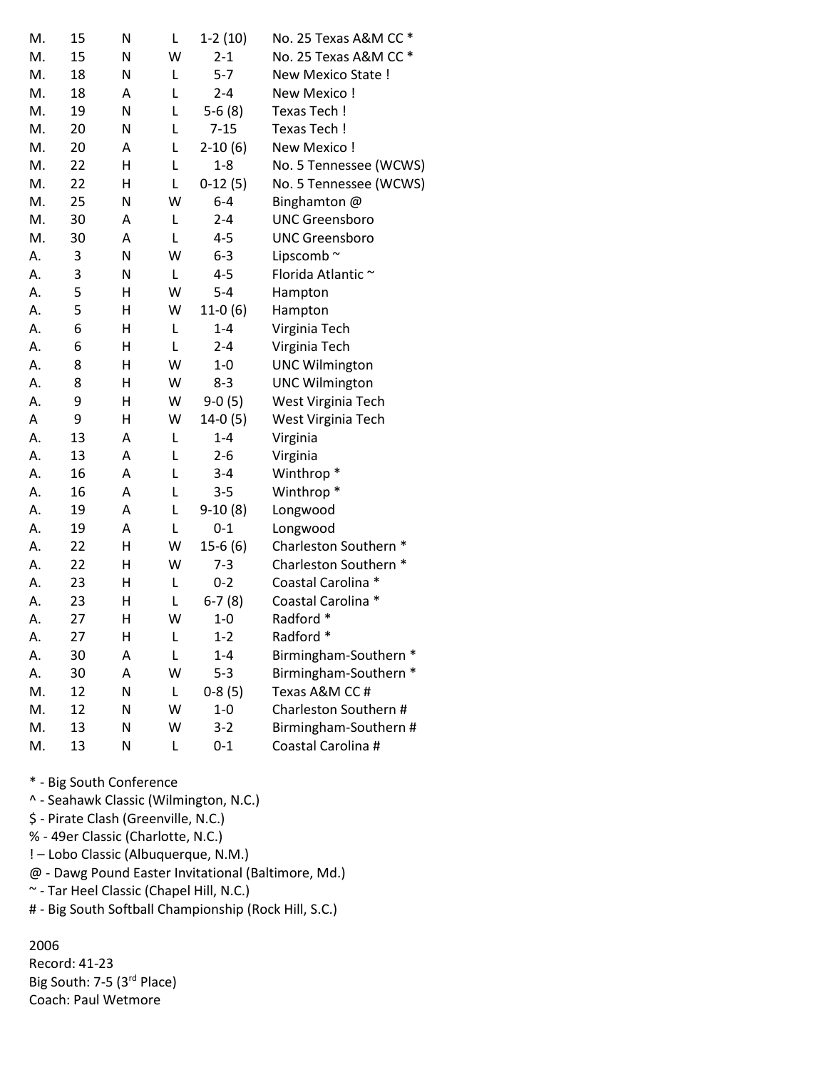| | | | | | |
|---|---|---|---|---|---|
| M. | 15 | N | L | 1-2 (10) | No. 25 Texas A&M CC * |
| M. | 15 | N | W | 2-1 | No. 25 Texas A&M CC * |
| M. | 18 | N | L | 5-7 | New Mexico State ! |
| M. | 18 | A | L | 2-4 | New Mexico ! |
| M. | 19 | N | L | 5-6 (8) | Texas Tech ! |
| M. | 20 | N | L | 7-15 | Texas Tech ! |
| M. | 20 | A | L | 2-10 (6) | New Mexico ! |
| M. | 22 | H | L | 1-8 | No. 5 Tennessee (WCWS) |
| M. | 22 | H | L | 0-12 (5) | No. 5 Tennessee (WCWS) |
| M. | 25 | N | W | 6-4 | Binghamton @ |
| M. | 30 | A | L | 2-4 | UNC Greensboro |
| M. | 30 | A | L | 4-5 | UNC Greensboro |
| A. | 3 | N | W | 6-3 | Lipscomb ~ |
| A. | 3 | N | L | 4-5 | Florida Atlantic ~ |
| A. | 5 | H | W | 5-4 | Hampton |
| A. | 5 | H | W | 11-0 (6) | Hampton |
| A. | 6 | H | L | 1-4 | Virginia Tech |
| A. | 6 | H | L | 2-4 | Virginia Tech |
| A. | 8 | H | W | 1-0 | UNC Wilmington |
| A. | 8 | H | W | 8-3 | UNC Wilmington |
| A. | 9 | H | W | 9-0 (5) | West Virginia Tech |
| A | 9 | H | W | 14-0 (5) | West Virginia Tech |
| A. | 13 | A | L | 1-4 | Virginia |
| A. | 13 | A | L | 2-6 | Virginia |
| A. | 16 | A | L | 3-4 | Winthrop * |
| A. | 16 | A | L | 3-5 | Winthrop * |
| A. | 19 | A | L | 9-10 (8) | Longwood |
| A. | 19 | A | L | 0-1 | Longwood |
| A. | 22 | H | W | 15-6 (6) | Charleston Southern * |
| A. | 22 | H | W | 7-3 | Charleston Southern * |
| A. | 23 | H | L | 0-2 | Coastal Carolina * |
| A. | 23 | H | L | 6-7 (8) | Coastal Carolina * |
| A. | 27 | H | W | 1-0 | Radford * |
| A. | 27 | H | L | 1-2 | Radford * |
| A. | 30 | A | L | 1-4 | Birmingham-Southern * |
| A. | 30 | A | W | 5-3 | Birmingham-Southern * |
| M. | 12 | N | L | 0-8 (5) | Texas A&M CC # |
| M. | 12 | N | W | 1-0 | Charleston Southern # |
| M. | 13 | N | W | 3-2 | Birmingham-Southern # |
| M. | 13 | N | L | 0-1 | Coastal Carolina # |

\* - Big South Conference
^ - Seahawk Classic (Wilmington, N.C.)
$ - Pirate Clash (Greenville, N.C.)
% - 49er Classic (Charlotte, N.C.)
! – Lobo Classic (Albuquerque, N.M.)
@ - Dawg Pound Easter Invitational (Baltimore, Md.)
~ - Tar Heel Classic (Chapel Hill, N.C.)
# - Big South Softball Championship (Rock Hill, S.C.)

2006
Record: 41-23
Big South: 7-5 (3rd Place)
Coach: Paul Wetmore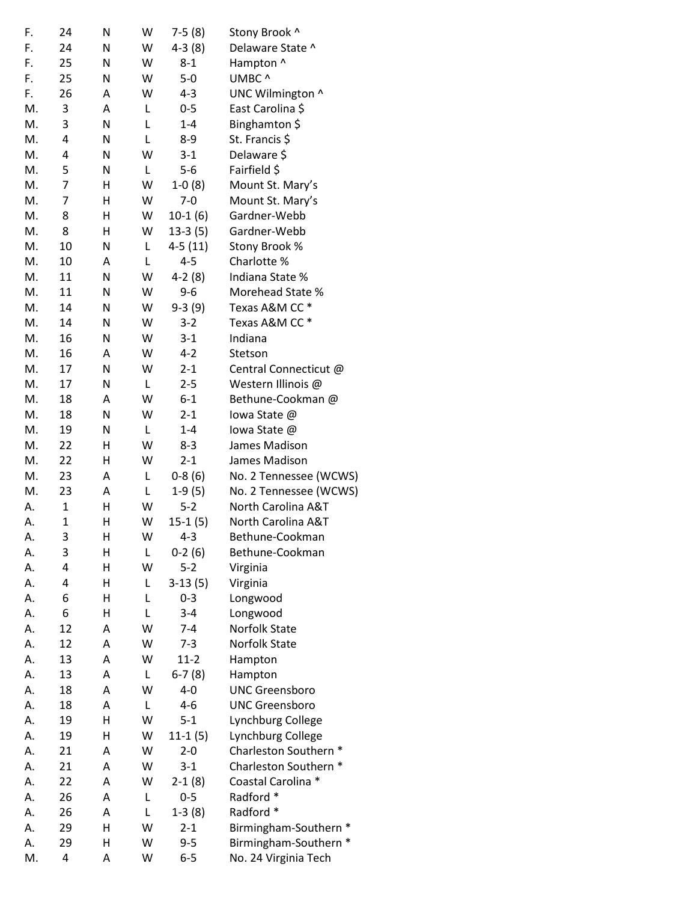| | | | | | |
|---|---|---|---|---|---|
| F. | 24 | N | W | 7-5 (8) | Stony Brook ^ |
| F. | 24 | N | W | 4-3 (8) | Delaware State ^ |
| F. | 25 | N | W | 8-1 | Hampton ^ |
| F. | 25 | N | W | 5-0 | UMBC ^ |
| F. | 26 | A | W | 4-3 | UNC Wilmington ^ |
| M. | 3 | A | L | 0-5 | East Carolina $ |
| M. | 3 | N | L | 1-4 | Binghamton $ |
| M. | 4 | N | L | 8-9 | St. Francis $ |
| M. | 4 | N | W | 3-1 | Delaware $ |
| M. | 5 | N | L | 5-6 | Fairfield $ |
| M. | 7 | H | W | 1-0 (8) | Mount St. Mary's |
| M. | 7 | H | W | 7-0 | Mount St. Mary's |
| M. | 8 | H | W | 10-1 (6) | Gardner-Webb |
| M. | 8 | H | W | 13-3 (5) | Gardner-Webb |
| M. | 10 | N | L | 4-5 (11) | Stony Brook % |
| M. | 10 | A | L | 4-5 | Charlotte % |
| M. | 11 | N | W | 4-2 (8) | Indiana State % |
| M. | 11 | N | W | 9-6 | Morehead State % |
| M. | 14 | N | W | 9-3 (9) | Texas A&M CC * |
| M. | 14 | N | W | 3-2 | Texas A&M CC * |
| M. | 16 | N | W | 3-1 | Indiana |
| M. | 16 | A | W | 4-2 | Stetson |
| M. | 17 | N | W | 2-1 | Central Connecticut @ |
| M. | 17 | N | L | 2-5 | Western Illinois @ |
| M. | 18 | A | W | 6-1 | Bethune-Cookman @ |
| M. | 18 | N | W | 2-1 | Iowa State @ |
| M. | 19 | N | L | 1-4 | Iowa State @ |
| M. | 22 | H | W | 8-3 | James Madison |
| M. | 22 | H | W | 2-1 | James Madison |
| M. | 23 | A | L | 0-8 (6) | No. 2 Tennessee (WCWS) |
| M. | 23 | A | L | 1-9 (5) | No. 2 Tennessee (WCWS) |
| A. | 1 | H | W | 5-2 | North Carolina A&T |
| A. | 1 | H | W | 15-1 (5) | North Carolina A&T |
| A. | 3 | H | W | 4-3 | Bethune-Cookman |
| A. | 3 | H | L | 0-2 (6) | Bethune-Cookman |
| A. | 4 | H | W | 5-2 | Virginia |
| A. | 4 | H | L | 3-13 (5) | Virginia |
| A. | 6 | H | L | 0-3 | Longwood |
| A. | 6 | H | L | 3-4 | Longwood |
| A. | 12 | A | W | 7-4 | Norfolk State |
| A. | 12 | A | W | 7-3 | Norfolk State |
| A. | 13 | A | W | 11-2 | Hampton |
| A. | 13 | A | L | 6-7 (8) | Hampton |
| A. | 18 | A | W | 4-0 | UNC Greensboro |
| A. | 18 | A | L | 4-6 | UNC Greensboro |
| A. | 19 | H | W | 5-1 | Lynchburg College |
| A. | 19 | H | W | 11-1 (5) | Lynchburg College |
| A. | 21 | A | W | 2-0 | Charleston Southern * |
| A. | 21 | A | W | 3-1 | Charleston Southern * |
| A. | 22 | A | W | 2-1 (8) | Coastal Carolina * |
| A. | 26 | A | L | 0-5 | Radford * |
| A. | 26 | A | L | 1-3 (8) | Radford * |
| A. | 29 | H | W | 2-1 | Birmingham-Southern * |
| A. | 29 | H | W | 9-5 | Birmingham-Southern * |
| M. | 4 | A | W | 6-5 | No. 24 Virginia Tech |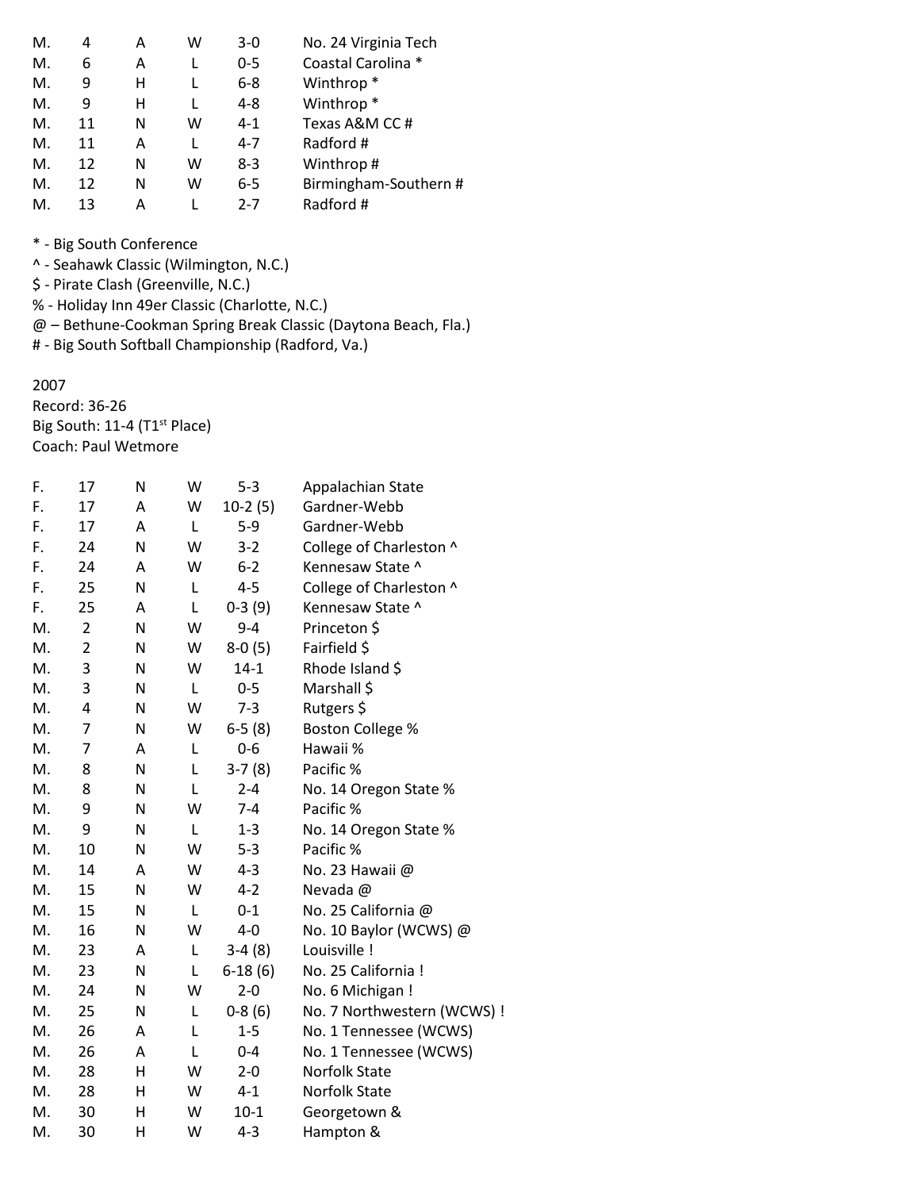| | | | | | |
|---|---|---|---|---|---|
| M. | 4 | A | W | 3-0 | No. 24 Virginia Tech |
| M. | 6 | A | L | 0-5 | Coastal Carolina * |
| M. | 9 | H | L | 6-8 | Winthrop * |
| M. | 9 | H | L | 4-8 | Winthrop * |
| M. | 11 | N | W | 4-1 | Texas A&M CC # |
| M. | 11 | A | L | 4-7 | Radford # |
| M. | 12 | N | W | 8-3 | Winthrop # |
| M. | 12 | N | W | 6-5 | Birmingham-Southern # |
| M. | 13 | A | L | 2-7 | Radford # |

\* - Big South Conference
^ - Seahawk Classic (Wilmington, N.C.)
$ - Pirate Clash (Greenville, N.C.)
% - Holiday Inn 49er Classic (Charlotte, N.C.)
@ – Bethune-Cookman Spring Break Classic (Daytona Beach, Fla.)
\# - Big South Softball Championship (Radford, Va.)

2007
Record: 36-26
Big South: 11-4 (T1st Place)
Coach: Paul Wetmore

| | | | | | |
|---|---|---|---|---|---|
| F. | 17 | N | W | 5-3 | Appalachian State |
| F. | 17 | A | W | 10-2 (5) | Gardner-Webb |
| F. | 17 | A | L | 5-9 | Gardner-Webb |
| F. | 24 | N | W | 3-2 | College of Charleston ^ |
| F. | 24 | A | W | 6-2 | Kennesaw State ^ |
| F. | 25 | N | L | 4-5 | College of Charleston ^ |
| F. | 25 | A | L | 0-3 (9) | Kennesaw State ^ |
| M. | 2 | N | W | 9-4 | Princeton $ |
| M. | 2 | N | W | 8-0 (5) | Fairfield $ |
| M. | 3 | N | W | 14-1 | Rhode Island $ |
| M. | 3 | N | L | 0-5 | Marshall $ |
| M. | 4 | N | W | 7-3 | Rutgers $ |
| M. | 7 | N | W | 6-5 (8) | Boston College % |
| M. | 7 | A | L | 0-6 | Hawaii % |
| M. | 8 | N | L | 3-7 (8) | Pacific % |
| M. | 8 | N | L | 2-4 | No. 14 Oregon State % |
| M. | 9 | N | W | 7-4 | Pacific % |
| M. | 9 | N | L | 1-3 | No. 14 Oregon State % |
| M. | 10 | N | W | 5-3 | Pacific % |
| M. | 14 | A | W | 4-3 | No. 23 Hawaii @ |
| M. | 15 | N | W | 4-2 | Nevada @ |
| M. | 15 | N | L | 0-1 | No. 25 California @ |
| M. | 16 | N | W | 4-0 | No. 10 Baylor (WCWS) @ |
| M. | 23 | A | L | 3-4 (8) | Louisville ! |
| M. | 23 | N | L | 6-18 (6) | No. 25 California ! |
| M. | 24 | N | W | 2-0 | No. 6 Michigan ! |
| M. | 25 | N | L | 0-8 (6) | No. 7 Northwestern (WCWS) ! |
| M. | 26 | A | L | 1-5 | No. 1 Tennessee (WCWS) |
| M. | 26 | A | L | 0-4 | No. 1 Tennessee (WCWS) |
| M. | 28 | H | W | 2-0 | Norfolk State |
| M. | 28 | H | W | 4-1 | Norfolk State |
| M. | 30 | H | W | 10-1 | Georgetown & |
| M. | 30 | H | W | 4-3 | Hampton & |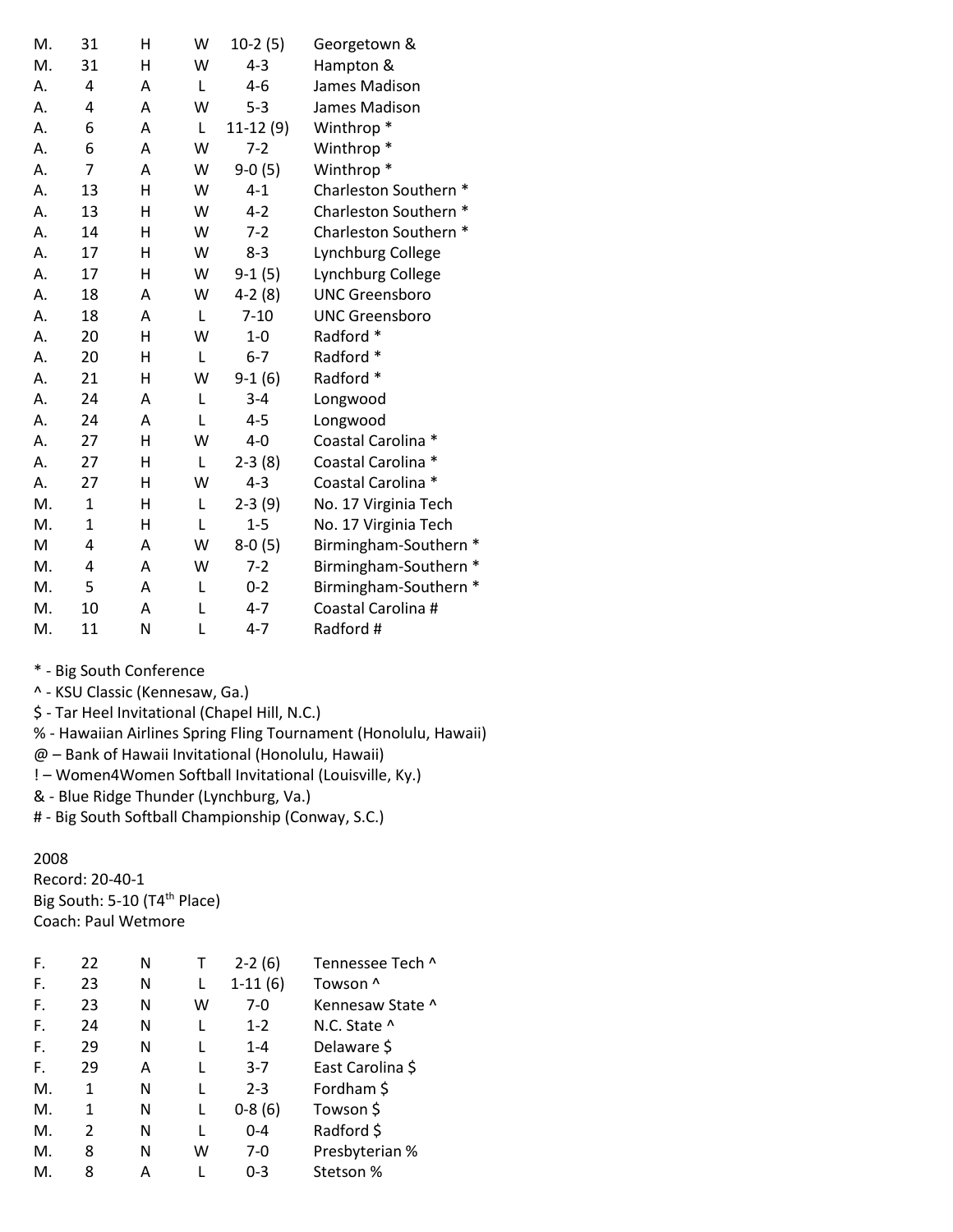| | | | | | |
|---|---|---|---|---|---|
| M. | 31 | H | W | 10-2 (5) | Georgetown & |
| M. | 31 | H | W | 4-3 | Hampton & |
| A. | 4 | A | L | 4-6 | James Madison |
| A. | 4 | A | W | 5-3 | James Madison |
| A. | 6 | A | L | 11-12 (9) | Winthrop * |
| A. | 6 | A | W | 7-2 | Winthrop * |
| A. | 7 | A | W | 9-0 (5) | Winthrop * |
| A. | 13 | H | W | 4-1 | Charleston Southern * |
| A. | 13 | H | W | 4-2 | Charleston Southern * |
| A. | 14 | H | W | 7-2 | Charleston Southern * |
| A. | 17 | H | W | 8-3 | Lynchburg College |
| A. | 17 | H | W | 9-1 (5) | Lynchburg College |
| A. | 18 | A | W | 4-2 (8) | UNC Greensboro |
| A. | 18 | A | L | 7-10 | UNC Greensboro |
| A. | 20 | H | W | 1-0 | Radford * |
| A. | 20 | H | L | 6-7 | Radford * |
| A. | 21 | H | W | 9-1 (6) | Radford * |
| A. | 24 | A | L | 3-4 | Longwood |
| A. | 24 | A | L | 4-5 | Longwood |
| A. | 27 | H | W | 4-0 | Coastal Carolina * |
| A. | 27 | H | L | 2-3 (8) | Coastal Carolina * |
| A. | 27 | H | W | 4-3 | Coastal Carolina * |
| M. | 1 | H | L | 2-3 (9) | No. 17 Virginia Tech |
| M. | 1 | H | L | 1-5 | No. 17 Virginia Tech |
| M | 4 | A | W | 8-0 (5) | Birmingham-Southern * |
| M. | 4 | A | W | 7-2 | Birmingham-Southern * |
| M. | 5 | A | L | 0-2 | Birmingham-Southern * |
| M. | 10 | A | L | 4-7 | Coastal Carolina # |
| M. | 11 | N | L | 4-7 | Radford # |

* - Big South Conference
^ - KSU Classic (Kennesaw, Ga.)
$ - Tar Heel Invitational (Chapel Hill, N.C.)
% - Hawaiian Airlines Spring Fling Tournament (Honolulu, Hawaii)
@ – Bank of Hawaii Invitational (Honolulu, Hawaii)
! – Women4Women Softball Invitational (Louisville, Ky.)
& - Blue Ridge Thunder (Lynchburg, Va.)
# - Big South Softball Championship (Conway, S.C.)

2008
Record: 20-40-1
Big South: 5-10 (T4th Place)
Coach: Paul Wetmore

| | | | | | |
|---|---|---|---|---|---|
| F. | 22 | N | T | 2-2 (6) | Tennessee Tech ^ |
| F. | 23 | N | L | 1-11 (6) | Towson ^ |
| F. | 23 | N | W | 7-0 | Kennesaw State ^ |
| F. | 24 | N | L | 1-2 | N.C. State ^ |
| F. | 29 | N | L | 1-4 | Delaware $ |
| F. | 29 | A | L | 3-7 | East Carolina $ |
| M. | 1 | N | L | 2-3 | Fordham $ |
| M. | 1 | N | L | 0-8 (6) | Towson $ |
| M. | 2 | N | L | 0-4 | Radford $ |
| M. | 8 | N | W | 7-0 | Presbyterian % |
| M. | 8 | A | L | 0-3 | Stetson % |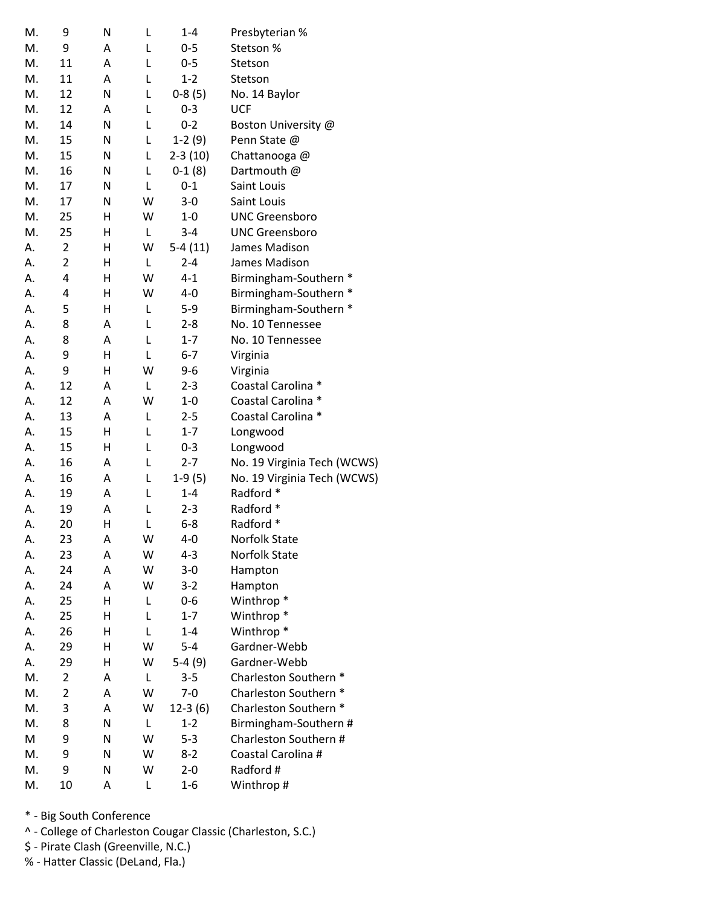| | | | | | |
|---|---|---|---|---|---|
| M. | 9 | N | L | 1-4 | Presbyterian % |
| M. | 9 | A | L | 0-5 | Stetson % |
| M. | 11 | A | L | 0-5 | Stetson |
| M. | 11 | A | L | 1-2 | Stetson |
| M. | 12 | N | L | 0-8 (5) | No. 14 Baylor |
| M. | 12 | A | L | 0-3 | UCF |
| M. | 14 | N | L | 0-2 | Boston University @ |
| M. | 15 | N | L | 1-2 (9) | Penn State @ |
| M. | 15 | N | L | 2-3 (10) | Chattanooga @ |
| M. | 16 | N | L | 0-1 (8) | Dartmouth @ |
| M. | 17 | N | L | 0-1 | Saint Louis |
| M. | 17 | N | W | 3-0 | Saint Louis |
| M. | 25 | H | W | 1-0 | UNC Greensboro |
| M. | 25 | H | L | 3-4 | UNC Greensboro |
| A. | 2 | H | W | 5-4 (11) | James Madison |
| A. | 2 | H | L | 2-4 | James Madison |
| A. | 4 | H | W | 4-1 | Birmingham-Southern * |
| A. | 4 | H | W | 4-0 | Birmingham-Southern * |
| A. | 5 | H | L | 5-9 | Birmingham-Southern * |
| A. | 8 | A | L | 2-8 | No. 10 Tennessee |
| A. | 8 | A | L | 1-7 | No. 10 Tennessee |
| A. | 9 | H | L | 6-7 | Virginia |
| A. | 9 | H | W | 9-6 | Virginia |
| A. | 12 | A | L | 2-3 | Coastal Carolina * |
| A. | 12 | A | W | 1-0 | Coastal Carolina * |
| A. | 13 | A | L | 2-5 | Coastal Carolina * |
| A. | 15 | H | L | 1-7 | Longwood |
| A. | 15 | H | L | 0-3 | Longwood |
| A. | 16 | A | L | 2-7 | No. 19 Virginia Tech (WCWS) |
| A. | 16 | A | L | 1-9 (5) | No. 19 Virginia Tech (WCWS) |
| A. | 19 | A | L | 1-4 | Radford * |
| A. | 19 | A | L | 2-3 | Radford * |
| A. | 20 | H | L | 6-8 | Radford * |
| A. | 23 | A | W | 4-0 | Norfolk State |
| A. | 23 | A | W | 4-3 | Norfolk State |
| A. | 24 | A | W | 3-0 | Hampton |
| A. | 24 | A | W | 3-2 | Hampton |
| A. | 25 | H | L | 0-6 | Winthrop * |
| A. | 25 | H | L | 1-7 | Winthrop * |
| A. | 26 | H | L | 1-4 | Winthrop * |
| A. | 29 | H | W | 5-4 | Gardner-Webb |
| A. | 29 | H | W | 5-4 (9) | Gardner-Webb |
| M. | 2 | A | L | 3-5 | Charleston Southern * |
| M. | 2 | A | W | 7-0 | Charleston Southern * |
| M. | 3 | A | W | 12-3 (6) | Charleston Southern * |
| M. | 8 | N | L | 1-2 | Birmingham-Southern # |
| M | 9 | N | W | 5-3 | Charleston Southern # |
| M. | 9 | N | W | 8-2 | Coastal Carolina # |
| M. | 9 | N | W | 2-0 | Radford # |
| M. | 10 | A | L | 1-6 | Winthrop # |

* - Big South Conference
^ - College of Charleston Cougar Classic (Charleston, S.C.)
$ - Pirate Clash (Greenville, N.C.)
% - Hatter Classic (DeLand, Fla.)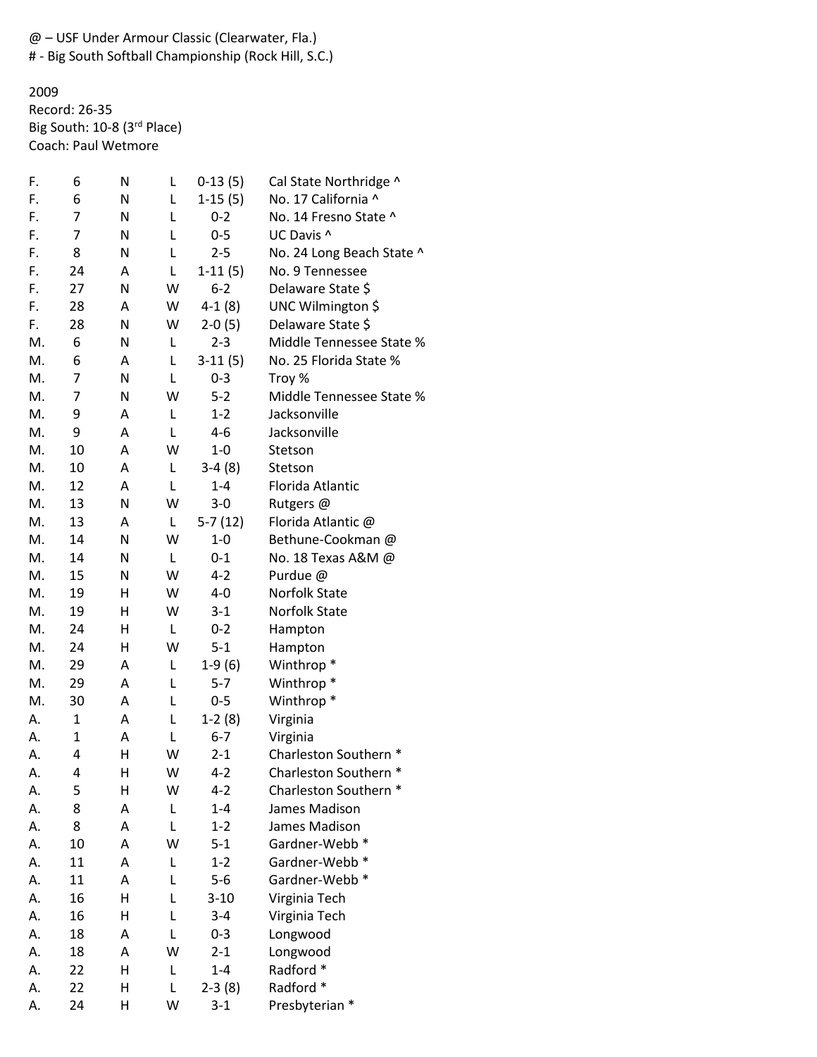@ – USF Under Armour Classic (Clearwater, Fla.)
# - Big South Softball Championship (Rock Hill, S.C.)

2009
Record: 26-35
Big South: 10-8 (3rd Place)
Coach: Paul Wetmore

| | | | | | |
|---|---|---|---|---|---|
| F. | 6 | N | L | 0-13 (5) | Cal State Northridge ^ |
| F. | 6 | N | L | 1-15 (5) | No. 17 California ^ |
| F. | 7 | N | L | 0-2 | No. 14 Fresno State ^ |
| F. | 7 | N | L | 0-5 | UC Davis ^ |
| F. | 8 | N | L | 2-5 | No. 24 Long Beach State ^ |
| F. | 24 | A | L | 1-11 (5) | No. 9 Tennessee |
| F. | 27 | N | W | 6-2 | Delaware State $ |
| F. | 28 | A | W | 4-1 (8) | UNC Wilmington $ |
| F. | 28 | N | W | 2-0 (5) | Delaware State $ |
| M. | 6 | N | L | 2-3 | Middle Tennessee State % |
| M. | 6 | A | L | 3-11 (5) | No. 25 Florida State % |
| M. | 7 | N | L | 0-3 | Troy % |
| M. | 7 | N | W | 5-2 | Middle Tennessee State % |
| M. | 9 | A | L | 1-2 | Jacksonville |
| M. | 9 | A | L | 4-6 | Jacksonville |
| M. | 10 | A | W | 1-0 | Stetson |
| M. | 10 | A | L | 3-4 (8) | Stetson |
| M. | 12 | A | L | 1-4 | Florida Atlantic |
| M. | 13 | N | W | 3-0 | Rutgers @ |
| M. | 13 | A | L | 5-7 (12) | Florida Atlantic @ |
| M. | 14 | N | W | 1-0 | Bethune-Cookman @ |
| M. | 14 | N | L | 0-1 | No. 18 Texas A&M @ |
| M. | 15 | N | W | 4-2 | Purdue @ |
| M. | 19 | H | W | 4-0 | Norfolk State |
| M. | 19 | H | W | 3-1 | Norfolk State |
| M. | 24 | H | L | 0-2 | Hampton |
| M. | 24 | H | W | 5-1 | Hampton |
| M. | 29 | A | L | 1-9 (6) | Winthrop * |
| M. | 29 | A | L | 5-7 | Winthrop * |
| M. | 30 | A | L | 0-5 | Winthrop * |
| A. | 1 | A | L | 1-2 (8) | Virginia |
| A. | 1 | A | L | 6-7 | Virginia |
| A. | 4 | H | W | 2-1 | Charleston Southern * |
| A. | 4 | H | W | 4-2 | Charleston Southern * |
| A. | 5 | H | W | 4-2 | Charleston Southern * |
| A. | 8 | A | L | 1-4 | James Madison |
| A. | 8 | A | L | 1-2 | James Madison |
| A. | 10 | A | W | 5-1 | Gardner-Webb * |
| A. | 11 | A | L | 1-2 | Gardner-Webb * |
| A. | 11 | A | L | 5-6 | Gardner-Webb * |
| A. | 16 | H | L | 3-10 | Virginia Tech |
| A. | 16 | H | L | 3-4 | Virginia Tech |
| A. | 18 | A | L | 0-3 | Longwood |
| A. | 18 | A | W | 2-1 | Longwood |
| A. | 22 | H | L | 1-4 | Radford * |
| A. | 22 | H | L | 2-3 (8) | Radford * |
| A. | 24 | H | W | 3-1 | Presbyterian * |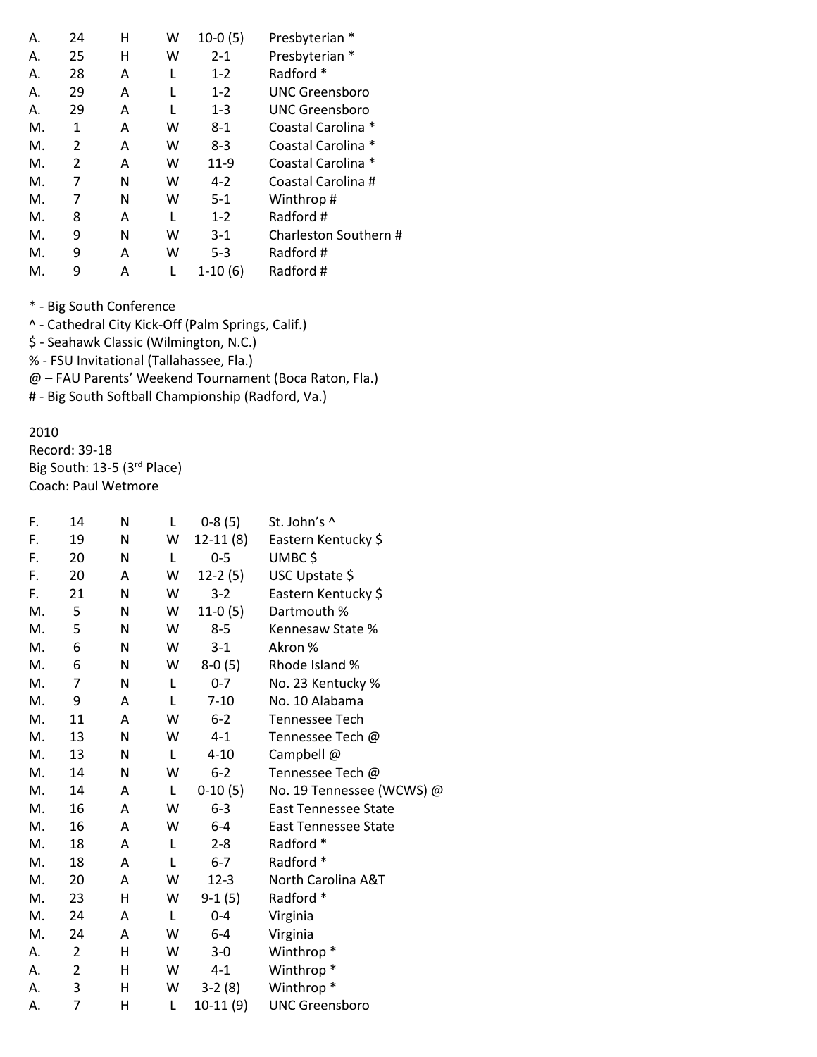| | | | | | |
|---|---|---|---|---|---|
| A. | 24 | H | W | 10-0 (5) | Presbyterian * |
| A. | 25 | H | W | 2-1 | Presbyterian * |
| A. | 28 | A | L | 1-2 | Radford * |
| A. | 29 | A | L | 1-2 | UNC Greensboro |
| A. | 29 | A | L | 1-3 | UNC Greensboro |
| M. | 1 | A | W | 8-1 | Coastal Carolina * |
| M. | 2 | A | W | 8-3 | Coastal Carolina * |
| M. | 2 | A | W | 11-9 | Coastal Carolina * |
| M. | 7 | N | W | 4-2 | Coastal Carolina # |
| M. | 7 | N | W | 5-1 | Winthrop # |
| M. | 8 | A | L | 1-2 | Radford # |
| M. | 9 | N | W | 3-1 | Charleston Southern # |
| M. | 9 | A | W | 5-3 | Radford # |
| M. | 9 | A | L | 1-10 (6) | Radford # |

* - Big South Conference
^ - Cathedral City Kick-Off (Palm Springs, Calif.)
$ - Seahawk Classic (Wilmington, N.C.)
% - FSU Invitational (Tallahassee, Fla.)
@ – FAU Parents' Weekend Tournament (Boca Raton, Fla.)
# - Big South Softball Championship (Radford, Va.)

2010
Record: 39-18
Big South: 13-5 (3rd Place)
Coach: Paul Wetmore

| | | | | | |
|---|---|---|---|---|---|
| F. | 14 | N | L | 0-8 (5) | St. John's ^ |
| F. | 19 | N | W | 12-11 (8) | Eastern Kentucky $ |
| F. | 20 | N | L | 0-5 | UMBC $ |
| F. | 20 | A | W | 12-2 (5) | USC Upstate $ |
| F. | 21 | N | W | 3-2 | Eastern Kentucky $ |
| M. | 5 | N | W | 11-0 (5) | Dartmouth % |
| M. | 5 | N | W | 8-5 | Kennesaw State % |
| M. | 6 | N | W | 3-1 | Akron % |
| M. | 6 | N | W | 8-0 (5) | Rhode Island % |
| M. | 7 | N | L | 0-7 | No. 23 Kentucky % |
| M. | 9 | A | L | 7-10 | No. 10 Alabama |
| M. | 11 | A | W | 6-2 | Tennessee Tech |
| M. | 13 | N | W | 4-1 | Tennessee Tech @ |
| M. | 13 | N | L | 4-10 | Campbell @ |
| M. | 14 | N | W | 6-2 | Tennessee Tech @ |
| M. | 14 | A | L | 0-10 (5) | No. 19 Tennessee (WCWS) @ |
| M. | 16 | A | W | 6-3 | East Tennessee State |
| M. | 16 | A | W | 6-4 | East Tennessee State |
| M. | 18 | A | L | 2-8 | Radford * |
| M. | 18 | A | L | 6-7 | Radford * |
| M. | 20 | A | W | 12-3 | North Carolina A&T |
| M. | 23 | H | W | 9-1 (5) | Radford * |
| M. | 24 | A | L | 0-4 | Virginia |
| M. | 24 | A | W | 6-4 | Virginia |
| A. | 2 | H | W | 3-0 | Winthrop * |
| A. | 2 | H | W | 4-1 | Winthrop * |
| A. | 3 | H | W | 3-2 (8) | Winthrop * |
| A. | 7 | H | L | 10-11 (9) | UNC Greensboro |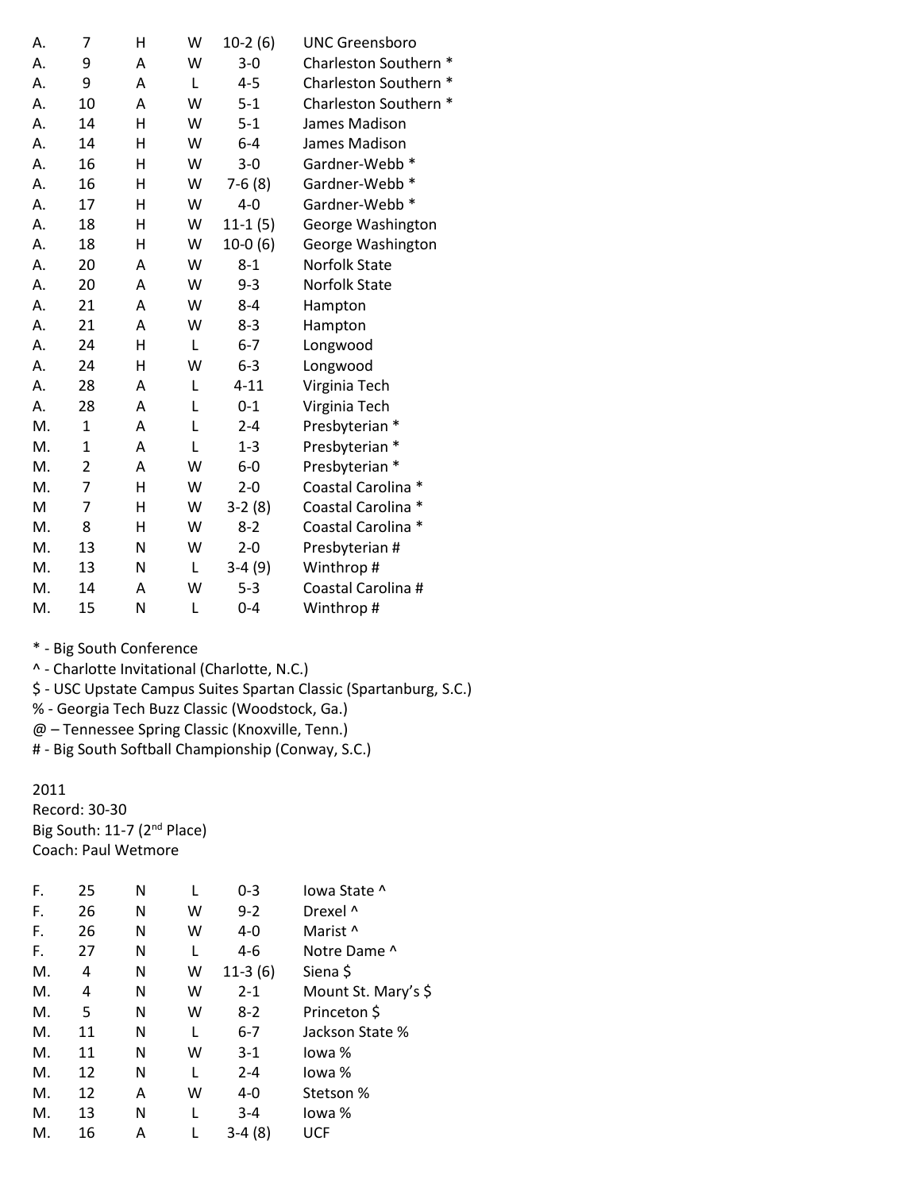| | | | | | |
|---|---|---|---|---|---|
| A. | 7 | H | W | 10-2 (6) | UNC Greensboro |
| A. | 9 | A | W | 3-0 | Charleston Southern * |
| A. | 9 | A | L | 4-5 | Charleston Southern * |
| A. | 10 | A | W | 5-1 | Charleston Southern * |
| A. | 14 | H | W | 5-1 | James Madison |
| A. | 14 | H | W | 6-4 | James Madison |
| A. | 16 | H | W | 3-0 | Gardner-Webb * |
| A. | 16 | H | W | 7-6 (8) | Gardner-Webb * |
| A. | 17 | H | W | 4-0 | Gardner-Webb * |
| A. | 18 | H | W | 11-1 (5) | George Washington |
| A. | 18 | H | W | 10-0 (6) | George Washington |
| A. | 20 | A | W | 8-1 | Norfolk State |
| A. | 20 | A | W | 9-3 | Norfolk State |
| A. | 21 | A | W | 8-4 | Hampton |
| A. | 21 | A | W | 8-3 | Hampton |
| A. | 24 | H | L | 6-7 | Longwood |
| A. | 24 | H | W | 6-3 | Longwood |
| A. | 28 | A | L | 4-11 | Virginia Tech |
| A. | 28 | A | L | 0-1 | Virginia Tech |
| M. | 1 | A | L | 2-4 | Presbyterian * |
| M. | 1 | A | L | 1-3 | Presbyterian * |
| M. | 2 | A | W | 6-0 | Presbyterian * |
| M. | 7 | H | W | 2-0 | Coastal Carolina * |
| M | 7 | H | W | 3-2 (8) | Coastal Carolina * |
| M. | 8 | H | W | 8-2 | Coastal Carolina * |
| M. | 13 | N | W | 2-0 | Presbyterian # |
| M. | 13 | N | L | 3-4 (9) | Winthrop # |
| M. | 14 | A | W | 5-3 | Coastal Carolina # |
| M. | 15 | N | L | 0-4 | Winthrop # |

* - Big South Conference
^ - Charlotte Invitational (Charlotte, N.C.)
$ - USC Upstate Campus Suites Spartan Classic (Spartanburg, S.C.)
% - Georgia Tech Buzz Classic (Woodstock, Ga.)
@ – Tennessee Spring Classic (Knoxville, Tenn.)
# - Big South Softball Championship (Conway, S.C.)

2011
Record: 30-30
Big South: 11-7 (2nd Place)
Coach: Paul Wetmore

| | | | | | |
|---|---|---|---|---|---|
| F. | 25 | N | L | 0-3 | Iowa State ^ |
| F. | 26 | N | W | 9-2 | Drexel ^ |
| F. | 26 | N | W | 4-0 | Marist ^ |
| F. | 27 | N | L | 4-6 | Notre Dame ^ |
| M. | 4 | N | W | 11-3 (6) | Siena $ |
| M. | 4 | N | W | 2-1 | Mount St. Mary's $ |
| M. | 5 | N | W | 8-2 | Princeton $ |
| M. | 11 | N | L | 6-7 | Jackson State % |
| M. | 11 | N | W | 3-1 | Iowa % |
| M. | 12 | N | L | 2-4 | Iowa % |
| M. | 12 | A | W | 4-0 | Stetson % |
| M. | 13 | N | L | 3-4 | Iowa % |
| M. | 16 | A | L | 3-4 (8) | UCF |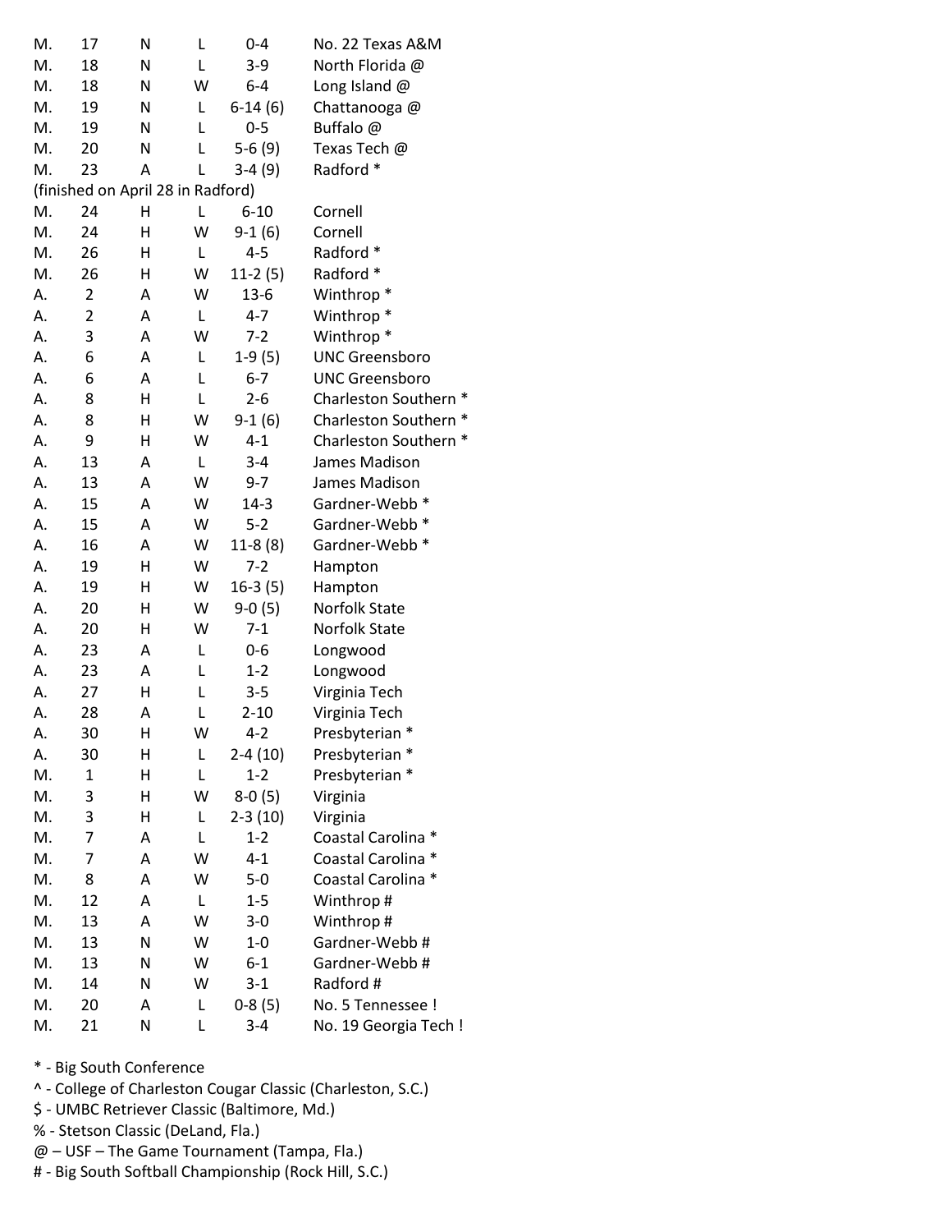| | | | | | |
|---|---|---|---|---|---|
| M. | 17 | N | L | 0-4 | No. 22 Texas A&M |
| M. | 18 | N | L | 3-9 | North Florida @ |
| M. | 18 | N | W | 6-4 | Long Island @ |
| M. | 19 | N | L | 6-14 (6) | Chattanooga @ |
| M. | 19 | N | L | 0-5 | Buffalo @ |
| M. | 20 | N | L | 5-6 (9) | Texas Tech @ |
| M. | 23 | A | L | 3-4 (9) | Radford * |
| (finished on April 28 in Radford) | | | | | |
| M. | 24 | H | L | 6-10 | Cornell |
| M. | 24 | H | W | 9-1 (6) | Cornell |
| M. | 26 | H | L | 4-5 | Radford * |
| M. | 26 | H | W | 11-2 (5) | Radford * |
| A. | 2 | A | W | 13-6 | Winthrop * |
| A. | 2 | A | L | 4-7 | Winthrop * |
| A. | 3 | A | W | 7-2 | Winthrop * |
| A. | 6 | A | L | 1-9 (5) | UNC Greensboro |
| A. | 6 | A | L | 6-7 | UNC Greensboro |
| A. | 8 | H | L | 2-6 | Charleston Southern * |
| A. | 8 | H | W | 9-1 (6) | Charleston Southern * |
| A. | 9 | H | W | 4-1 | Charleston Southern * |
| A. | 13 | A | L | 3-4 | James Madison |
| A. | 13 | A | W | 9-7 | James Madison |
| A. | 15 | A | W | 14-3 | Gardner-Webb * |
| A. | 15 | A | W | 5-2 | Gardner-Webb * |
| A. | 16 | A | W | 11-8 (8) | Gardner-Webb * |
| A. | 19 | H | W | 7-2 | Hampton |
| A. | 19 | H | W | 16-3 (5) | Hampton |
| A. | 20 | H | W | 9-0 (5) | Norfolk State |
| A. | 20 | H | W | 7-1 | Norfolk State |
| A. | 23 | A | L | 0-6 | Longwood |
| A. | 23 | A | L | 1-2 | Longwood |
| A. | 27 | H | L | 3-5 | Virginia Tech |
| A. | 28 | A | L | 2-10 | Virginia Tech |
| A. | 30 | H | W | 4-2 | Presbyterian * |
| A. | 30 | H | L | 2-4 (10) | Presbyterian * |
| M. | 1 | H | L | 1-2 | Presbyterian * |
| M. | 3 | H | W | 8-0 (5) | Virginia |
| M. | 3 | H | L | 2-3 (10) | Virginia |
| M. | 7 | A | L | 1-2 | Coastal Carolina * |
| M. | 7 | A | W | 4-1 | Coastal Carolina * |
| M. | 8 | A | W | 5-0 | Coastal Carolina * |
| M. | 12 | A | L | 1-5 | Winthrop # |
| M. | 13 | A | W | 3-0 | Winthrop # |
| M. | 13 | N | W | 1-0 | Gardner-Webb # |
| M. | 13 | N | W | 6-1 | Gardner-Webb # |
| M. | 14 | N | W | 3-1 | Radford # |
| M. | 20 | A | L | 0-8 (5) | No. 5 Tennessee ! |
| M. | 21 | N | L | 3-4 | No. 19 Georgia Tech ! |

\* - Big South Conference
^ - College of Charleston Cougar Classic (Charleston, S.C.)
$ - UMBC Retriever Classic (Baltimore, Md.)
% - Stetson Classic (DeLand, Fla.)
@ – USF – The Game Tournament (Tampa, Fla.)
\# - Big South Softball Championship (Rock Hill, S.C.)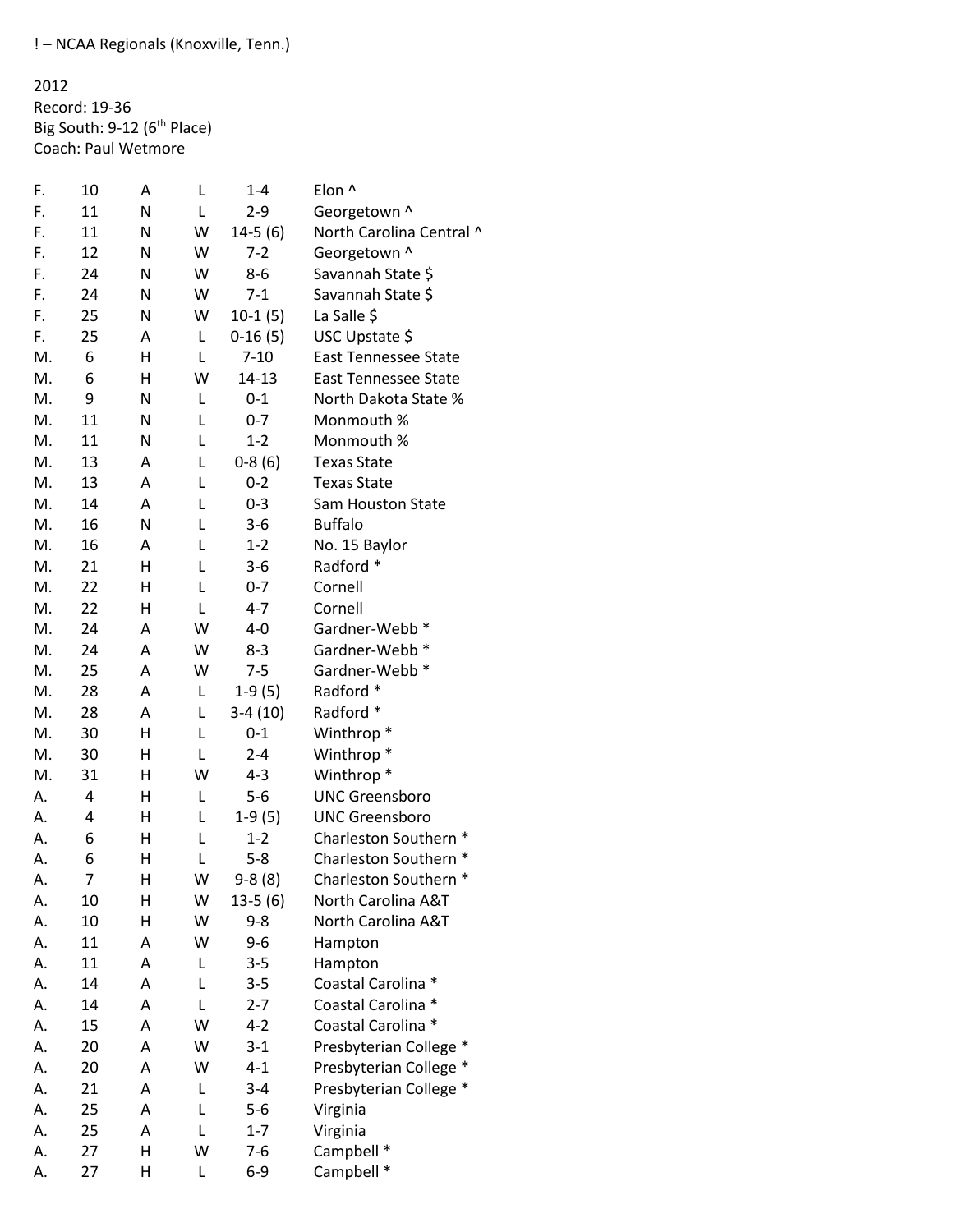! – NCAA Regionals (Knoxville, Tenn.)

2012
Record: 19-36
Big South: 9-12 (6th Place)
Coach: Paul Wetmore

| | | | | | |
|---|---|---|---|---|---|
| F. | 10 | A | L | 1-4 | Elon ^ |
| F. | 11 | N | L | 2-9 | Georgetown ^ |
| F. | 11 | N | W | 14-5 (6) | North Carolina Central ^ |
| F. | 12 | N | W | 7-2 | Georgetown ^ |
| F. | 24 | N | W | 8-6 | Savannah State $ |
| F. | 24 | N | W | 7-1 | Savannah State $ |
| F. | 25 | N | W | 10-1 (5) | La Salle $ |
| F. | 25 | A | L | 0-16 (5) | USC Upstate $ |
| M. | 6 | H | L | 7-10 | East Tennessee State |
| M. | 6 | H | W | 14-13 | East Tennessee State |
| M. | 9 | N | L | 0-1 | North Dakota State % |
| M. | 11 | N | L | 0-7 | Monmouth % |
| M. | 11 | N | L | 1-2 | Monmouth % |
| M. | 13 | A | L | 0-8 (6) | Texas State |
| M. | 13 | A | L | 0-2 | Texas State |
| M. | 14 | A | L | 0-3 | Sam Houston State |
| M. | 16 | N | L | 3-6 | Buffalo |
| M. | 16 | A | L | 1-2 | No. 15 Baylor |
| M. | 21 | H | L | 3-6 | Radford * |
| M. | 22 | H | L | 0-7 | Cornell |
| M. | 22 | H | L | 4-7 | Cornell |
| M. | 24 | A | W | 4-0 | Gardner-Webb * |
| M. | 24 | A | W | 8-3 | Gardner-Webb * |
| M. | 25 | A | W | 7-5 | Gardner-Webb * |
| M. | 28 | A | L | 1-9 (5) | Radford * |
| M. | 28 | A | L | 3-4 (10) | Radford * |
| M. | 30 | H | L | 0-1 | Winthrop * |
| M. | 30 | H | L | 2-4 | Winthrop * |
| M. | 31 | H | W | 4-3 | Winthrop * |
| A. | 4 | H | L | 5-6 | UNC Greensboro |
| A. | 4 | H | L | 1-9 (5) | UNC Greensboro |
| A. | 6 | H | L | 1-2 | Charleston Southern * |
| A. | 6 | H | L | 5-8 | Charleston Southern * |
| A. | 7 | H | W | 9-8 (8) | Charleston Southern * |
| A. | 10 | H | W | 13-5 (6) | North Carolina A&T |
| A. | 10 | H | W | 9-8 | North Carolina A&T |
| A. | 11 | A | W | 9-6 | Hampton |
| A. | 11 | A | L | 3-5 | Hampton |
| A. | 14 | A | L | 3-5 | Coastal Carolina * |
| A. | 14 | A | L | 2-7 | Coastal Carolina * |
| A. | 15 | A | W | 4-2 | Coastal Carolina * |
| A. | 20 | A | W | 3-1 | Presbyterian College * |
| A. | 20 | A | W | 4-1 | Presbyterian College * |
| A. | 21 | A | L | 3-4 | Presbyterian College * |
| A. | 25 | A | L | 5-6 | Virginia |
| A. | 25 | A | L | 1-7 | Virginia |
| A. | 27 | H | W | 7-6 | Campbell * |
| A. | 27 | H | L | 6-9 | Campbell * |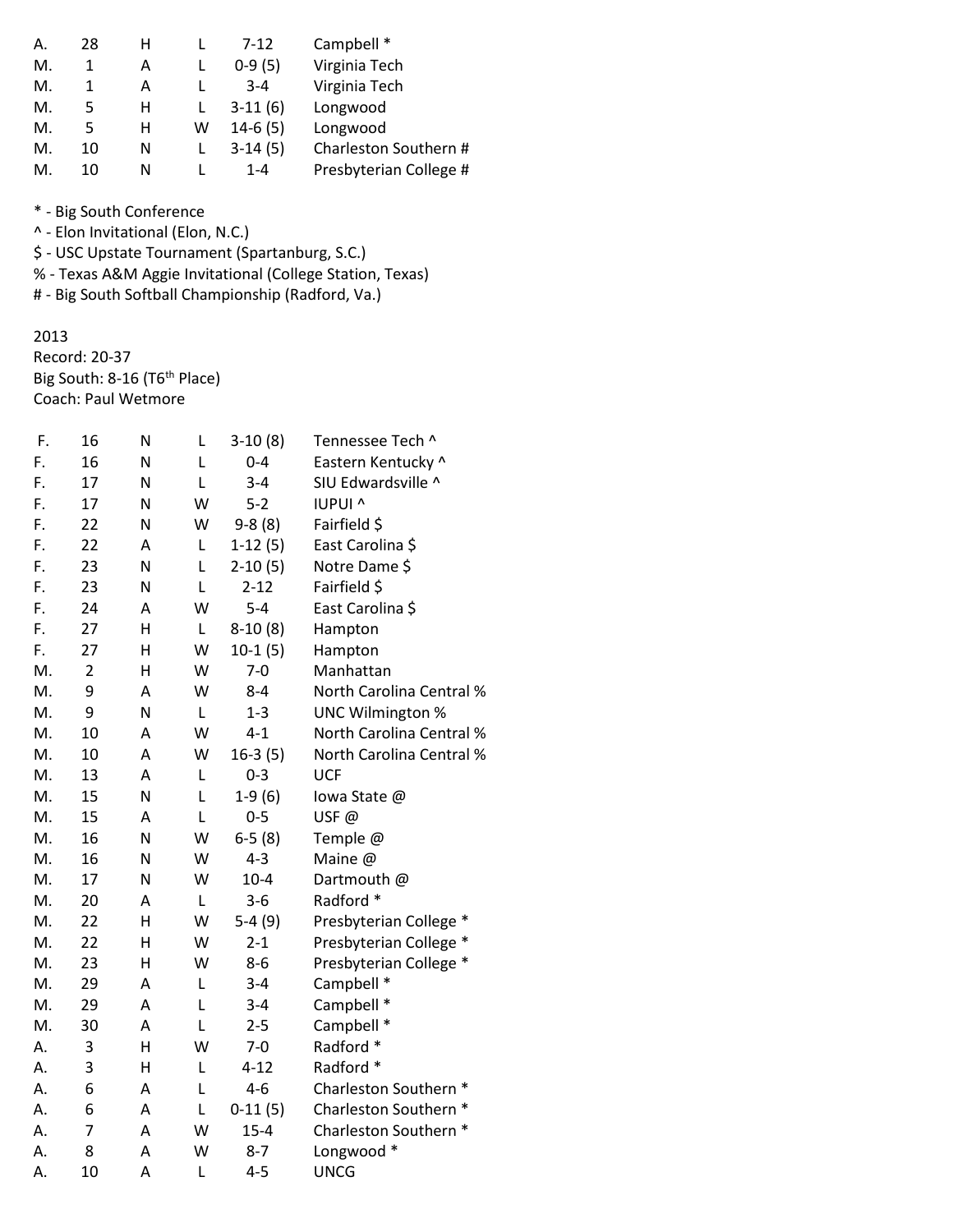| | | | | | |
|---|---|---|---|---|---|
| A. | 28 | H | L | 7-12 | Campbell * |
| M. | 1 | A | L | 0-9 (5) | Virginia Tech |
| M. | 1 | A | L | 3-4 | Virginia Tech |
| M. | 5 | H | L | 3-11 (6) | Longwood |
| M. | 5 | H | W | 14-6 (5) | Longwood |
| M. | 10 | N | L | 3-14 (5) | Charleston Southern # |
| M. | 10 | N | L | 1-4 | Presbyterian College # |

\* - Big South Conference
^ - Elon Invitational (Elon, N.C.)
$ - USC Upstate Tournament (Spartanburg, S.C.)
% - Texas A&M Aggie Invitational (College Station, Texas)
\# - Big South Softball Championship (Radford, Va.)

2013
Record: 20-37
Big South: 8-16 (T6th Place)
Coach: Paul Wetmore

| | | | | | |
|---|---|---|---|---|---|
| F. | 16 | N | L | 3-10 (8) | Tennessee Tech ^ |
| F. | 16 | N | L | 0-4 | Eastern Kentucky ^ |
| F. | 17 | N | L | 3-4 | SIU Edwardsville ^ |
| F. | 17 | N | W | 5-2 | IUPUI ^ |
| F. | 22 | N | W | 9-8 (8) | Fairfield $ |
| F. | 22 | A | L | 1-12 (5) | East Carolina $ |
| F. | 23 | N | L | 2-10 (5) | Notre Dame $ |
| F. | 23 | N | L | 2-12 | Fairfield $ |
| F. | 24 | A | W | 5-4 | East Carolina $ |
| F. | 27 | H | L | 8-10 (8) | Hampton |
| F. | 27 | H | W | 10-1 (5) | Hampton |
| M. | 2 | H | W | 7-0 | Manhattan |
| M. | 9 | A | W | 8-4 | North Carolina Central % |
| M. | 9 | N | L | 1-3 | UNC Wilmington % |
| M. | 10 | A | W | 4-1 | North Carolina Central % |
| M. | 10 | A | W | 16-3 (5) | North Carolina Central % |
| M. | 13 | A | L | 0-3 | UCF |
| M. | 15 | N | L | 1-9 (6) | Iowa State @ |
| M. | 15 | A | L | 0-5 | USF @ |
| M. | 16 | N | W | 6-5 (8) | Temple @ |
| M. | 16 | N | W | 4-3 | Maine @ |
| M. | 17 | N | W | 10-4 | Dartmouth @ |
| M. | 20 | A | L | 3-6 | Radford * |
| M. | 22 | H | W | 5-4 (9) | Presbyterian College * |
| M. | 22 | H | W | 2-1 | Presbyterian College * |
| M. | 23 | H | W | 8-6 | Presbyterian College * |
| M. | 29 | A | L | 3-4 | Campbell * |
| M. | 29 | A | L | 3-4 | Campbell * |
| M. | 30 | A | L | 2-5 | Campbell * |
| A. | 3 | H | W | 7-0 | Radford * |
| A. | 3 | H | L | 4-12 | Radford * |
| A. | 6 | A | L | 4-6 | Charleston Southern * |
| A. | 6 | A | L | 0-11 (5) | Charleston Southern * |
| A. | 7 | A | W | 15-4 | Charleston Southern * |
| A. | 8 | A | W | 8-7 | Longwood * |
| A. | 10 | A | L | 4-5 | UNCG |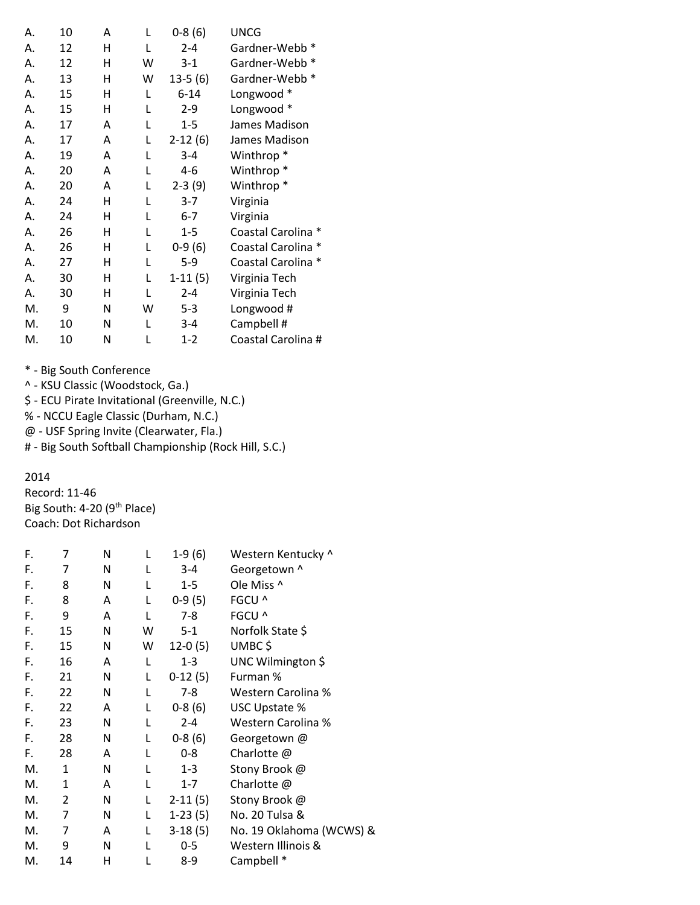| | | | | | |
|---|---|---|---|---|---|
| A. | 10 | A | L | 0-8 (6) | UNCG |
| A. | 12 | H | L | 2-4 | Gardner-Webb * |
| A. | 12 | H | W | 3-1 | Gardner-Webb * |
| A. | 13 | H | W | 13-5 (6) | Gardner-Webb * |
| A. | 15 | H | L | 6-14 | Longwood * |
| A. | 15 | H | L | 2-9 | Longwood * |
| A. | 17 | A | L | 1-5 | James Madison |
| A. | 17 | A | L | 2-12 (6) | James Madison |
| A. | 19 | A | L | 3-4 | Winthrop * |
| A. | 20 | A | L | 4-6 | Winthrop * |
| A. | 20 | A | L | 2-3 (9) | Winthrop * |
| A. | 24 | H | L | 3-7 | Virginia |
| A. | 24 | H | L | 6-7 | Virginia |
| A. | 26 | H | L | 1-5 | Coastal Carolina * |
| A. | 26 | H | L | 0-9 (6) | Coastal Carolina * |
| A. | 27 | H | L | 5-9 | Coastal Carolina * |
| A. | 30 | H | L | 1-11 (5) | Virginia Tech |
| A. | 30 | H | L | 2-4 | Virginia Tech |
| M. | 9 | N | W | 5-3 | Longwood # |
| M. | 10 | N | L | 3-4 | Campbell # |
| M. | 10 | N | L | 1-2 | Coastal Carolina # |

* - Big South Conference
^ - KSU Classic (Woodstock, Ga.)
$ - ECU Pirate Invitational (Greenville, N.C.)
% - NCCU Eagle Classic (Durham, N.C.)
@ - USF Spring Invite (Clearwater, Fla.)
# - Big South Softball Championship (Rock Hill, S.C.)

2014
Record: 11-46
Big South: 4-20 (9th Place)
Coach: Dot Richardson

| | | | | | |
|---|---|---|---|---|---|
| F. | 7 | N | L | 1-9 (6) | Western Kentucky ^ |
| F. | 7 | N | L | 3-4 | Georgetown ^ |
| F. | 8 | N | L | 1-5 | Ole Miss ^ |
| F. | 8 | A | L | 0-9 (5) | FGCU ^ |
| F. | 9 | A | L | 7-8 | FGCU ^ |
| F. | 15 | N | W | 5-1 | Norfolk State $ |
| F. | 15 | N | W | 12-0 (5) | UMBC $ |
| F. | 16 | A | L | 1-3 | UNC Wilmington $ |
| F. | 21 | N | L | 0-12 (5) | Furman % |
| F. | 22 | N | L | 7-8 | Western Carolina % |
| F. | 22 | A | L | 0-8 (6) | USC Upstate % |
| F. | 23 | N | L | 2-4 | Western Carolina % |
| F. | 28 | N | L | 0-8 (6) | Georgetown @ |
| F. | 28 | A | L | 0-8 | Charlotte @ |
| M. | 1 | N | L | 1-3 | Stony Brook @ |
| M. | 1 | A | L | 1-7 | Charlotte @ |
| M. | 2 | N | L | 2-11 (5) | Stony Brook @ |
| M. | 7 | N | L | 1-23 (5) | No. 20 Tulsa & |
| M. | 7 | A | L | 3-18 (5) | No. 19 Oklahoma (WCWS) & |
| M. | 9 | N | L | 0-5 | Western Illinois & |
| M. | 14 | H | L | 8-9 | Campbell * |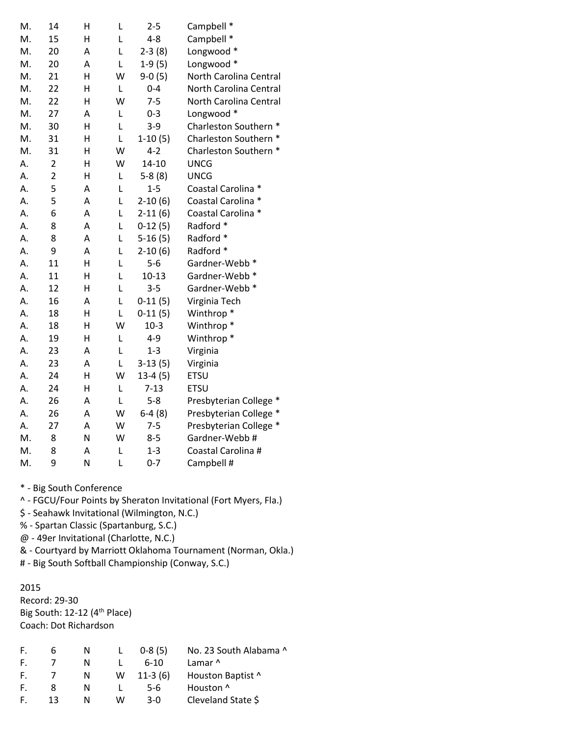| | | | | | |
|---|---|---|---|---|---|
| M. | 14 | H | L | 2-5 | Campbell * |
| M. | 15 | H | L | 4-8 | Campbell * |
| M. | 20 | A | L | 2-3 (8) | Longwood * |
| M. | 20 | A | L | 1-9 (5) | Longwood * |
| M. | 21 | H | W | 9-0 (5) | North Carolina Central |
| M. | 22 | H | L | 0-4 | North Carolina Central |
| M. | 22 | H | W | 7-5 | North Carolina Central |
| M. | 27 | A | L | 0-3 | Longwood * |
| M. | 30 | H | L | 3-9 | Charleston Southern * |
| M. | 31 | H | L | 1-10 (5) | Charleston Southern * |
| M. | 31 | H | W | 4-2 | Charleston Southern * |
| A. | 2 | H | W | 14-10 | UNCG |
| A. | 2 | H | L | 5-8 (8) | UNCG |
| A. | 5 | A | L | 1-5 | Coastal Carolina * |
| A. | 5 | A | L | 2-10 (6) | Coastal Carolina * |
| A. | 6 | A | L | 2-11 (6) | Coastal Carolina * |
| A. | 8 | A | L | 0-12 (5) | Radford * |
| A. | 8 | A | L | 5-16 (5) | Radford * |
| A. | 9 | A | L | 2-10 (6) | Radford * |
| A. | 11 | H | L | 5-6 | Gardner-Webb * |
| A. | 11 | H | L | 10-13 | Gardner-Webb * |
| A. | 12 | H | L | 3-5 | Gardner-Webb * |
| A. | 16 | A | L | 0-11 (5) | Virginia Tech |
| A. | 18 | H | L | 0-11 (5) | Winthrop * |
| A. | 18 | H | W | 10-3 | Winthrop * |
| A. | 19 | H | L | 4-9 | Winthrop * |
| A. | 23 | A | L | 1-3 | Virginia |
| A. | 23 | A | L | 3-13 (5) | Virginia |
| A. | 24 | H | W | 13-4 (5) | ETSU |
| A. | 24 | H | L | 7-13 | ETSU |
| A. | 26 | A | L | 5-8 | Presbyterian College * |
| A. | 26 | A | W | 6-4 (8) | Presbyterian College * |
| A. | 27 | A | W | 7-5 | Presbyterian College * |
| M. | 8 | N | W | 8-5 | Gardner-Webb # |
| M. | 8 | A | L | 1-3 | Coastal Carolina # |
| M. | 9 | N | L | 0-7 | Campbell # |

\* - Big South Conference
^ - FGCU/Four Points by Sheraton Invitational (Fort Myers, Fla.)
$ - Seahawk Invitational (Wilmington, N.C.)
% - Spartan Classic (Spartanburg, S.C.)
@ - 49er Invitational (Charlotte, N.C.)
& - Courtyard by Marriott Oklahoma Tournament (Norman, Okla.)
\# - Big South Softball Championship (Conway, S.C.)

2015
Record: 29-30
Big South: 12-12 (4th Place)
Coach: Dot Richardson

| | | | | | |
|---|---|---|---|---|---|
| F. | 6 | N | L | 0-8 (5) | No. 23 South Alabama ^ |
| F. | 7 | N | L | 6-10 | Lamar ^ |
| F. | 7 | N | W | 11-3 (6) | Houston Baptist ^ |
| F. | 8 | N | L | 5-6 | Houston ^ |
| F. | 13 | N | W | 3-0 | Cleveland State $ |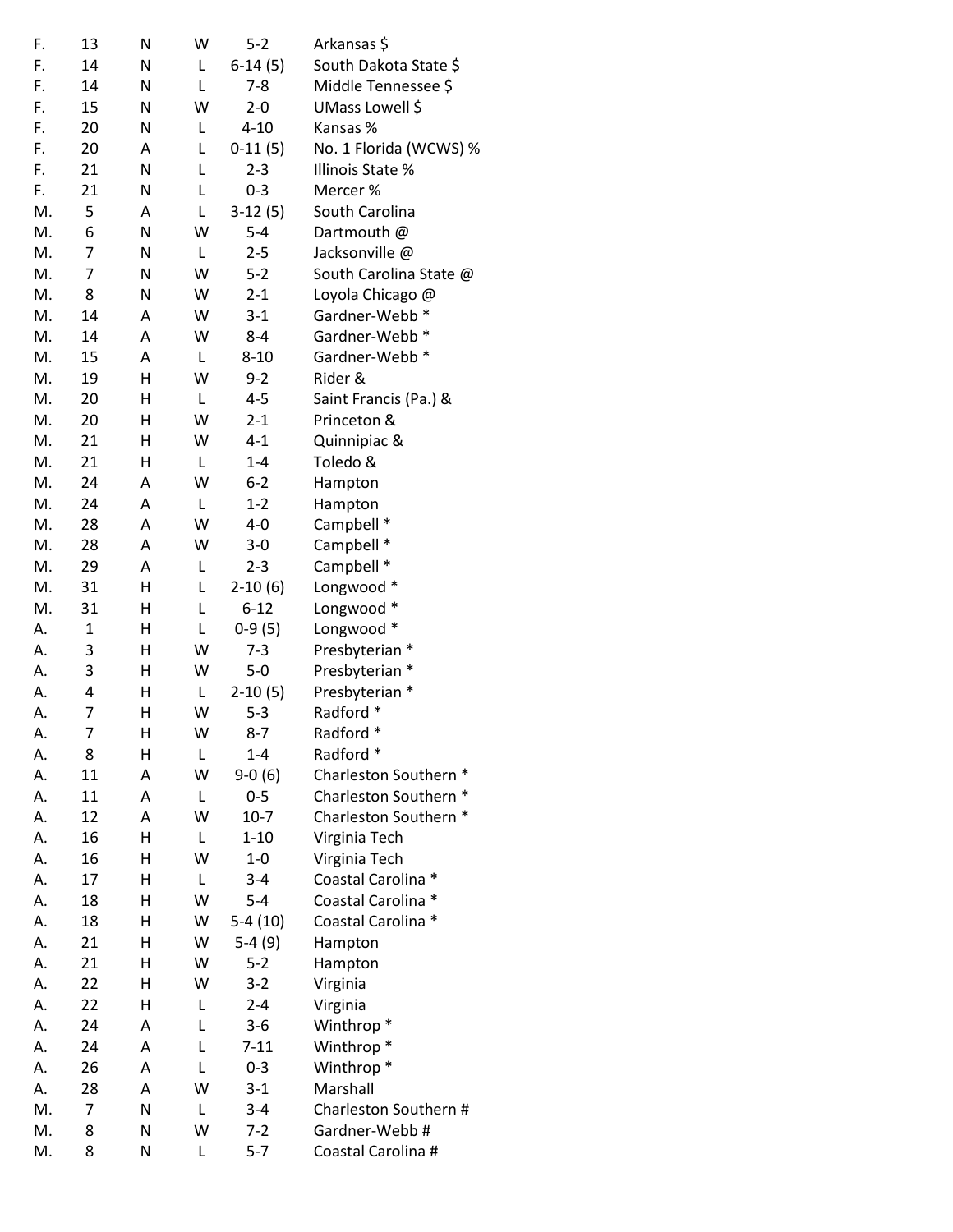| | | | | | |
|---|---|---|---|---|---|
| F. | 13 | N | W | 5-2 | Arkansas $ |
| F. | 14 | N | L | 6-14 (5) | South Dakota State $ |
| F. | 14 | N | L | 7-8 | Middle Tennessee $ |
| F. | 15 | N | W | 2-0 | UMass Lowell $ |
| F. | 20 | N | L | 4-10 | Kansas % |
| F. | 20 | A | L | 0-11 (5) | No. 1 Florida (WCWS) % |
| F. | 21 | N | L | 2-3 | Illinois State % |
| F. | 21 | N | L | 0-3 | Mercer % |
| M. | 5 | A | L | 3-12 (5) | South Carolina |
| M. | 6 | N | W | 5-4 | Dartmouth @ |
| M. | 7 | N | L | 2-5 | Jacksonville @ |
| M. | 7 | N | W | 5-2 | South Carolina State @ |
| M. | 8 | N | W | 2-1 | Loyola Chicago @ |
| M. | 14 | A | W | 3-1 | Gardner-Webb * |
| M. | 14 | A | W | 8-4 | Gardner-Webb * |
| M. | 15 | A | L | 8-10 | Gardner-Webb * |
| M. | 19 | H | W | 9-2 | Rider & |
| M. | 20 | H | L | 4-5 | Saint Francis (Pa.) & |
| M. | 20 | H | W | 2-1 | Princeton & |
| M. | 21 | H | W | 4-1 | Quinnipiac & |
| M. | 21 | H | L | 1-4 | Toledo & |
| M. | 24 | A | W | 6-2 | Hampton |
| M. | 24 | A | L | 1-2 | Hampton |
| M. | 28 | A | W | 4-0 | Campbell * |
| M. | 28 | A | W | 3-0 | Campbell * |
| M. | 29 | A | L | 2-3 | Campbell * |
| M. | 31 | H | L | 2-10 (6) | Longwood * |
| M. | 31 | H | L | 6-12 | Longwood * |
| A. | 1 | H | L | 0-9 (5) | Longwood * |
| A. | 3 | H | W | 7-3 | Presbyterian * |
| A. | 3 | H | W | 5-0 | Presbyterian * |
| A. | 4 | H | L | 2-10 (5) | Presbyterian * |
| A. | 7 | H | W | 5-3 | Radford * |
| A. | 7 | H | W | 8-7 | Radford * |
| A. | 8 | H | L | 1-4 | Radford * |
| A. | 11 | A | W | 9-0 (6) | Charleston Southern * |
| A. | 11 | A | L | 0-5 | Charleston Southern * |
| A. | 12 | A | W | 10-7 | Charleston Southern * |
| A. | 16 | H | L | 1-10 | Virginia Tech |
| A. | 16 | H | W | 1-0 | Virginia Tech |
| A. | 17 | H | L | 3-4 | Coastal Carolina * |
| A. | 18 | H | W | 5-4 | Coastal Carolina * |
| A. | 18 | H | W | 5-4 (10) | Coastal Carolina * |
| A. | 21 | H | W | 5-4 (9) | Hampton |
| A. | 21 | H | W | 5-2 | Hampton |
| A. | 22 | H | W | 3-2 | Virginia |
| A. | 22 | H | L | 2-4 | Virginia |
| A. | 24 | A | L | 3-6 | Winthrop * |
| A. | 24 | A | L | 7-11 | Winthrop * |
| A. | 26 | A | L | 0-3 | Winthrop * |
| A. | 28 | A | W | 3-1 | Marshall |
| M. | 7 | N | L | 3-4 | Charleston Southern # |
| M. | 8 | N | W | 7-2 | Gardner-Webb # |
| M. | 8 | N | L | 5-7 | Coastal Carolina # |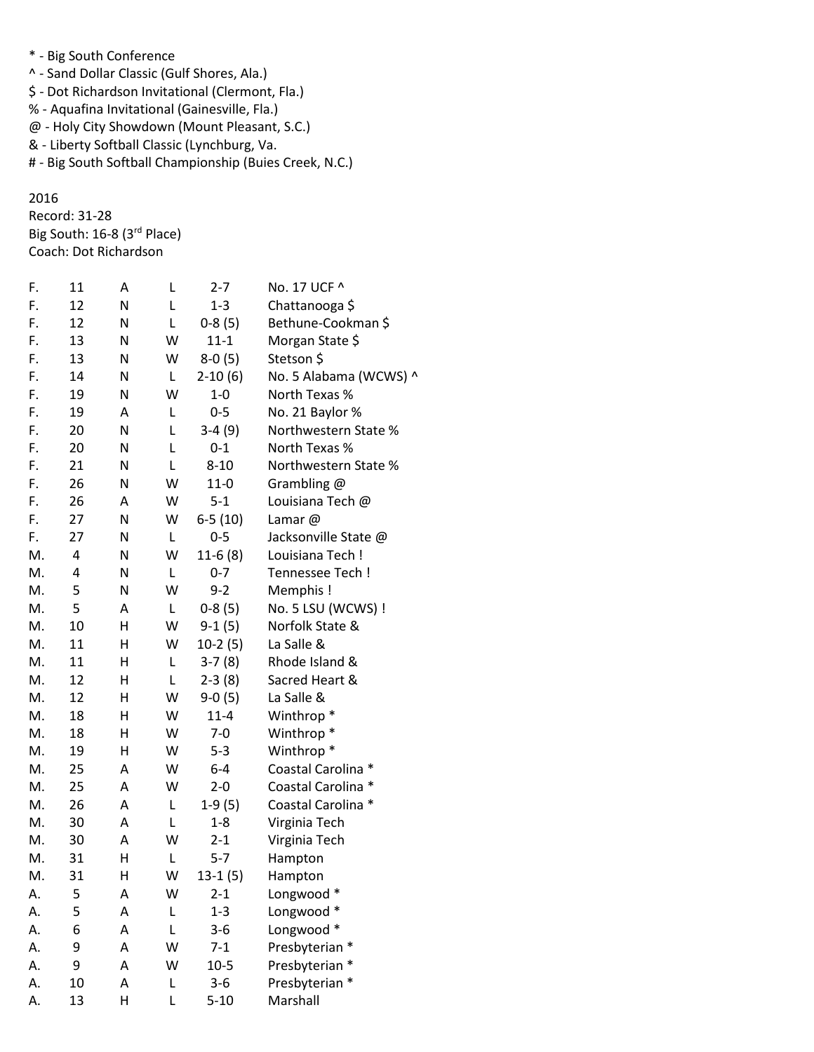* - Big South Conference
^ - Sand Dollar Classic (Gulf Shores, Ala.)
$ - Dot Richardson Invitational (Clermont, Fla.)
% - Aquafina Invitational (Gainesville, Fla.)
@ - Holy City Showdown (Mount Pleasant, S.C.)
& - Liberty Softball Classic (Lynchburg, Va.
# - Big South Softball Championship (Buies Creek, N.C.)

2016
Record: 31-28
Big South: 16-8 (3rd Place)
Coach: Dot Richardson

| | | | | | |
|---|---|---|---|---|---|
| F. | 11 | A | L | 2-7 | No. 17 UCF ^ |
| F. | 12 | N | L | 1-3 | Chattanooga $ |
| F. | 12 | N | L | 0-8 (5) | Bethune-Cookman $ |
| F. | 13 | N | W | 11-1 | Morgan State $ |
| F. | 13 | N | W | 8-0 (5) | Stetson $ |
| F. | 14 | N | L | 2-10 (6) | No. 5 Alabama (WCWS) ^ |
| F. | 19 | N | W | 1-0 | North Texas % |
| F. | 19 | A | L | 0-5 | No. 21 Baylor % |
| F. | 20 | N | L | 3-4 (9) | Northwestern State % |
| F. | 20 | N | L | 0-1 | North Texas % |
| F. | 21 | N | L | 8-10 | Northwestern State % |
| F. | 26 | N | W | 11-0 | Grambling @ |
| F. | 26 | A | W | 5-1 | Louisiana Tech @ |
| F. | 27 | N | W | 6-5 (10) | Lamar @ |
| F. | 27 | N | L | 0-5 | Jacksonville State @ |
| M. | 4 | N | W | 11-6 (8) | Louisiana Tech ! |
| M. | 4 | N | L | 0-7 | Tennessee Tech ! |
| M. | 5 | N | W | 9-2 | Memphis ! |
| M. | 5 | A | L | 0-8 (5) | No. 5 LSU (WCWS) ! |
| M. | 10 | H | W | 9-1 (5) | Norfolk State & |
| M. | 11 | H | W | 10-2 (5) | La Salle & |
| M. | 11 | H | L | 3-7 (8) | Rhode Island & |
| M. | 12 | H | L | 2-3 (8) | Sacred Heart & |
| M. | 12 | H | W | 9-0 (5) | La Salle & |
| M. | 18 | H | W | 11-4 | Winthrop * |
| M. | 18 | H | W | 7-0 | Winthrop * |
| M. | 19 | H | W | 5-3 | Winthrop * |
| M. | 25 | A | W | 6-4 | Coastal Carolina * |
| M. | 25 | A | W | 2-0 | Coastal Carolina * |
| M. | 26 | A | L | 1-9 (5) | Coastal Carolina * |
| M. | 30 | A | L | 1-8 | Virginia Tech |
| M. | 30 | A | W | 2-1 | Virginia Tech |
| M. | 31 | H | L | 5-7 | Hampton |
| M. | 31 | H | W | 13-1 (5) | Hampton |
| A. | 5 | A | W | 2-1 | Longwood * |
| A. | 5 | A | L | 1-3 | Longwood * |
| A. | 6 | A | L | 3-6 | Longwood * |
| A. | 9 | A | W | 7-1 | Presbyterian * |
| A. | 9 | A | W | 10-5 | Presbyterian * |
| A. | 10 | A | L | 3-6 | Presbyterian * |
| A. | 13 | H | L | 5-10 | Marshall |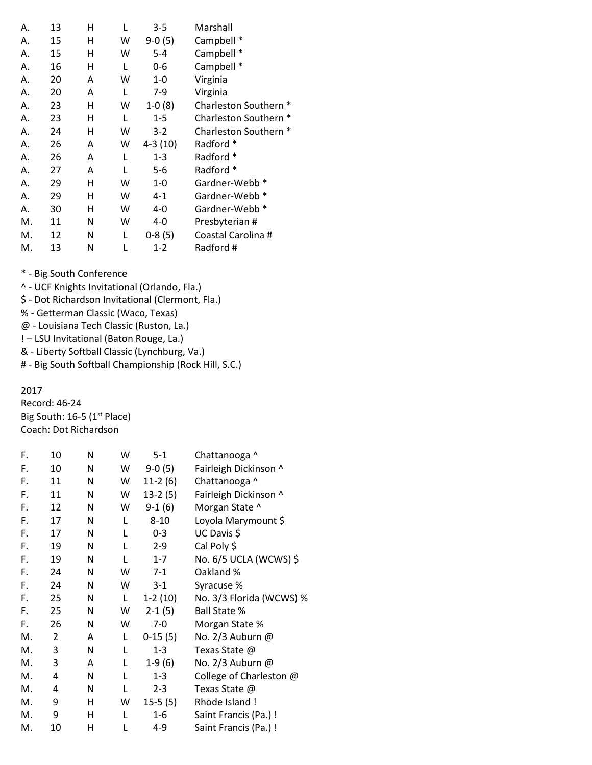| | | | | | |
|---|---|---|---|---|---|
| A. | 13 | H | L | 3-5 | Marshall |
| A. | 15 | H | W | 9-0 (5) | Campbell * |
| A. | 15 | H | W | 5-4 | Campbell * |
| A. | 16 | H | L | 0-6 | Campbell * |
| A. | 20 | A | W | 1-0 | Virginia |
| A. | 20 | A | L | 7-9 | Virginia |
| A. | 23 | H | W | 1-0 (8) | Charleston Southern * |
| A. | 23 | H | L | 1-5 | Charleston Southern * |
| A. | 24 | H | W | 3-2 | Charleston Southern * |
| A. | 26 | A | W | 4-3 (10) | Radford * |
| A. | 26 | A | L | 1-3 | Radford * |
| A. | 27 | A | L | 5-6 | Radford * |
| A. | 29 | H | W | 1-0 | Gardner-Webb * |
| A. | 29 | H | W | 4-1 | Gardner-Webb * |
| A. | 30 | H | W | 4-0 | Gardner-Webb * |
| M. | 11 | N | W | 4-0 | Presbyterian # |
| M. | 12 | N | L | 0-8 (5) | Coastal Carolina # |
| M. | 13 | N | L | 1-2 | Radford # |

\* - Big South Conference
^ - UCF Knights Invitational (Orlando, Fla.)
$ - Dot Richardson Invitational (Clermont, Fla.)
% - Getterman Classic (Waco, Texas)
@ - Louisiana Tech Classic (Ruston, La.)
! – LSU Invitational (Baton Rouge, La.)
& - Liberty Softball Classic (Lynchburg, Va.)
# - Big South Softball Championship (Rock Hill, S.C.)

2017
Record: 46-24
Big South: 16-5 (1st Place)
Coach: Dot Richardson

| | | | | | |
|---|---|---|---|---|---|
| F. | 10 | N | W | 5-1 | Chattanooga ^ |
| F. | 10 | N | W | 9-0 (5) | Fairleigh Dickinson ^ |
| F. | 11 | N | W | 11-2 (6) | Chattanooga ^ |
| F. | 11 | N | W | 13-2 (5) | Fairleigh Dickinson ^ |
| F. | 12 | N | W | 9-1 (6) | Morgan State ^ |
| F. | 17 | N | L | 8-10 | Loyola Marymount $ |
| F. | 17 | N | L | 0-3 | UC Davis $ |
| F. | 19 | N | L | 2-9 | Cal Poly $ |
| F. | 19 | N | L | 1-7 | No. 6/5 UCLA (WCWS) $ |
| F. | 24 | N | W | 7-1 | Oakland % |
| F. | 24 | N | W | 3-1 | Syracuse % |
| F. | 25 | N | L | 1-2 (10) | No. 3/3 Florida (WCWS) % |
| F. | 25 | N | W | 2-1 (5) | Ball State % |
| F. | 26 | N | W | 7-0 | Morgan State % |
| M. | 2 | A | L | 0-15 (5) | No. 2/3 Auburn @ |
| M. | 3 | N | L | 1-3 | Texas State @ |
| M. | 3 | A | L | 1-9 (6) | No. 2/3 Auburn @ |
| M. | 4 | N | L | 1-3 | College of Charleston @ |
| M. | 4 | N | L | 2-3 | Texas State @ |
| M. | 9 | H | W | 15-5 (5) | Rhode Island ! |
| M. | 9 | H | L | 1-6 | Saint Francis (Pa.) ! |
| M. | 10 | H | L | 4-9 | Saint Francis (Pa.) ! |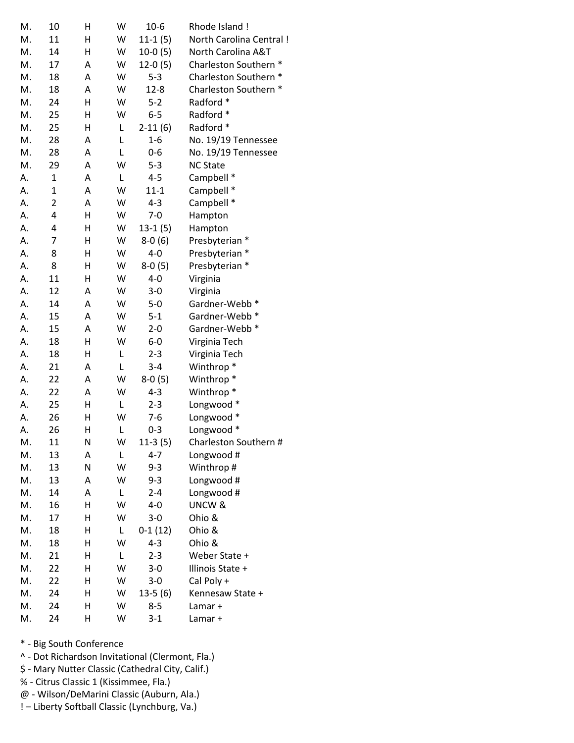| | | | | | |
|---|---|---|---|---|---|
| M. | 10 | H | W | 10-6 | Rhode Island ! |
| M. | 11 | H | W | 11-1 (5) | North Carolina Central ! |
| M. | 14 | H | W | 10-0 (5) | North Carolina A&T |
| M. | 17 | A | W | 12-0 (5) | Charleston Southern * |
| M. | 18 | A | W | 5-3 | Charleston Southern * |
| M. | 18 | A | W | 12-8 | Charleston Southern * |
| M. | 24 | H | W | 5-2 | Radford * |
| M. | 25 | H | W | 6-5 | Radford * |
| M. | 25 | H | L | 2-11 (6) | Radford * |
| M. | 28 | A | L | 1-6 | No. 19/19 Tennessee |
| M. | 28 | A | L | 0-6 | No. 19/19 Tennessee |
| M. | 29 | A | W | 5-3 | NC State |
| A. | 1 | A | L | 4-5 | Campbell * |
| A. | 1 | A | W | 11-1 | Campbell * |
| A. | 2 | A | W | 4-3 | Campbell * |
| A. | 4 | H | W | 7-0 | Hampton |
| A. | 4 | H | W | 13-1 (5) | Hampton |
| A. | 7 | H | W | 8-0 (6) | Presbyterian * |
| A. | 8 | H | W | 4-0 | Presbyterian * |
| A. | 8 | H | W | 8-0 (5) | Presbyterian * |
| A. | 11 | H | W | 4-0 | Virginia |
| A. | 12 | A | W | 3-0 | Virginia |
| A. | 14 | A | W | 5-0 | Gardner-Webb * |
| A. | 15 | A | W | 5-1 | Gardner-Webb * |
| A. | 15 | A | W | 2-0 | Gardner-Webb * |
| A. | 18 | H | W | 6-0 | Virginia Tech |
| A. | 18 | H | L | 2-3 | Virginia Tech |
| A. | 21 | A | L | 3-4 | Winthrop * |
| A. | 22 | A | W | 8-0 (5) | Winthrop * |
| A. | 22 | A | W | 4-3 | Winthrop * |
| A. | 25 | H | L | 2-3 | Longwood * |
| A. | 26 | H | W | 7-6 | Longwood * |
| A. | 26 | H | L | 0-3 | Longwood * |
| M. | 11 | N | W | 11-3 (5) | Charleston Southern # |
| M. | 13 | A | L | 4-7 | Longwood # |
| M. | 13 | N | W | 9-3 | Winthrop # |
| M. | 13 | A | W | 9-3 | Longwood # |
| M. | 14 | A | L | 2-4 | Longwood # |
| M. | 16 | H | W | 4-0 | UNCW & |
| M. | 17 | H | W | 3-0 | Ohio & |
| M. | 18 | H | L | 0-1 (12) | Ohio & |
| M. | 18 | H | W | 4-3 | Ohio & |
| M. | 21 | H | L | 2-3 | Weber State + |
| M. | 22 | H | W | 3-0 | Illinois State + |
| M. | 22 | H | W | 3-0 | Cal Poly + |
| M. | 24 | H | W | 13-5 (6) | Kennesaw State + |
| M. | 24 | H | W | 8-5 | Lamar + |
| M. | 24 | H | W | 3-1 | Lamar + |

* - Big South Conference
^ - Dot Richardson Invitational (Clermont, Fla.)
$ - Mary Nutter Classic (Cathedral City, Calif.)
% - Citrus Classic 1 (Kissimmee, Fla.)
@ - Wilson/DeMarini Classic (Auburn, Ala.)
! – Liberty Softball Classic (Lynchburg, Va.)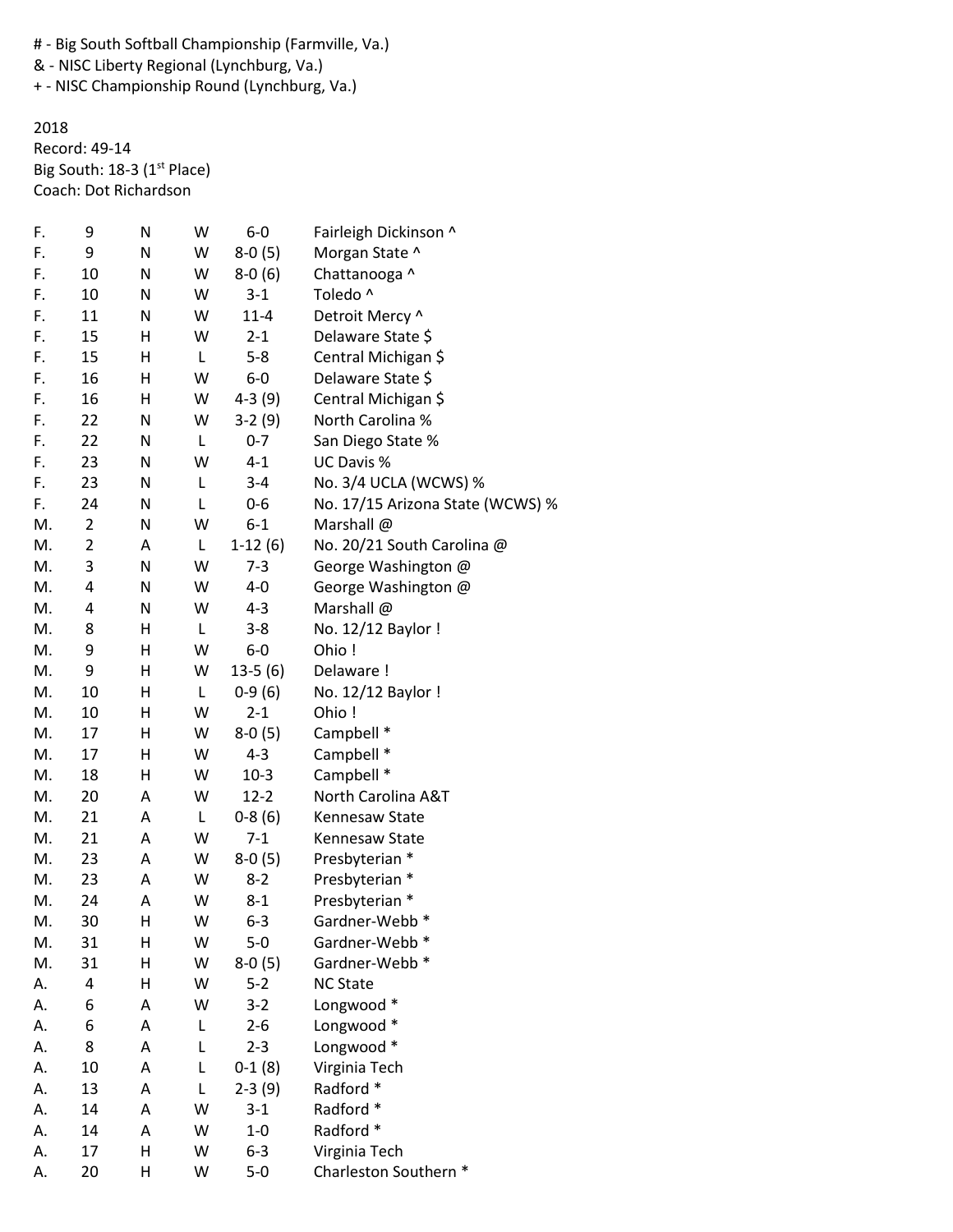\# - Big South Softball Championship (Farmville, Va.)
& - NISC Liberty Regional (Lynchburg, Va.)
\+ - NISC Championship Round (Lynchburg, Va.)

2018
Record: 49-14
Big South: 18-3 (1st Place)
Coach: Dot Richardson

| | | | | | |
|---|---|---|---|---|---|
| F. | 9 | N | W | 6-0 | Fairleigh Dickinson ^ |
| F. | 9 | N | W | 8-0 (5) | Morgan State ^ |
| F. | 10 | N | W | 8-0 (6) | Chattanooga ^ |
| F. | 10 | N | W | 3-1 | Toledo ^ |
| F. | 11 | N | W | 11-4 | Detroit Mercy ^ |
| F. | 15 | H | W | 2-1 | Delaware State $ |
| F. | 15 | H | L | 5-8 | Central Michigan $ |
| F. | 16 | H | W | 6-0 | Delaware State $ |
| F. | 16 | H | W | 4-3 (9) | Central Michigan $ |
| F. | 22 | N | W | 3-2 (9) | North Carolina % |
| F. | 22 | N | L | 0-7 | San Diego State % |
| F. | 23 | N | W | 4-1 | UC Davis % |
| F. | 23 | N | L | 3-4 | No. 3/4 UCLA (WCWS) % |
| F. | 24 | N | L | 0-6 | No. 17/15 Arizona State (WCWS) % |
| M. | 2 | N | W | 6-1 | Marshall @ |
| M. | 2 | A | L | 1-12 (6) | No. 20/21 South Carolina @ |
| M. | 3 | N | W | 7-3 | George Washington @ |
| M. | 4 | N | W | 4-0 | George Washington @ |
| M. | 4 | N | W | 4-3 | Marshall @ |
| M. | 8 | H | L | 3-8 | No. 12/12 Baylor ! |
| M. | 9 | H | W | 6-0 | Ohio ! |
| M. | 9 | H | W | 13-5 (6) | Delaware ! |
| M. | 10 | H | L | 0-9 (6) | No. 12/12 Baylor ! |
| M. | 10 | H | W | 2-1 | Ohio ! |
| M. | 17 | H | W | 8-0 (5) | Campbell * |
| M. | 17 | H | W | 4-3 | Campbell * |
| M. | 18 | H | W | 10-3 | Campbell * |
| M. | 20 | A | W | 12-2 | North Carolina A&T |
| M. | 21 | A | L | 0-8 (6) | Kennesaw State |
| M. | 21 | A | W | 7-1 | Kennesaw State |
| M. | 23 | A | W | 8-0 (5) | Presbyterian * |
| M. | 23 | A | W | 8-2 | Presbyterian * |
| M. | 24 | A | W | 8-1 | Presbyterian * |
| M. | 30 | H | W | 6-3 | Gardner-Webb * |
| M. | 31 | H | W | 5-0 | Gardner-Webb * |
| M. | 31 | H | W | 8-0 (5) | Gardner-Webb * |
| A. | 4 | H | W | 5-2 | NC State |
| A. | 6 | A | W | 3-2 | Longwood * |
| A. | 6 | A | L | 2-6 | Longwood * |
| A. | 8 | A | L | 2-3 | Longwood * |
| A. | 10 | A | L | 0-1 (8) | Virginia Tech |
| A. | 13 | A | L | 2-3 (9) | Radford * |
| A. | 14 | A | W | 3-1 | Radford * |
| A. | 14 | A | W | 1-0 | Radford * |
| A. | 17 | H | W | 6-3 | Virginia Tech |
| A. | 20 | H | W | 5-0 | Charleston Southern * |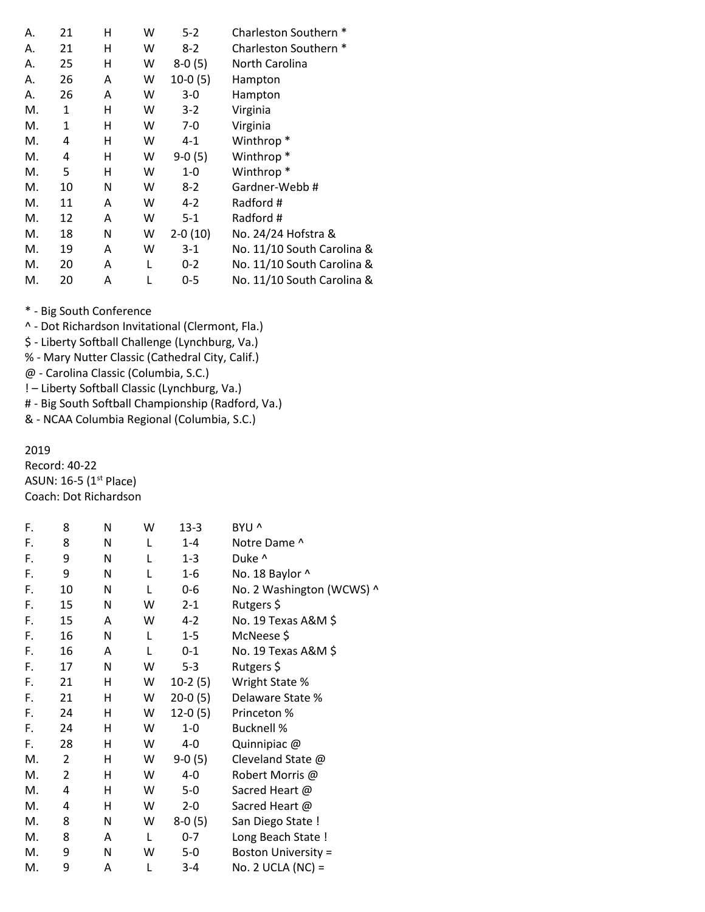| | | | | | |
|---|---|---|---|---|---|
| A. | 21 | H | W | 5-2 | Charleston Southern * |
| A. | 21 | H | W | 8-2 | Charleston Southern * |
| A. | 25 | H | W | 8-0 (5) | North Carolina |
| A. | 26 | A | W | 10-0 (5) | Hampton |
| A. | 26 | A | W | 3-0 | Hampton |
| M. | 1 | H | W | 3-2 | Virginia |
| M. | 1 | H | W | 7-0 | Virginia |
| M. | 4 | H | W | 4-1 | Winthrop * |
| M. | 4 | H | W | 9-0 (5) | Winthrop * |
| M. | 5 | H | W | 1-0 | Winthrop * |
| M. | 10 | N | W | 8-2 | Gardner-Webb # |
| M. | 11 | A | W | 4-2 | Radford # |
| M. | 12 | A | W | 5-1 | Radford # |
| M. | 18 | N | W | 2-0 (10) | No. 24/24 Hofstra & |
| M. | 19 | A | W | 3-1 | No. 11/10 South Carolina & |
| M. | 20 | A | L | 0-2 | No. 11/10 South Carolina & |
| M. | 20 | A | L | 0-5 | No. 11/10 South Carolina & |

* - Big South Conference
^ - Dot Richardson Invitational (Clermont, Fla.)
$ - Liberty Softball Challenge (Lynchburg, Va.)
% - Mary Nutter Classic (Cathedral City, Calif.)
@ - Carolina Classic (Columbia, S.C.)
! – Liberty Softball Classic (Lynchburg, Va.)
# - Big South Softball Championship (Radford, Va.)
& - NCAA Columbia Regional (Columbia, S.C.)

2019
Record: 40-22
ASUN: 16-5 (1st Place)
Coach: Dot Richardson

| | | | | | |
|---|---|---|---|---|---|
| F. | 8 | N | W | 13-3 | BYU ^ |
| F. | 8 | N | L | 1-4 | Notre Dame ^ |
| F. | 9 | N | L | 1-3 | Duke ^ |
| F. | 9 | N | L | 1-6 | No. 18 Baylor ^ |
| F. | 10 | N | L | 0-6 | No. 2 Washington (WCWS) ^ |
| F. | 15 | N | W | 2-1 | Rutgers $ |
| F. | 15 | A | W | 4-2 | No. 19 Texas A&M $ |
| F. | 16 | N | L | 1-5 | McNeese $ |
| F. | 16 | A | L | 0-1 | No. 19 Texas A&M $ |
| F. | 17 | N | W | 5-3 | Rutgers $ |
| F. | 21 | H | W | 10-2 (5) | Wright State % |
| F. | 21 | H | W | 20-0 (5) | Delaware State % |
| F. | 24 | H | W | 12-0 (5) | Princeton % |
| F. | 24 | H | W | 1-0 | Bucknell % |
| F. | 28 | H | W | 4-0 | Quinnipiac @ |
| M. | 2 | H | W | 9-0 (5) | Cleveland State @ |
| M. | 2 | H | W | 4-0 | Robert Morris @ |
| M. | 4 | H | W | 5-0 | Sacred Heart @ |
| M. | 4 | H | W | 2-0 | Sacred Heart @ |
| M. | 8 | N | W | 8-0 (5) | San Diego State ! |
| M. | 8 | A | L | 0-7 | Long Beach State ! |
| M. | 9 | N | W | 5-0 | Boston University = |
| M. | 9 | A | L | 3-4 | No. 2 UCLA (NC) = |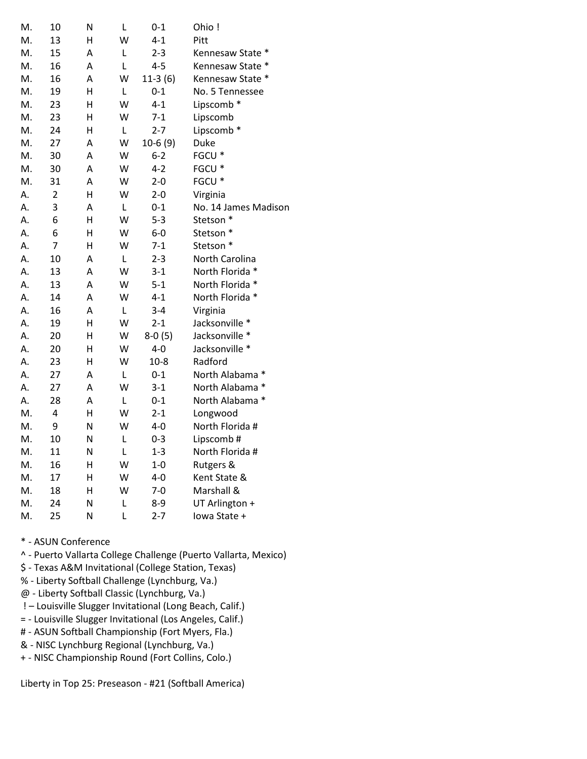| | | | | | |
|---|---|---|---|---|---|
| M. | 10 | N | L | 0-1 | Ohio ! |
| M. | 13 | H | W | 4-1 | Pitt |
| M. | 15 | A | L | 2-3 | Kennesaw State * |
| M. | 16 | A | L | 4-5 | Kennesaw State * |
| M. | 16 | A | W | 11-3 (6) | Kennesaw State * |
| M. | 19 | H | L | 0-1 | No. 5 Tennessee |
| M. | 23 | H | W | 4-1 | Lipscomb * |
| M. | 23 | H | W | 7-1 | Lipscomb |
| M. | 24 | H | L | 2-7 | Lipscomb * |
| M. | 27 | A | W | 10-6 (9) | Duke |
| M. | 30 | A | W | 6-2 | FGCU * |
| M. | 30 | A | W | 4-2 | FGCU * |
| M. | 31 | A | W | 2-0 | FGCU * |
| A. | 2 | H | W | 2-0 | Virginia |
| A. | 3 | A | L | 0-1 | No. 14 James Madison |
| A. | 6 | H | W | 5-3 | Stetson * |
| A. | 6 | H | W | 6-0 | Stetson * |
| A. | 7 | H | W | 7-1 | Stetson * |
| A. | 10 | A | L | 2-3 | North Carolina |
| A. | 13 | A | W | 3-1 | North Florida * |
| A. | 13 | A | W | 5-1 | North Florida * |
| A. | 14 | A | W | 4-1 | North Florida * |
| A. | 16 | A | L | 3-4 | Virginia |
| A. | 19 | H | W | 2-1 | Jacksonville * |
| A. | 20 | H | W | 8-0 (5) | Jacksonville * |
| A. | 20 | H | W | 4-0 | Jacksonville * |
| A. | 23 | H | W | 10-8 | Radford |
| A. | 27 | A | L | 0-1 | North Alabama * |
| A. | 27 | A | W | 3-1 | North Alabama * |
| A. | 28 | A | L | 0-1 | North Alabama * |
| M. | 4 | H | W | 2-1 | Longwood |
| M. | 9 | N | W | 4-0 | North Florida # |
| M. | 10 | N | L | 0-3 | Lipscomb # |
| M. | 11 | N | L | 1-3 | North Florida # |
| M. | 16 | H | W | 1-0 | Rutgers & |
| M. | 17 | H | W | 4-0 | Kent State & |
| M. | 18 | H | W | 7-0 | Marshall & |
| M. | 24 | N | L | 8-9 | UT Arlington + |
| M. | 25 | N | L | 2-7 | Iowa State + |

\* - ASUN Conference  
^ - Puerto Vallarta College Challenge (Puerto Vallarta, Mexico)  
$ - Texas A&M Invitational (College Station, Texas)  
% - Liberty Softball Challenge (Lynchburg, Va.)  
@ - Liberty Softball Classic (Lynchburg, Va.)  
! – Louisville Slugger Invitational (Long Beach, Calif.)  
= - Louisville Slugger Invitational (Los Angeles, Calif.)  
\# - ASUN Softball Championship (Fort Myers, Fla.)  
& - NISC Lynchburg Regional (Lynchburg, Va.)  
\+ - NISC Championship Round (Fort Collins, Colo.)

Liberty in Top 25: Preseason - #21 (Softball America)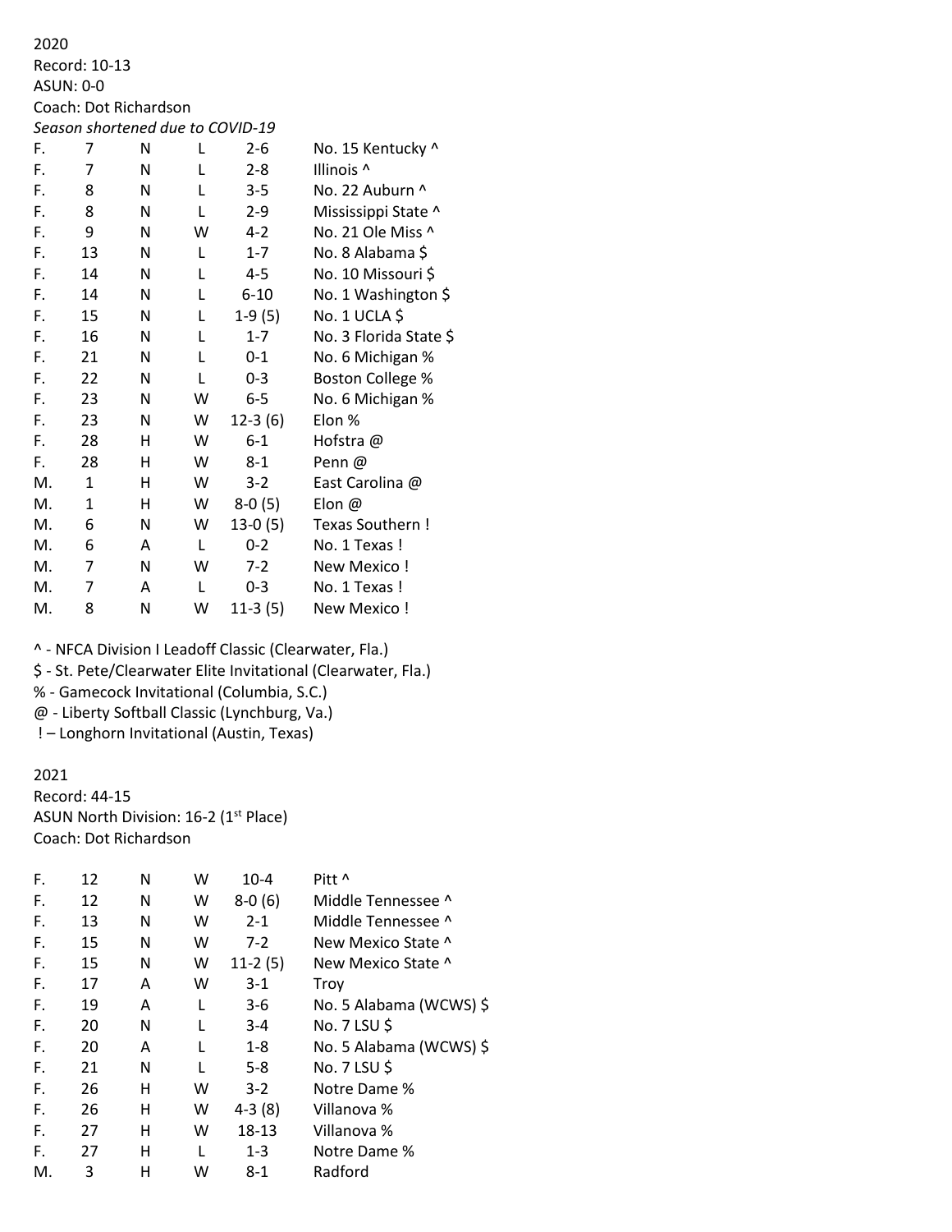2020
Record: 10-13
ASUN: 0-0
Coach: Dot Richardson
*Season shortened due to COVID-19*

| | | | | | |
|---|---|---|---|---|---|
| F. | 7 | N | L | 2-6 | No. 15 Kentucky ^ |
| F. | 7 | N | L | 2-8 | Illinois ^ |
| F. | 8 | N | L | 3-5 | No. 22 Auburn ^ |
| F. | 8 | N | L | 2-9 | Mississippi State ^ |
| F. | 9 | N | W | 4-2 | No. 21 Ole Miss ^ |
| F. | 13 | N | L | 1-7 | No. 8 Alabama $ |
| F. | 14 | N | L | 4-5 | No. 10 Missouri $ |
| F. | 14 | N | L | 6-10 | No. 1 Washington $ |
| F. | 15 | N | L | 1-9 (5) | No. 1 UCLA $ |
| F. | 16 | N | L | 1-7 | No. 3 Florida State $ |
| F. | 21 | N | L | 0-1 | No. 6 Michigan % |
| F. | 22 | N | L | 0-3 | Boston College % |
| F. | 23 | N | W | 6-5 | No. 6 Michigan % |
| F. | 23 | N | W | 12-3 (6) | Elon % |
| F. | 28 | H | W | 6-1 | Hofstra @ |
| F. | 28 | H | W | 8-1 | Penn @ |
| M. | 1 | H | W | 3-2 | East Carolina @ |
| M. | 1 | H | W | 8-0 (5) | Elon @ |
| M. | 6 | N | W | 13-0 (5) | Texas Southern ! |
| M. | 6 | A | L | 0-2 | No. 1 Texas ! |
| M. | 7 | N | W | 7-2 | New Mexico ! |
| M. | 7 | A | L | 0-3 | No. 1 Texas ! |
| M. | 8 | N | W | 11-3 (5) | New Mexico ! |

^ - NFCA Division I Leadoff Classic (Clearwater, Fla.)
$ - St. Pete/Clearwater Elite Invitational (Clearwater, Fla.)
% - Gamecock Invitational (Columbia, S.C.)
@ - Liberty Softball Classic (Lynchburg, Va.)
! – Longhorn Invitational (Austin, Texas)

2021
Record: 44-15
ASUN North Division: 16-2 (1st Place)
Coach: Dot Richardson

| | | | | | |
|---|---|---|---|---|---|
| F. | 12 | N | W | 10-4 | Pitt ^ |
| F. | 12 | N | W | 8-0 (6) | Middle Tennessee ^ |
| F. | 13 | N | W | 2-1 | Middle Tennessee ^ |
| F. | 15 | N | W | 7-2 | New Mexico State ^ |
| F. | 15 | N | W | 11-2 (5) | New Mexico State ^ |
| F. | 17 | A | W | 3-1 | Troy |
| F. | 19 | A | L | 3-6 | No. 5 Alabama (WCWS) $ |
| F. | 20 | N | L | 3-4 | No. 7 LSU $ |
| F. | 20 | A | L | 1-8 | No. 5 Alabama (WCWS) $ |
| F. | 21 | N | L | 5-8 | No. 7 LSU $ |
| F. | 26 | H | W | 3-2 | Notre Dame % |
| F. | 26 | H | W | 4-3 (8) | Villanova % |
| F. | 27 | H | W | 18-13 | Villanova % |
| F. | 27 | H | L | 1-3 | Notre Dame % |
| M. | 3 | H | W | 8-1 | Radford |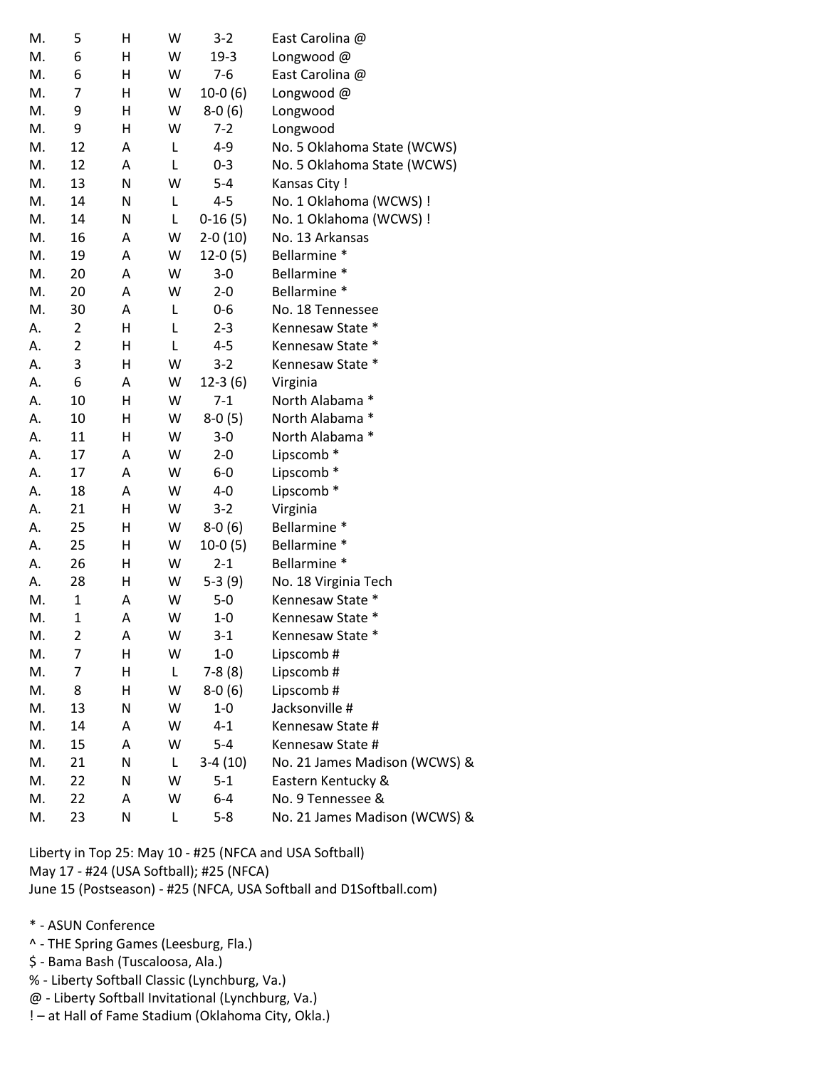| | | | | | |
|---|---|---|---|---|---|
| M. | 5 | H | W | 3-2 | East Carolina @ |
| M. | 6 | H | W | 19-3 | Longwood @ |
| M. | 6 | H | W | 7-6 | East Carolina @ |
| M. | 7 | H | W | 10-0 (6) | Longwood @ |
| M. | 9 | H | W | 8-0 (6) | Longwood |
| M. | 9 | H | W | 7-2 | Longwood |
| M. | 12 | A | L | 4-9 | No. 5 Oklahoma State (WCWS) |
| M. | 12 | A | L | 0-3 | No. 5 Oklahoma State (WCWS) |
| M. | 13 | N | W | 5-4 | Kansas City ! |
| M. | 14 | N | L | 4-5 | No. 1 Oklahoma (WCWS) ! |
| M. | 14 | N | L | 0-16 (5) | No. 1 Oklahoma (WCWS) ! |
| M. | 16 | A | W | 2-0 (10) | No. 13 Arkansas |
| M. | 19 | A | W | 12-0 (5) | Bellarmine * |
| M. | 20 | A | W | 3-0 | Bellarmine * |
| M. | 20 | A | W | 2-0 | Bellarmine * |
| M. | 30 | A | L | 0-6 | No. 18 Tennessee |
| A. | 2 | H | L | 2-3 | Kennesaw State * |
| A. | 2 | H | L | 4-5 | Kennesaw State * |
| A. | 3 | H | W | 3-2 | Kennesaw State * |
| A. | 6 | A | W | 12-3 (6) | Virginia |
| A. | 10 | H | W | 7-1 | North Alabama * |
| A. | 10 | H | W | 8-0 (5) | North Alabama * |
| A. | 11 | H | W | 3-0 | North Alabama * |
| A. | 17 | A | W | 2-0 | Lipscomb * |
| A. | 17 | A | W | 6-0 | Lipscomb * |
| A. | 18 | A | W | 4-0 | Lipscomb * |
| A. | 21 | H | W | 3-2 | Virginia |
| A. | 25 | H | W | 8-0 (6) | Bellarmine * |
| A. | 25 | H | W | 10-0 (5) | Bellarmine * |
| A. | 26 | H | W | 2-1 | Bellarmine * |
| A. | 28 | H | W | 5-3 (9) | No. 18 Virginia Tech |
| M. | 1 | A | W | 5-0 | Kennesaw State * |
| M. | 1 | A | W | 1-0 | Kennesaw State * |
| M. | 2 | A | W | 3-1 | Kennesaw State * |
| M. | 7 | H | W | 1-0 | Lipscomb # |
| M. | 7 | H | L | 7-8 (8) | Lipscomb # |
| M. | 8 | H | W | 8-0 (6) | Lipscomb # |
| M. | 13 | N | W | 1-0 | Jacksonville # |
| M. | 14 | A | W | 4-1 | Kennesaw State # |
| M. | 15 | A | W | 5-4 | Kennesaw State # |
| M. | 21 | N | L | 3-4 (10) | No. 21 James Madison (WCWS) & |
| M. | 22 | N | W | 5-1 | Eastern Kentucky & |
| M. | 22 | A | W | 6-4 | No. 9 Tennessee & |
| M. | 23 | N | L | 5-8 | No. 21 James Madison (WCWS) & |

Liberty in Top 25: May 10 - #25 (NFCA and USA Softball)
May 17 - #24 (USA Softball); #25 (NFCA)
June 15 (Postseason) - #25 (NFCA, USA Softball and D1Softball.com)

* - ASUN Conference
^ - THE Spring Games (Leesburg, Fla.)
$ - Bama Bash (Tuscaloosa, Ala.)
% - Liberty Softball Classic (Lynchburg, Va.)
@ - Liberty Softball Invitational (Lynchburg, Va.)
! – at Hall of Fame Stadium (Oklahoma City, Okla.)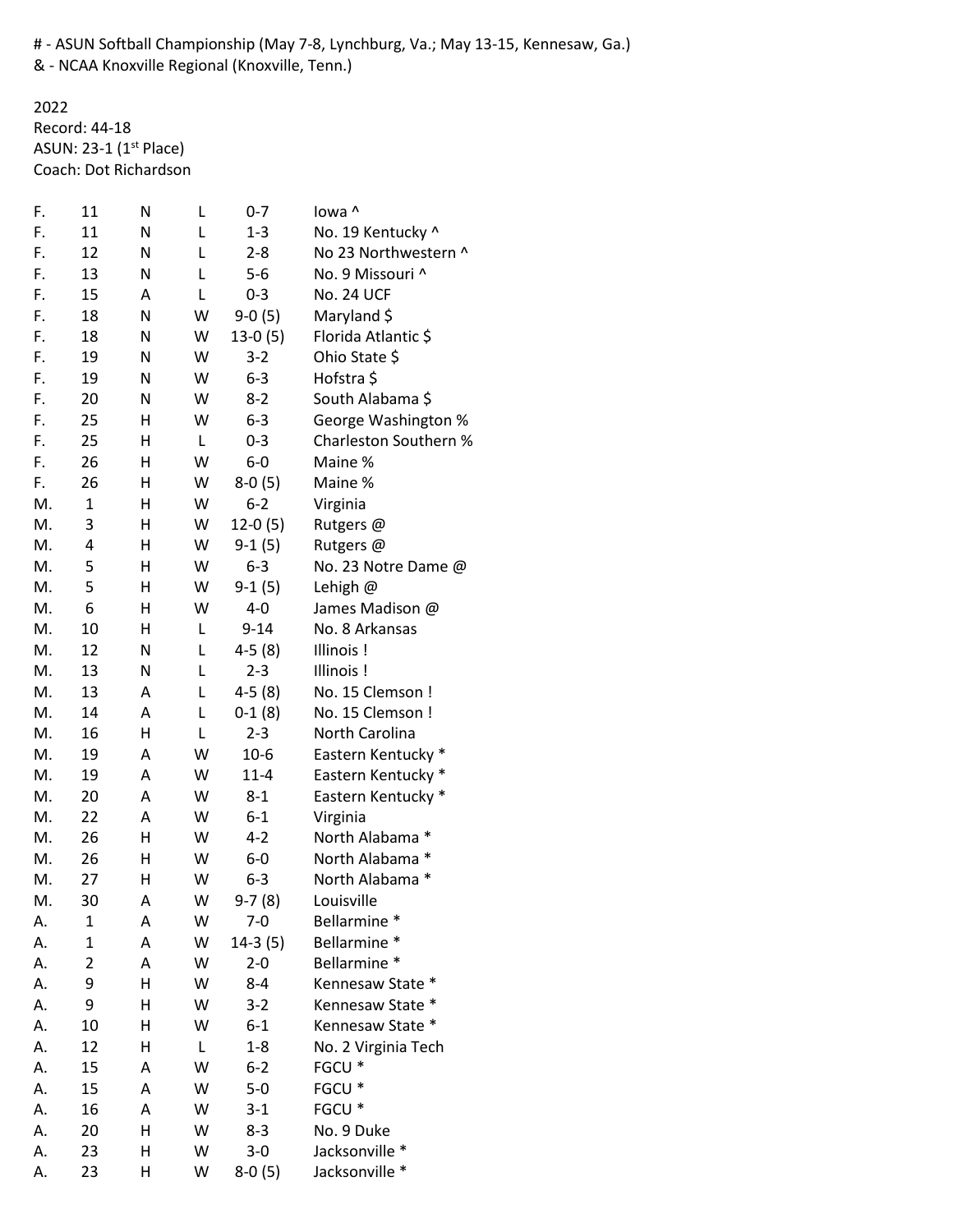\# - ASUN Softball Championship (May 7-8, Lynchburg, Va.; May 13-15, Kennesaw, Ga.)
& - NCAA Knoxville Regional (Knoxville, Tenn.)

2022
Record: 44-18
ASUN: 23-1 (1st Place)
Coach: Dot Richardson

| | | | | | |
|---|---|---|---|---|---|
| F. | 11 | N | L | 0-7 | Iowa ^ |
| F. | 11 | N | L | 1-3 | No. 19 Kentucky ^ |
| F. | 12 | N | L | 2-8 | No 23 Northwestern ^ |
| F. | 13 | N | L | 5-6 | No. 9 Missouri ^ |
| F. | 15 | A | L | 0-3 | No. 24 UCF |
| F. | 18 | N | W | 9-0 (5) | Maryland $ |
| F. | 18 | N | W | 13-0 (5) | Florida Atlantic $ |
| F. | 19 | N | W | 3-2 | Ohio State $ |
| F. | 19 | N | W | 6-3 | Hofstra $ |
| F. | 20 | N | W | 8-2 | South Alabama $ |
| F. | 25 | H | W | 6-3 | George Washington % |
| F. | 25 | H | L | 0-3 | Charleston Southern % |
| F. | 26 | H | W | 6-0 | Maine % |
| F. | 26 | H | W | 8-0 (5) | Maine % |
| M. | 1 | H | W | 6-2 | Virginia |
| M. | 3 | H | W | 12-0 (5) | Rutgers @ |
| M. | 4 | H | W | 9-1 (5) | Rutgers @ |
| M. | 5 | H | W | 6-3 | No. 23 Notre Dame @ |
| M. | 5 | H | W | 9-1 (5) | Lehigh @ |
| M. | 6 | H | W | 4-0 | James Madison @ |
| M. | 10 | H | L | 9-14 | No. 8 Arkansas |
| M. | 12 | N | L | 4-5 (8) | Illinois ! |
| M. | 13 | N | L | 2-3 | Illinois ! |
| M. | 13 | A | L | 4-5 (8) | No. 15 Clemson ! |
| M. | 14 | A | L | 0-1 (8) | No. 15 Clemson ! |
| M. | 16 | H | L | 2-3 | North Carolina |
| M. | 19 | A | W | 10-6 | Eastern Kentucky * |
| M. | 19 | A | W | 11-4 | Eastern Kentucky * |
| M. | 20 | A | W | 8-1 | Eastern Kentucky * |
| M. | 22 | A | W | 6-1 | Virginia |
| M. | 26 | H | W | 4-2 | North Alabama * |
| M. | 26 | H | W | 6-0 | North Alabama * |
| M. | 27 | H | W | 6-3 | North Alabama * |
| M. | 30 | A | W | 9-7 (8) | Louisville |
| A. | 1 | A | W | 7-0 | Bellarmine * |
| A. | 1 | A | W | 14-3 (5) | Bellarmine * |
| A. | 2 | A | W | 2-0 | Bellarmine * |
| A. | 9 | H | W | 8-4 | Kennesaw State * |
| A. | 9 | H | W | 3-2 | Kennesaw State * |
| A. | 10 | H | W | 6-1 | Kennesaw State * |
| A. | 12 | H | L | 1-8 | No. 2 Virginia Tech |
| A. | 15 | A | W | 6-2 | FGCU * |
| A. | 15 | A | W | 5-0 | FGCU * |
| A. | 16 | A | W | 3-1 | FGCU * |
| A. | 20 | H | W | 8-3 | No. 9 Duke |
| A. | 23 | H | W | 3-0 | Jacksonville * |
| A. | 23 | H | W | 8-0 (5) | Jacksonville * |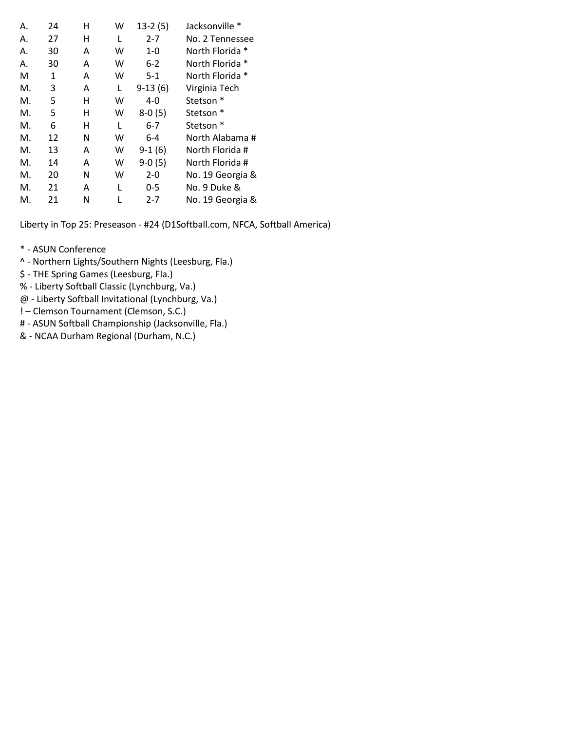| | | | | | |
|---|---|---|---|---|---|
| A. | 24 | H | W | 13-2 (5) | Jacksonville * |
| A. | 27 | H | L | 2-7 | No. 2 Tennessee |
| A. | 30 | A | W | 1-0 | North Florida * |
| A. | 30 | A | W | 6-2 | North Florida * |
| M | 1 | A | W | 5-1 | North Florida * |
| M. | 3 | A | L | 9-13 (6) | Virginia Tech |
| M. | 5 | H | W | 4-0 | Stetson * |
| M. | 5 | H | W | 8-0 (5) | Stetson * |
| M. | 6 | H | L | 6-7 | Stetson * |
| M. | 12 | N | W | 6-4 | North Alabama # |
| M. | 13 | A | W | 9-1 (6) | North Florida # |
| M. | 14 | A | W | 9-0 (5) | North Florida # |
| M. | 20 | N | W | 2-0 | No. 19 Georgia & |
| M. | 21 | A | L | 0-5 | No. 9 Duke & |
| M. | 21 | N | L | 2-7 | No. 19 Georgia & |

Liberty in Top 25: Preseason - #24 (D1Softball.com, NFCA, Softball America)

* - ASUN Conference
^ - Northern Lights/Southern Nights (Leesburg, Fla.)
$ - THE Spring Games (Leesburg, Fla.)
% - Liberty Softball Classic (Lynchburg, Va.)
@ - Liberty Softball Invitational (Lynchburg, Va.)
! – Clemson Tournament (Clemson, S.C.)
# - ASUN Softball Championship (Jacksonville, Fla.)
& - NCAA Durham Regional (Durham, N.C.)